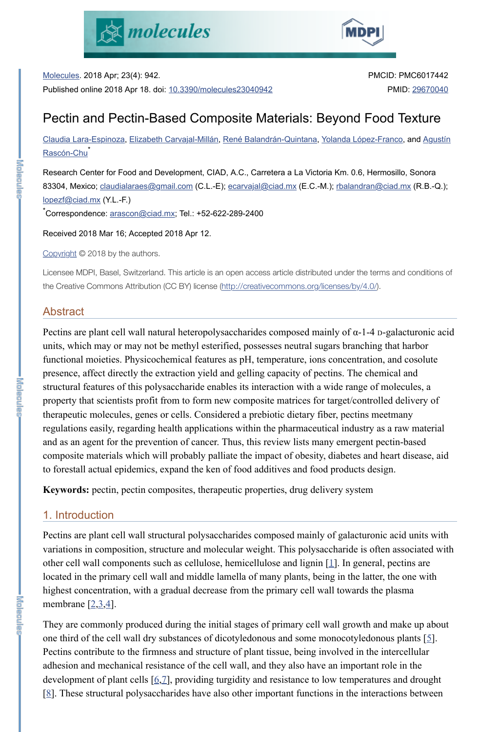Molecules. 2018 Apr; 23(4): 942.
Published online 2018 Apr 18. doi: 10.3390/molecules23040942

PMCID: PMC6017442
PMID: 29670040

# Pectin and Pectin-Based Composite Materials: Beyond Food Texture

Claudia Lara-Espinoza, Elizabeth Carvajal-Millán, René Balandrán-Quintana, Yolanda López-Franco, and Agustín Rascón-Chu[*]

Research Center for Food and Development, CIAD, A.C., Carretera a La Victoria Km. 0.6, Hermosillo, Sonora 83304, Mexico; claudialaraes@gmail.com (C.L.-E); ecarvajal@ciad.mx (E.C.-M.); rbalandran@ciad.mx (R.B.-Q.); lopezf@ciad.mx (Y.L.-F.)

[*]Correspondence: arascon@ciad.mx; Tel.: +52-622-289-2400

Received 2018 Mar 16; Accepted 2018 Apr 12.

Copyright © 2018 by the authors.

Licensee MDPI, Basel, Switzerland. This article is an open access article distributed under the terms and conditions of the Creative Commons Attribution (CC BY) license (http://creativecommons.org/licenses/by/4.0/).

## Abstract

Pectins are plant cell wall natural heteropolysaccharides composed mainly of α-1-4 D-galacturonic acid units, which may or may not be methyl esterified, possesses neutral sugars branching that harbor functional moieties. Physicochemical features as pH, temperature, ions concentration, and cosolute presence, affect directly the extraction yield and gelling capacity of pectins. The chemical and structural features of this polysaccharide enables its interaction with a wide range of molecules, a property that scientists profit from to form new composite matrices for target/controlled delivery of therapeutic molecules, genes or cells. Considered a prebiotic dietary fiber, pectins meetmany regulations easily, regarding health applications within the pharmaceutical industry as a raw material and as an agent for the prevention of cancer. Thus, this review lists many emergent pectin-based composite materials which will probably palliate the impact of obesity, diabetes and heart disease, aid to forestall actual epidemics, expand the ken of food additives and food products design.

**Keywords:** pectin, pectin composites, therapeutic properties, drug delivery system

## 1. Introduction

Pectins are plant cell wall structural polysaccharides composed mainly of galacturonic acid units with variations in composition, structure and molecular weight. This polysaccharide is often associated with other cell wall components such as cellulose, hemicellulose and lignin [1]. In general, pectins are located in the primary cell wall and middle lamella of many plants, being in the latter, the one with highest concentration, with a gradual decrease from the primary cell wall towards the plasma membrane [2,3,4].

They are commonly produced during the initial stages of primary cell wall growth and make up about one third of the cell wall dry substances of dicotyledonous and some monocotyledonous plants [5]. Pectins contribute to the firmness and structure of plant tissue, being involved in the intercellular adhesion and mechanical resistance of the cell wall, and they also have an important role in the development of plant cells [6,7], providing turgidity and resistance to low temperatures and drought [8]. These structural polysaccharides have also other important functions in the interactions between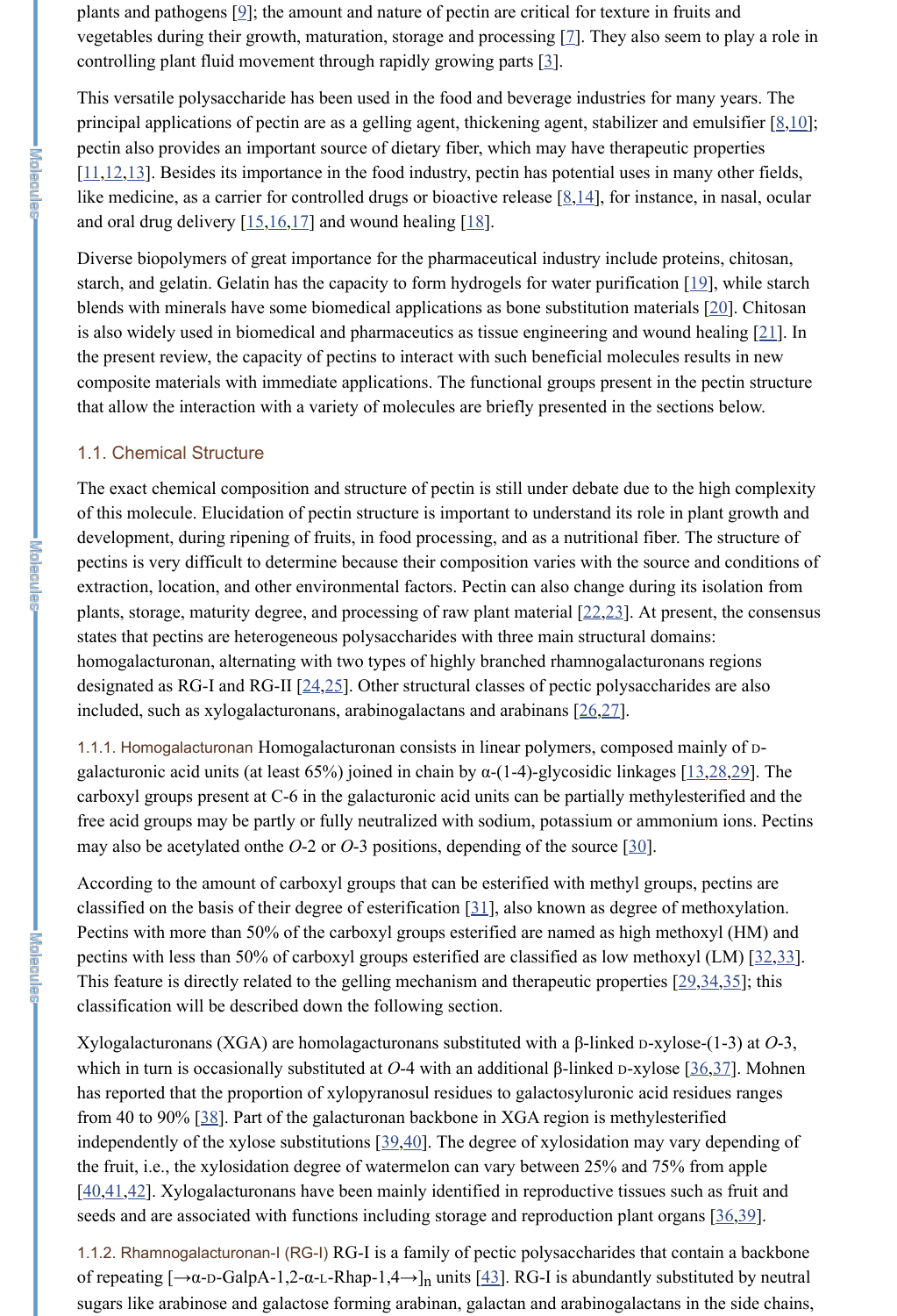plants and pathogens [9]; the amount and nature of pectin are critical for texture in fruits and vegetables during their growth, maturation, storage and processing [7]. They also seem to play a role in controlling plant fluid movement through rapidly growing parts [3].

This versatile polysaccharide has been used in the food and beverage industries for many years. The principal applications of pectin are as a gelling agent, thickening agent, stabilizer and emulsifier [8,10]; pectin also provides an important source of dietary fiber, which may have therapeutic properties [11,12,13]. Besides its importance in the food industry, pectin has potential uses in many other fields, like medicine, as a carrier for controlled drugs or bioactive release [8,14], for instance, in nasal, ocular and oral drug delivery [15,16,17] and wound healing [18].

Diverse biopolymers of great importance for the pharmaceutical industry include proteins, chitosan, starch, and gelatin. Gelatin has the capacity to form hydrogels for water purification [19], while starch blends with minerals have some biomedical applications as bone substitution materials [20]. Chitosan is also widely used in biomedical and pharmaceutics as tissue engineering and wound healing [21]. In the present review, the capacity of pectins to interact with such beneficial molecules results in new composite materials with immediate applications. The functional groups present in the pectin structure that allow the interaction with a variety of molecules are briefly presented in the sections below.

### 1.1. Chemical Structure

The exact chemical composition and structure of pectin is still under debate due to the high complexity of this molecule. Elucidation of pectin structure is important to understand its role in plant growth and development, during ripening of fruits, in food processing, and as a nutritional fiber. The structure of pectins is very difficult to determine because their composition varies with the source and conditions of extraction, location, and other environmental factors. Pectin can also change during its isolation from plants, storage, maturity degree, and processing of raw plant material [22,23]. At present, the consensus states that pectins are heterogeneous polysaccharides with three main structural domains: homogalacturonan, alternating with two types of highly branched rhamnogalacturonans regions designated as RG-I and RG-II [24,25]. Other structural classes of pectic polysaccharides are also included, such as xylogalacturonans, arabinogalactans and arabinans [26,27].

#### 1.1.1. Homogalacturonan

Homogalacturonan consists in linear polymers, composed mainly of D-galacturonic acid units (at least 65%) joined in chain by α-(1-4)-glycosidic linkages [13,28,29]. The carboxyl groups present at C-6 in the galacturonic acid units can be partially methylesterified and the free acid groups may be partly or fully neutralized with sodium, potassium or ammonium ions. Pectins may also be acetylated onthe *O*-2 or *O*-3 positions, depending of the source [30].

According to the amount of carboxyl groups that can be esterified with methyl groups, pectins are classified on the basis of their degree of esterification [31], also known as degree of methoxylation. Pectins with more than 50% of the carboxyl groups esterified are named as high methoxyl (HM) and pectins with less than 50% of carboxyl groups esterified are classified as low methoxyl (LM) [32,33]. This feature is directly related to the gelling mechanism and therapeutic properties [29,34,35]; this classification will be described down the following section.

Xylogalacturonans (XGA) are homolagacturonans substituted with a β-linked D-xylose-(1-3) at *O*-3, which in turn is occasionally substituted at *O*-4 with an additional β-linked D-xylose [36,37]. Mohnen has reported that the proportion of xylopyranosul residues to galactosyluronic acid residues ranges from 40 to 90% [38]. Part of the galacturonan backbone in XGA region is methylesterified independently of the xylose substitutions [39,40]. The degree of xylosidation may vary depending of the fruit, i.e., the xylosidation degree of watermelon can vary between 25% and 75% from apple [40,41,42]. Xylogalacturonans have been mainly identified in reproductive tissues such as fruit and seeds and are associated with functions including storage and reproduction plant organs [36,39].

#### 1.1.2. Rhamnogalacturonan-I (RG-I)

RG-I is a family of pectic polysaccharides that contain a backbone of repeating $[\rightarrow$α-D-GalpA-1,2-α-L-Rhap-1,4$\rightarrow]_n$ units [43]. RG-I is abundantly substituted by neutral sugars like arabinose and galactose forming arabinan, galactan and arabinogalactans in the side chains,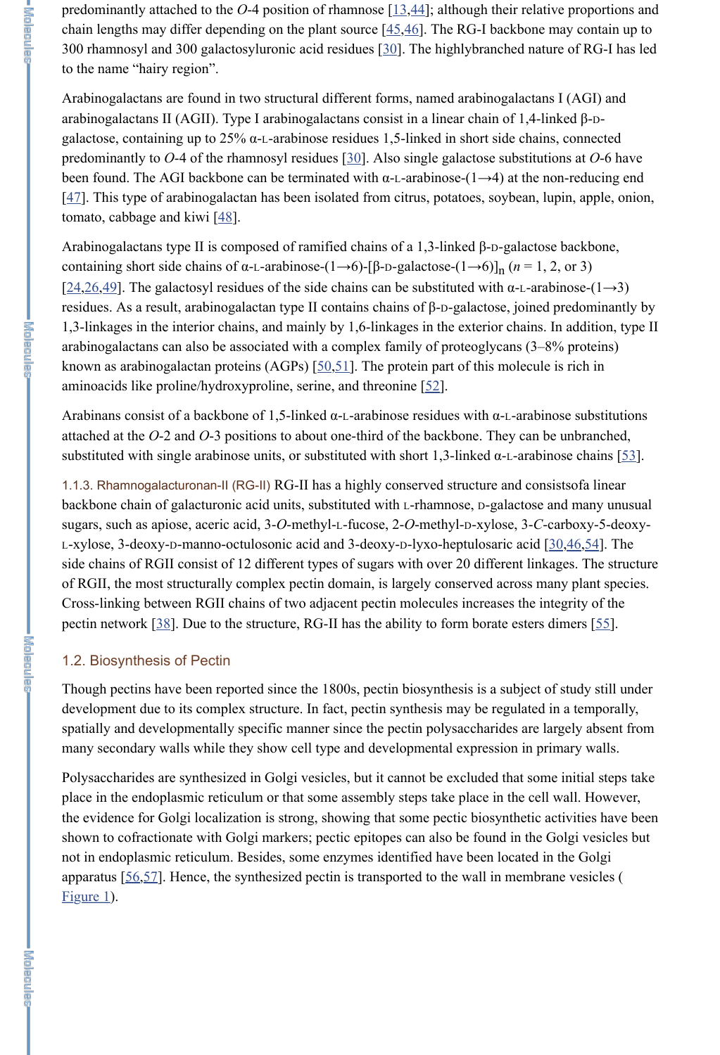predominantly attached to the *O*-4 position of rhamnose [13,44]; although their relative proportions and chain lengths may differ depending on the plant source [45,46]. The RG-I backbone may contain up to 300 rhamnosyl and 300 galactosyluronic acid residues [30]. The highlybranched nature of RG-I has led to the name "hairy region".

Arabinogalactans are found in two structural different forms, named arabinogalactans I (AGI) and arabinogalactans II (AGII). Type I arabinogalactans consist in a linear chain of 1,4-linked β-D-galactose, containing up to 25% α-L-arabinose residues 1,5-linked in short side chains, connected predominantly to *O*-4 of the rhamnosyl residues [30]. Also single galactose substitutions at *O*-6 have been found. The AGI backbone can be terminated with α-L-arabinose-(1→4) at the non-reducing end [47]. This type of arabinogalactan has been isolated from citrus, potatoes, soybean, lupin, apple, onion, tomato, cabbage and kiwi [48].

Arabinogalactans type II is composed of ramified chains of a 1,3-linked β-D-galactose backbone, containing short side chains of α-L-arabinose-(1→6)-[β-D-galactose-(1→6)]$_n$ ($n$ = 1, 2, or 3) [24,26,49]. The galactosyl residues of the side chains can be substituted with α-L-arabinose-(1→3) residues. As a result, arabinogalactan type II contains chains of β-D-galactose, joined predominantly by 1,3-linkages in the interior chains, and mainly by 1,6-linkages in the exterior chains. In addition, type II arabinogalactans can also be associated with a complex family of proteoglycans (3–8% proteins) known as arabinogalactan proteins (AGPs) [50,51]. The protein part of this molecule is rich in aminoacids like proline/hydroxyproline, serine, and threonine [52].

Arabinans consist of a backbone of 1,5-linked α-L-arabinose residues with α-L-arabinose substitutions attached at the *O*-2 and *O*-3 positions to about one-third of the backbone. They can be unbranched, substituted with single arabinose units, or substituted with short 1,3-linked α-L-arabinose chains [53].

#### 1.1.3. Rhamnogalacturonan-II (RG-II)

RG-II has a highly conserved structure and consistsofa linear backbone chain of galacturonic acid units, substituted with L-rhamnose, D-galactose and many unusual sugars, such as apiose, aceric acid, 3-*O*-methyl-L-fucose, 2-*O*-methyl-D-xylose, 3-*C*-carboxy-5-deoxy-L-xylose, 3-deoxy-D-manno-octulosonic acid and 3-deoxy-D-lyxo-heptulosaric acid [30,46,54]. The side chains of RGII consist of 12 different types of sugars with over 20 different linkages. The structure of RGII, the most structurally complex pectin domain, is largely conserved across many plant species. Cross-linking between RGII chains of two adjacent pectin molecules increases the integrity of the pectin network [38]. Due to the structure, RG-II has the ability to form borate esters dimers [55].

### 1.2. Biosynthesis of Pectin

Though pectins have been reported since the 1800s, pectin biosynthesis is a subject of study still under development due to its complex structure. In fact, pectin synthesis may be regulated in a temporally, spatially and developmentally specific manner since the pectin polysaccharides are largely absent from many secondary walls while they show cell type and developmental expression in primary walls.

Polysaccharides are synthesized in Golgi vesicles, but it cannot be excluded that some initial steps take place in the endoplasmic reticulum or that some assembly steps take place in the cell wall. However, the evidence for Golgi localization is strong, showing that some pectic biosynthetic activities have been shown to cofractionate with Golgi markers; pectic epitopes can also be found in the Golgi vesicles but not in endoplasmic reticulum. Besides, some enzymes identified have been located in the Golgi apparatus [56,57]. Hence, the synthesized pectin is transported to the wall in membrane vesicles (Figure 1).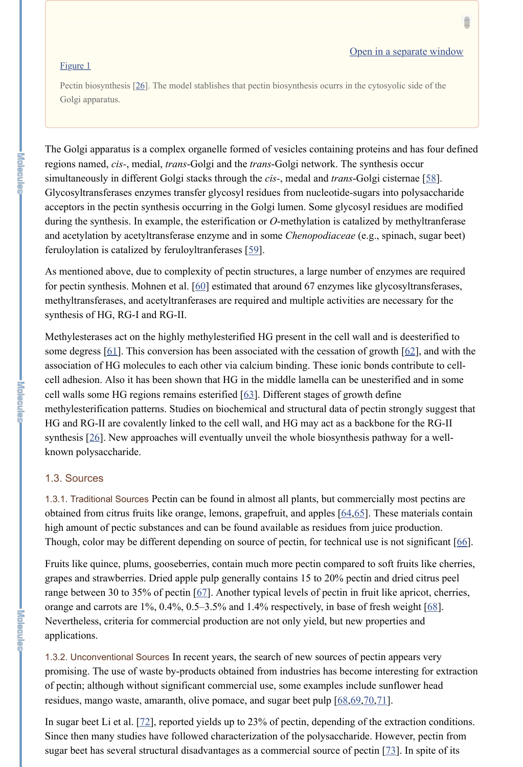Figure 1

Pectin biosynthesis [26]. The model stablishes that pectin biosynthesis ocurrs in the cytosyolic side of the Golgi apparatus.

The Golgi apparatus is a complex organelle formed of vesicles containing proteins and has four defined regions named, *cis*-, medial, *trans*-Golgi and the *trans*-Golgi network. The synthesis occur simultaneously in different Golgi stacks through the *cis*-, medal and *trans*-Golgi cisternae [58]. Glycosyltransferases enzymes transfer glycosyl residues from nucleotide-sugars into polysaccharide acceptors in the pectin synthesis occurring in the Golgi lumen. Some glycosyl residues are modified during the synthesis. In example, the esterification or *O*-methylation is catalized by methyltranferase and acetylation by acetyltransferase enzyme and in some *Chenopodiaceae* (e.g., spinach, sugar beet) feruloylation is catalized by feruloyltranferases [59].

As mentioned above, due to complexity of pectin structures, a large number of enzymes are required for pectin synthesis. Mohnen et al. [60] estimated that around 67 enzymes like glycosyltransferases, methyltransferases, and acetyltranferases are required and multiple activities are necessary for the synthesis of HG, RG-I and RG-II.

Methylesterases act on the highly methylesterified HG present in the cell wall and is deesterified to some degress [61]. This conversion has been associated with the cessation of growth [62], and with the association of HG molecules to each other via calcium binding. These ionic bonds contribute to cell-cell adhesion. Also it has been shown that HG in the middle lamella can be unesterified and in some cell walls some HG regions remains esterified [63]. Different stages of growth define methylesterification patterns. Studies on biochemical and structural data of pectin strongly suggest that HG and RG-II are covalently linked to the cell wall, and HG may act as a backbone for the RG-II synthesis [26]. New approaches will eventually unveil the whole biosynthesis pathway for a well-known polysaccharide.

### 1.3. Sources

**1.3.1. Traditional Sources** Pectin can be found in almost all plants, but commercially most pectins are obtained from citrus fruits like orange, lemons, grapefruit, and apples [64,65]. These materials contain high amount of pectic substances and can be found available as residues from juice production. Though, color may be different depending on source of pectin, for technical use is not significant [66].

Fruits like quince, plums, gooseberries, contain much more pectin compared to soft fruits like cherries, grapes and strawberries. Dried apple pulp generally contains 15 to 20% pectin and dried citrus peel range between 30 to 35% of pectin [67]. Another typical levels of pectin in fruit like apricot, cherries, orange and carrots are 1%, 0.4%, 0.5–3.5% and 1.4% respectively, in base of fresh weight [68]. Nevertheless, criteria for commercial production are not only yield, but new properties and applications.

**1.3.2. Unconventional Sources** In recent years, the search of new sources of pectin appears very promising. The use of waste by-products obtained from industries has become interesting for extraction of pectin; although without significant commercial use, some examples include sunflower head residues, mango waste, amaranth, olive pomace, and sugar beet pulp [68,69,70,71].

In sugar beet Li et al. [72], reported yields up to 23% of pectin, depending of the extraction conditions. Since then many studies have followed characterization of the polysaccharide. However, pectin from sugar beet has several structural disadvantages as a commercial source of pectin [73]. In spite of its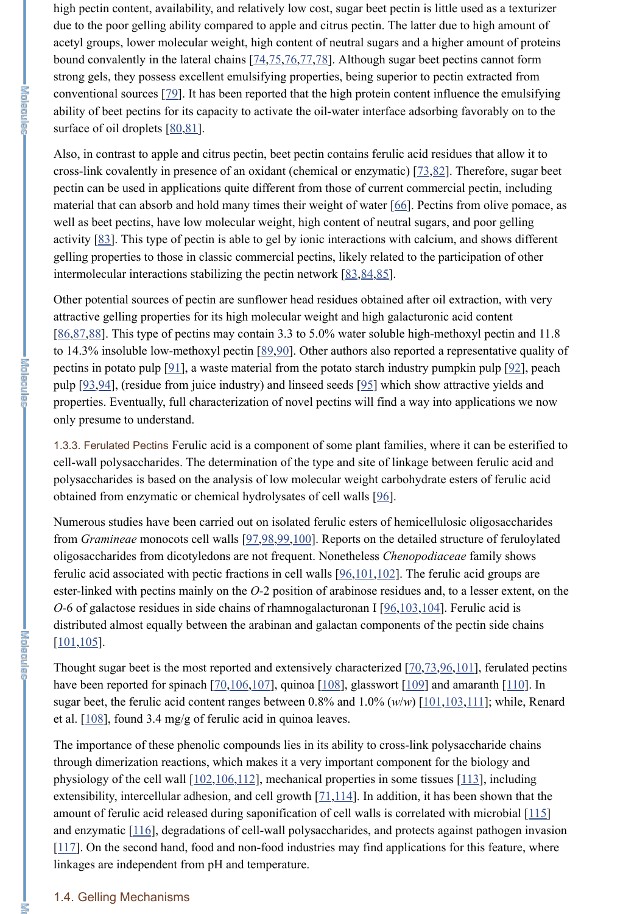high pectin content, availability, and relatively low cost, sugar beet pectin is little used as a texturizer due to the poor gelling ability compared to apple and citrus pectin. The latter due to high amount of acetyl groups, lower molecular weight, high content of neutral sugars and a higher amount of proteins bound convalently in the lateral chains [74,75,76,77,78]. Although sugar beet pectins cannot form strong gels, they possess excellent emulsifying properties, being superior to pectin extracted from conventional sources [79]. It has been reported that the high protein content influence the emulsifying ability of beet pectins for its capacity to activate the oil-water interface adsorbing favorably on to the surface of oil droplets [80,81].

Also, in contrast to apple and citrus pectin, beet pectin contains ferulic acid residues that allow it to cross-link covalently in presence of an oxidant (chemical or enzymatic) [73,82]. Therefore, sugar beet pectin can be used in applications quite different from those of current commercial pectin, including material that can absorb and hold many times their weight of water [66]. Pectins from olive pomace, as well as beet pectins, have low molecular weight, high content of neutral sugars, and poor gelling activity [83]. This type of pectin is able to gel by ionic interactions with calcium, and shows different gelling properties to those in classic commercial pectins, likely related to the participation of other intermolecular interactions stabilizing the pectin network [83,84,85].

Other potential sources of pectin are sunflower head residues obtained after oil extraction, with very attractive gelling properties for its high molecular weight and high galacturonic acid content [86,87,88]. This type of pectins may contain 3.3 to 5.0% water soluble high-methoxyl pectin and 11.8 to 14.3% insoluble low-methoxyl pectin [89,90]. Other authors also reported a representative quality of pectins in potato pulp [91], a waste material from the potato starch industry pumpkin pulp [92], peach pulp [93,94], (residue from juice industry) and linseed seeds [95] which show attractive yields and properties. Eventually, full characterization of novel pectins will find a way into applications we now only presume to understand.

#### 1.3.3. Ferulated Pectins

Ferulic acid is a component of some plant families, where it can be esterified to cell-wall polysaccharides. The determination of the type and site of linkage between ferulic acid and polysaccharides is based on the analysis of low molecular weight carbohydrate esters of ferulic acid obtained from enzymatic or chemical hydrolysates of cell walls [96].

Numerous studies have been carried out on isolated ferulic esters of hemicellulosic oligosaccharides from *Gramineae* monocots cell walls [97,98,99,100]. Reports on the detailed structure of feruloylated oligosaccharides from dicotyledons are not frequent. Nonetheless *Chenopodiaceae* family shows ferulic acid associated with pectic fractions in cell walls [96,101,102]. The ferulic acid groups are ester-linked with pectins mainly on the *O*-2 position of arabinose residues and, to a lesser extent, on the *O*-6 of galactose residues in side chains of rhamnogalacturonan I [96,103,104]. Ferulic acid is distributed almost equally between the arabinan and galactan components of the pectin side chains [101,105].

Thought sugar beet is the most reported and extensively characterized [70,73,96,101], ferulated pectins have been reported for spinach [70,106,107], quinoa [108], glasswort [109] and amaranth [110]. In sugar beet, the ferulic acid content ranges between 0.8% and 1.0% (*w*/*w*) [101,103,111]; while, Renard et al. [108], found 3.4 mg/g of ferulic acid in quinoa leaves.

The importance of these phenolic compounds lies in its ability to cross-link polysaccharide chains through dimerization reactions, which makes it a very important component for the biology and physiology of the cell wall [102,106,112], mechanical properties in some tissues [113], including extensibility, intercellular adhesion, and cell growth [71,114]. In addition, it has been shown that the amount of ferulic acid released during saponification of cell walls is correlated with microbial [115] and enzymatic [116], degradations of cell-wall polysaccharides, and protects against pathogen invasion [117]. On the second hand, food and non-food industries may find applications for this feature, where linkages are independent from pH and temperature.

### 1.4. Gelling Mechanisms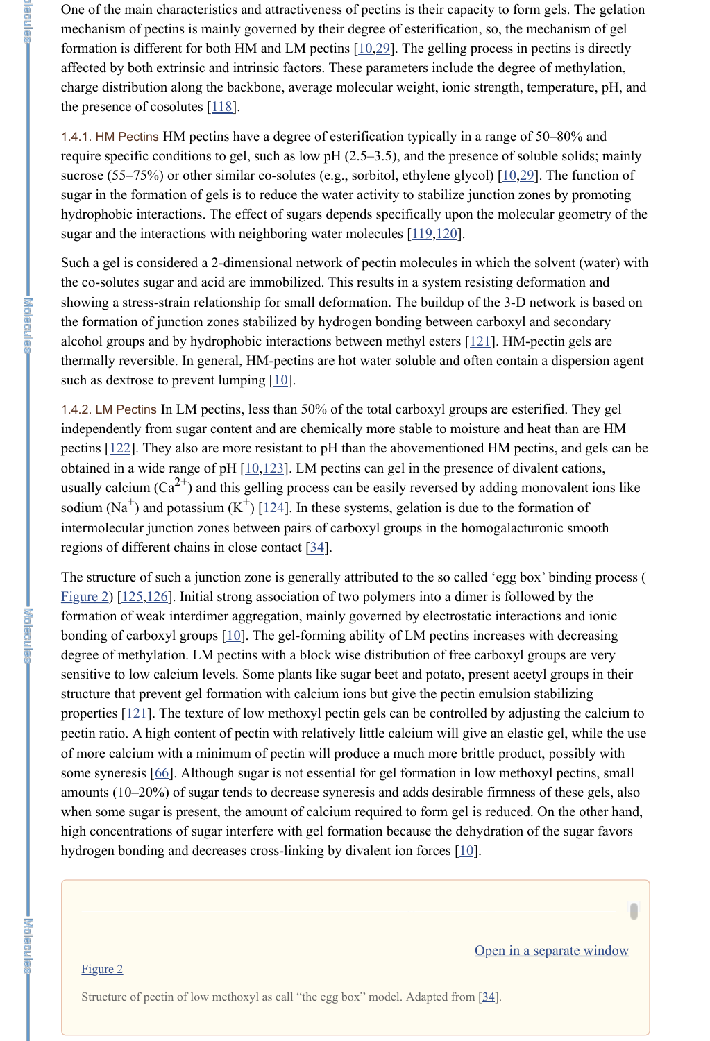One of the main characteristics and attractiveness of pectins is their capacity to form gels. The gelation mechanism of pectins is mainly governed by their degree of esterification, so, the mechanism of gel formation is different for both HM and LM pectins [10,29]. The gelling process in pectins is directly affected by both extrinsic and intrinsic factors. These parameters include the degree of methylation, charge distribution along the backbone, average molecular weight, ionic strength, temperature, pH, and the presence of cosolutes [118].

### 1.4.1. HM Pectins

HM pectins have a degree of esterification typically in a range of 50–80% and require specific conditions to gel, such as low pH (2.5–3.5), and the presence of soluble solids; mainly sucrose (55–75%) or other similar co-solutes (e.g., sorbitol, ethylene glycol) [10,29]. The function of sugar in the formation of gels is to reduce the water activity to stabilize junction zones by promoting hydrophobic interactions. The effect of sugars depends specifically upon the molecular geometry of the sugar and the interactions with neighboring water molecules [119,120].

Such a gel is considered a 2-dimensional network of pectin molecules in which the solvent (water) with the co-solutes sugar and acid are immobilized. This results in a system resisting deformation and showing a stress-strain relationship for small deformation. The buildup of the 3-D network is based on the formation of junction zones stabilized by hydrogen bonding between carboxyl and secondary alcohol groups and by hydrophobic interactions between methyl esters [121]. HM-pectin gels are thermally reversible. In general, HM-pectins are hot water soluble and often contain a dispersion agent such as dextrose to prevent lumping [10].

### 1.4.2. LM Pectins

In LM pectins, less than 50% of the total carboxyl groups are esterified. They gel independently from sugar content and are chemically more stable to moisture and heat than are HM pectins [122]. They also are more resistant to pH than the abovementioned HM pectins, and gels can be obtained in a wide range of pH [10,123]. LM pectins can gel in the presence of divalent cations, usually calcium ($Ca^{2+}$) and this gelling process can be easily reversed by adding monovalent ions like sodium ($Na^{+}$) and potassium ($K^{+}$) [124]. In these systems, gelation is due to the formation of intermolecular junction zones between pairs of carboxyl groups in the homogalacturonic smooth regions of different chains in close contact [34].

The structure of such a junction zone is generally attributed to the so called 'egg box' binding process (Figure 2) [125,126]. Initial strong association of two polymers into a dimer is followed by the formation of weak interdimer aggregation, mainly governed by electrostatic interactions and ionic bonding of carboxyl groups [10]. The gel-forming ability of LM pectins increases with decreasing degree of methylation. LM pectins with a block wise distribution of free carboxyl groups are very sensitive to low calcium levels. Some plants like sugar beet and potato, present acetyl groups in their structure that prevent gel formation with calcium ions but give the pectin emulsion stabilizing properties [121]. The texture of low methoxyl pectin gels can be controlled by adjusting the calcium to pectin ratio. A high content of pectin with relatively little calcium will give an elastic gel, while the use of more calcium with a minimum of pectin will produce a much more brittle product, possibly with some syneresis [66]. Although sugar is not essential for gel formation in low methoxyl pectins, small amounts (10–20%) of sugar tends to decrease syneresis and adds desirable firmness of these gels, also when some sugar is present, the amount of calcium required to form gel is reduced. On the other hand, high concentrations of sugar interfere with gel formation because the dehydration of the sugar favors hydrogen bonding and decreases cross-linking by divalent ion forces [10].

Figure 2

Structure of pectin of low methoxyl as call "the egg box" model. Adapted from [34].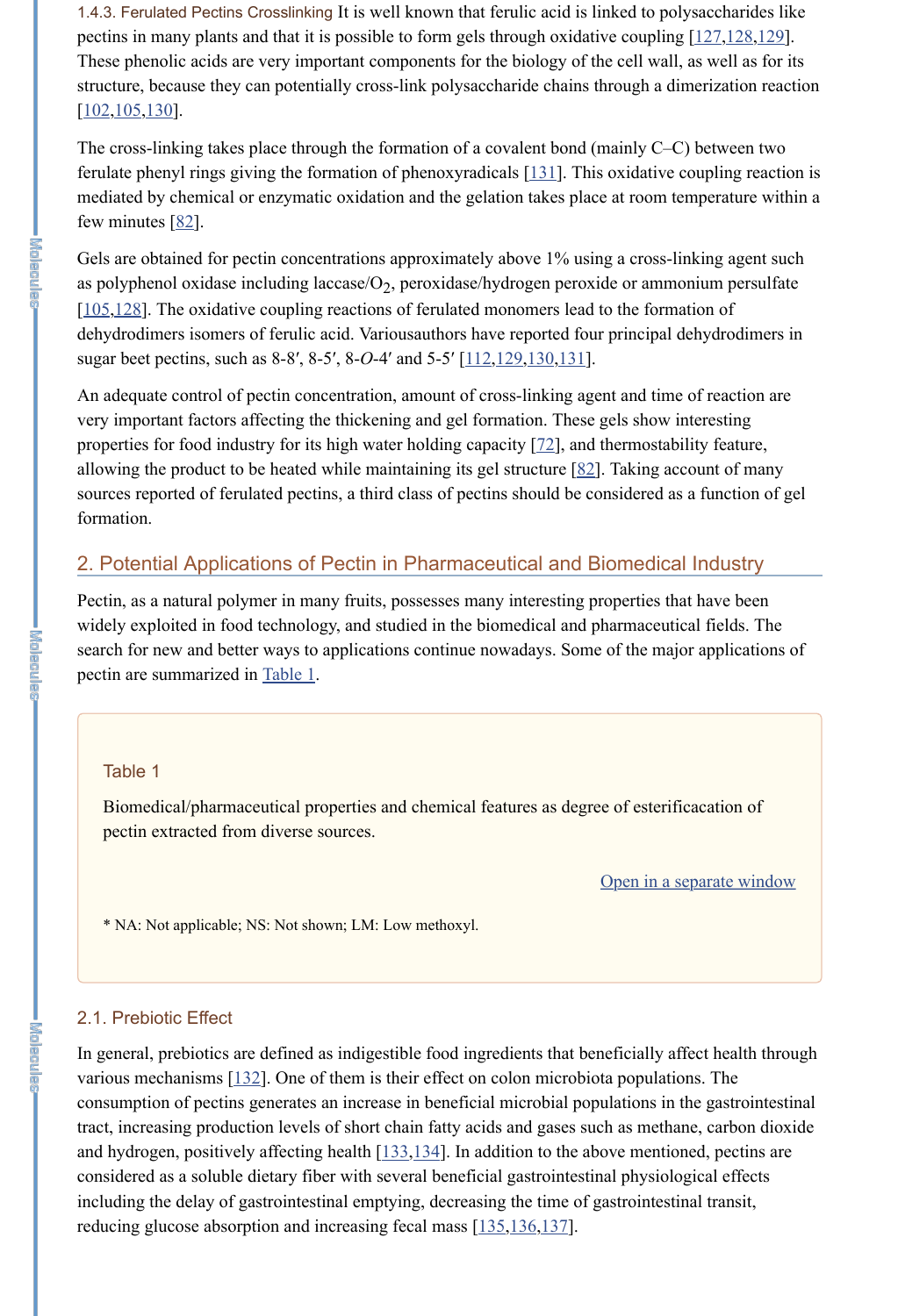#### 1.4.3. Ferulated Pectins Crosslinking

It is well known that ferulic acid is linked to polysaccharides like pectins in many plants and that it is possible to form gels through oxidative coupling [127,128,129]. These phenolic acids are very important components for the biology of the cell wall, as well as for its structure, because they can potentially cross-link polysaccharide chains through a dimerization reaction [102,105,130].

The cross-linking takes place through the formation of a covalent bond (mainly C–C) between two ferulate phenyl rings giving the formation of phenoxyradicals [131]. This oxidative coupling reaction is mediated by chemical or enzymatic oxidation and the gelation takes place at room temperature within a few minutes [82].

Gels are obtained for pectin concentrations approximately above 1% using a cross-linking agent such as polyphenol oxidase including laccase/$O_2$, peroxidase/hydrogen peroxide or ammonium persulfate [105,128]. The oxidative coupling reactions of ferulated monomers lead to the formation of dehydrodimers isomers of ferulic acid. Variousauthors have reported four principal dehydrodimers in sugar beet pectins, such as 8-8′, 8-5′, 8-*O*-4′ and 5-5′ [112,129,130,131].

An adequate control of pectin concentration, amount of cross-linking agent and time of reaction are very important factors affecting the thickening and gel formation. These gels show interesting properties for food industry for its high water holding capacity [72], and thermostability feature, allowing the product to be heated while maintaining its gel structure [82]. Taking account of many sources reported of ferulated pectins, a third class of pectins should be considered as a function of gel formation.

## 2. Potential Applications of Pectin in Pharmaceutical and Biomedical Industry

Pectin, as a natural polymer in many fruits, possesses many interesting properties that have been widely exploited in food technology, and studied in the biomedical and pharmaceutical fields. The search for new and better ways to applications continue nowadays. Some of the major applications of pectin are summarized in Table 1.

Table 1

Biomedical/pharmaceutical properties and chemical features as degree of esterificacation of pectin extracted from diverse sources.

Open in a separate window

* NA: Not applicable; NS: Not shown; LM: Low methoxyl.

### 2.1. Prebiotic Effect

In general, prebiotics are defined as indigestible food ingredients that beneficially affect health through various mechanisms [132]. One of them is their effect on colon microbiota populations. The consumption of pectins generates an increase in beneficial microbial populations in the gastrointestinal tract, increasing production levels of short chain fatty acids and gases such as methane, carbon dioxide and hydrogen, positively affecting health [133,134]. In addition to the above mentioned, pectins are considered as a soluble dietary fiber with several beneficial gastrointestinal physiological effects including the delay of gastrointestinal emptying, decreasing the time of gastrointestinal transit, reducing glucose absorption and increasing fecal mass [135,136,137].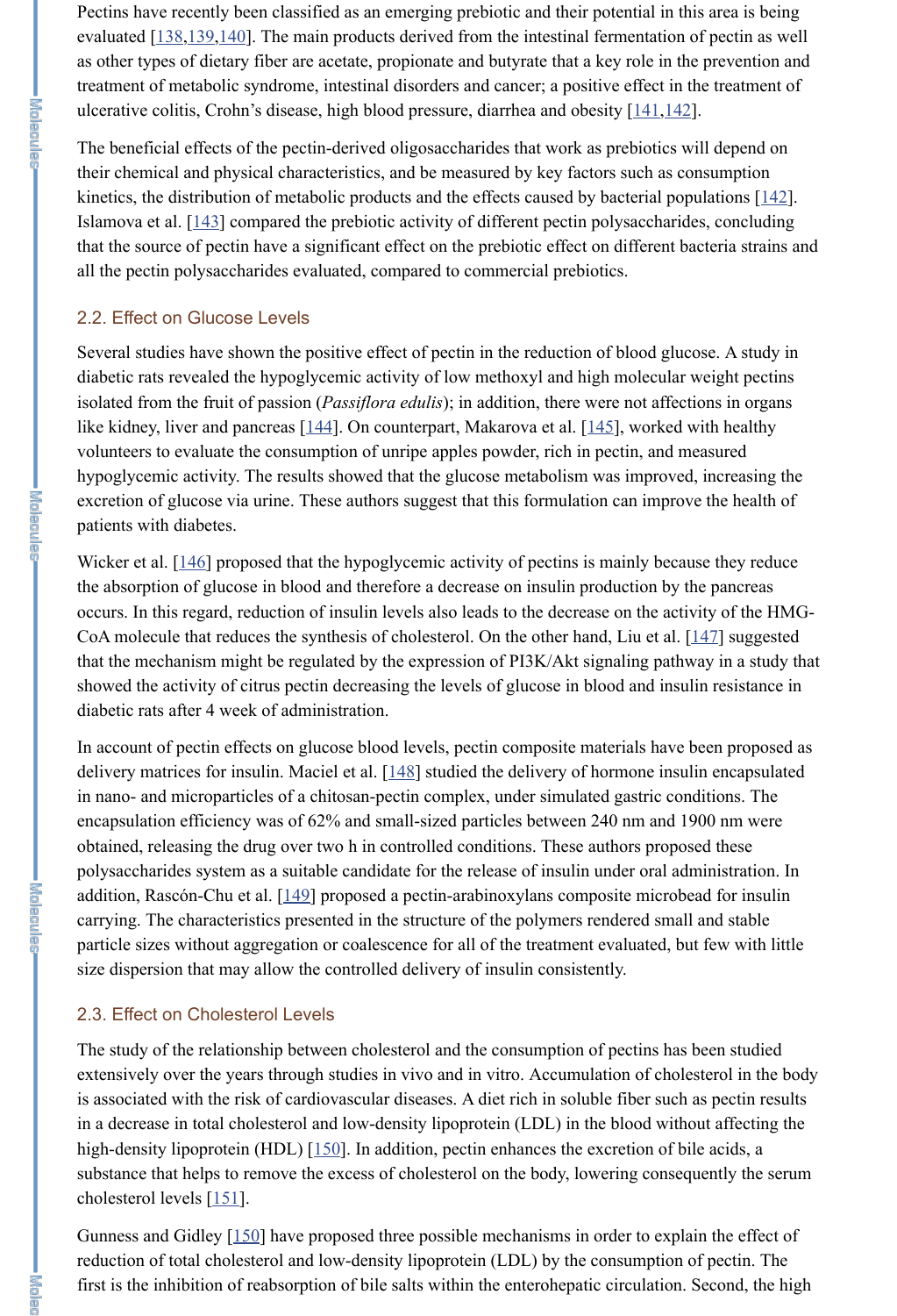Pectins have recently been classified as an emerging prebiotic and their potential in this area is being evaluated [138,139,140]. The main products derived from the intestinal fermentation of pectin as well as other types of dietary fiber are acetate, propionate and butyrate that a key role in the prevention and treatment of metabolic syndrome, intestinal disorders and cancer; a positive effect in the treatment of ulcerative colitis, Crohn's disease, high blood pressure, diarrhea and obesity [141,142].

The beneficial effects of the pectin-derived oligosaccharides that work as prebiotics will depend on their chemical and physical characteristics, and be measured by key factors such as consumption kinetics, the distribution of metabolic products and the effects caused by bacterial populations [142]. Islamova et al. [143] compared the prebiotic activity of different pectin polysaccharides, concluding that the source of pectin have a significant effect on the prebiotic effect on different bacteria strains and all the pectin polysaccharides evaluated, compared to commercial prebiotics.

### 2.2. Effect on Glucose Levels

Several studies have shown the positive effect of pectin in the reduction of blood glucose. A study in diabetic rats revealed the hypoglycemic activity of low methoxyl and high molecular weight pectins isolated from the fruit of passion (*Passiflora edulis*); in addition, there were not affections in organs like kidney, liver and pancreas [144]. On counterpart, Makarova et al. [145], worked with healthy volunteers to evaluate the consumption of unripe apples powder, rich in pectin, and measured hypoglycemic activity. The results showed that the glucose metabolism was improved, increasing the excretion of glucose via urine. These authors suggest that this formulation can improve the health of patients with diabetes.

Wicker et al. [146] proposed that the hypoglycemic activity of pectins is mainly because they reduce the absorption of glucose in blood and therefore a decrease on insulin production by the pancreas occurs. In this regard, reduction of insulin levels also leads to the decrease on the activity of the HMG-CoA molecule that reduces the synthesis of cholesterol. On the other hand, Liu et al. [147] suggested that the mechanism might be regulated by the expression of PI3K/Akt signaling pathway in a study that showed the activity of citrus pectin decreasing the levels of glucose in blood and insulin resistance in diabetic rats after 4 week of administration.

In account of pectin effects on glucose blood levels, pectin composite materials have been proposed as delivery matrices for insulin. Maciel et al. [148] studied the delivery of hormone insulin encapsulated in nano- and microparticles of a chitosan-pectin complex, under simulated gastric conditions. The encapsulation efficiency was of 62% and small-sized particles between 240 nm and 1900 nm were obtained, releasing the drug over two h in controlled conditions. These authors proposed these polysaccharides system as a suitable candidate for the release of insulin under oral administration. In addition, Rascón-Chu et al. [149] proposed a pectin-arabinoxylans composite microbead for insulin carrying. The characteristics presented in the structure of the polymers rendered small and stable particle sizes without aggregation or coalescence for all of the treatment evaluated, but few with little size dispersion that may allow the controlled delivery of insulin consistently.

### 2.3. Effect on Cholesterol Levels

The study of the relationship between cholesterol and the consumption of pectins has been studied extensively over the years through studies in vivo and in vitro. Accumulation of cholesterol in the body is associated with the risk of cardiovascular diseases. A diet rich in soluble fiber such as pectin results in a decrease in total cholesterol and low-density lipoprotein (LDL) in the blood without affecting the high-density lipoprotein (HDL) [150]. In addition, pectin enhances the excretion of bile acids, a substance that helps to remove the excess of cholesterol on the body, lowering consequently the serum cholesterol levels [151].

Gunness and Gidley [150] have proposed three possible mechanisms in order to explain the effect of reduction of total cholesterol and low-density lipoprotein (LDL) by the consumption of pectin. The first is the inhibition of reabsorption of bile salts within the enterohepatic circulation. Second, the high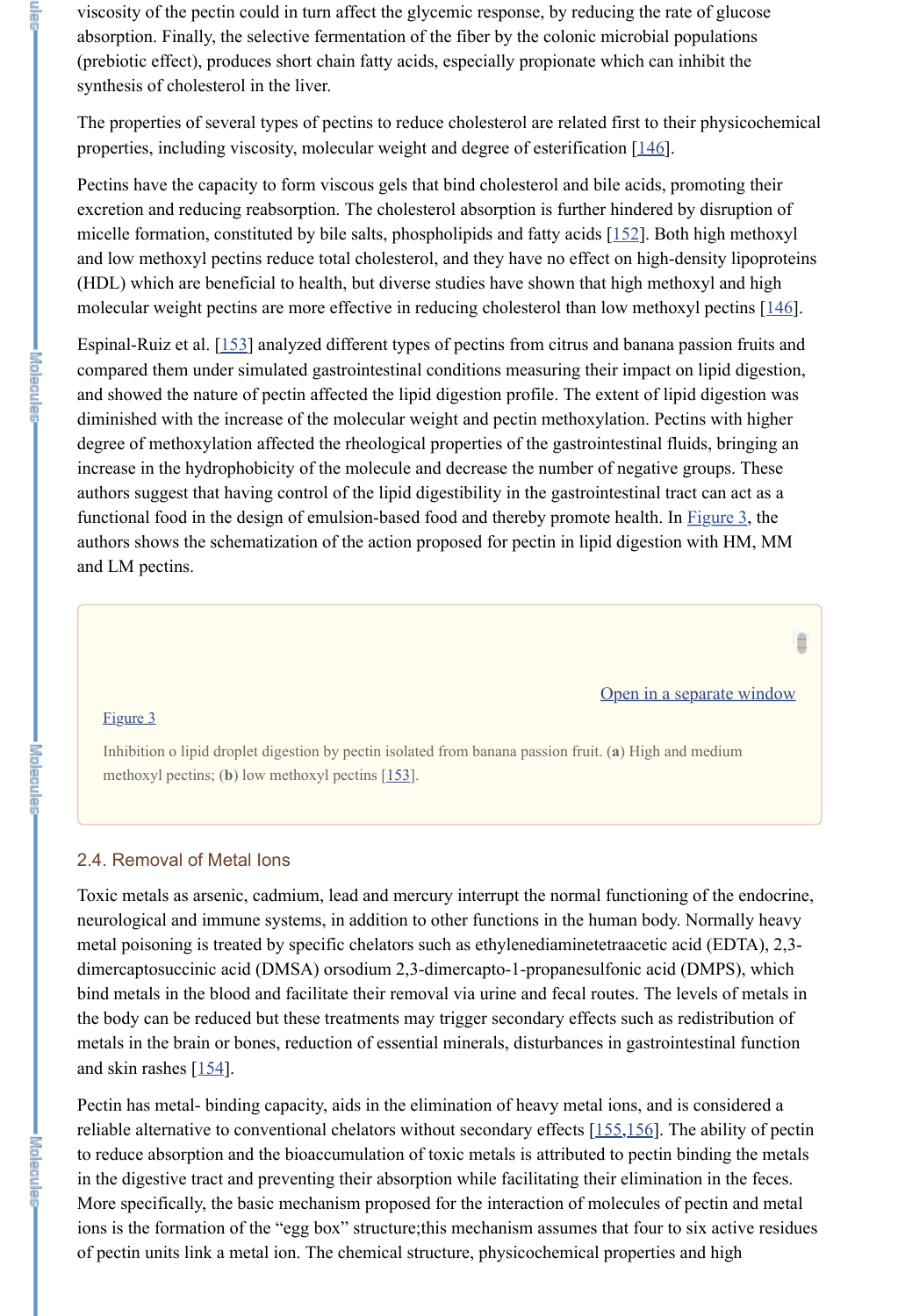viscosity of the pectin could in turn affect the glycemic response, by reducing the rate of glucose absorption. Finally, the selective fermentation of the fiber by the colonic microbial populations (prebiotic effect), produces short chain fatty acids, especially propionate which can inhibit the synthesis of cholesterol in the liver.

The properties of several types of pectins to reduce cholesterol are related first to their physicochemical properties, including viscosity, molecular weight and degree of esterification [146].

Pectins have the capacity to form viscous gels that bind cholesterol and bile acids, promoting their excretion and reducing reabsorption. The cholesterol absorption is further hindered by disruption of micelle formation, constituted by bile salts, phospholipids and fatty acids [152]. Both high methoxyl and low methoxyl pectins reduce total cholesterol, and they have no effect on high-density lipoproteins (HDL) which are beneficial to health, but diverse studies have shown that high methoxyl and high molecular weight pectins are more effective in reducing cholesterol than low methoxyl pectins [146].

Espinal-Ruiz et al. [153] analyzed different types of pectins from citrus and banana passion fruits and compared them under simulated gastrointestinal conditions measuring their impact on lipid digestion, and showed the nature of pectin affected the lipid digestion profile. The extent of lipid digestion was diminished with the increase of the molecular weight and pectin methoxylation. Pectins with higher degree of methoxylation affected the rheological properties of the gastrointestinal fluids, bringing an increase in the hydrophobicity of the molecule and decrease the number of negative groups. These authors suggest that having control of the lipid digestibility in the gastrointestinal tract can act as a functional food in the design of emulsion-based food and thereby promote health. In Figure 3, the authors shows the schematization of the action proposed for pectin in lipid digestion with HM, MM and LM pectins.

Open in a separate window

Figure 3

Inhibition o lipid droplet digestion by pectin isolated from banana passion fruit. (**a**) High and medium methoxyl pectins; (**b**) low methoxyl pectins [153].

### 2.4. Removal of Metal Ions

Toxic metals as arsenic, cadmium, lead and mercury interrupt the normal functioning of the endocrine, neurological and immune systems, in addition to other functions in the human body. Normally heavy metal poisoning is treated by specific chelators such as ethylenediaminetetraacetic acid (EDTA), 2,3-dimercaptosuccinic acid (DMSA) orsodium 2,3-dimercapto-1-propanesulfonic acid (DMPS), which bind metals in the blood and facilitate their removal via urine and fecal routes. The levels of metals in the body can be reduced but these treatments may trigger secondary effects such as redistribution of metals in the brain or bones, reduction of essential minerals, disturbances in gastrointestinal function and skin rashes [154].

Pectin has metal- binding capacity, aids in the elimination of heavy metal ions, and is considered a reliable alternative to conventional chelators without secondary effects [155,156]. The ability of pectin to reduce absorption and the bioaccumulation of toxic metals is attributed to pectin binding the metals in the digestive tract and preventing their absorption while facilitating their elimination in the feces. More specifically, the basic mechanism proposed for the interaction of molecules of pectin and metal ions is the formation of the "egg box" structure;this mechanism assumes that four to six active residues of pectin units link a metal ion. The chemical structure, physicochemical properties and high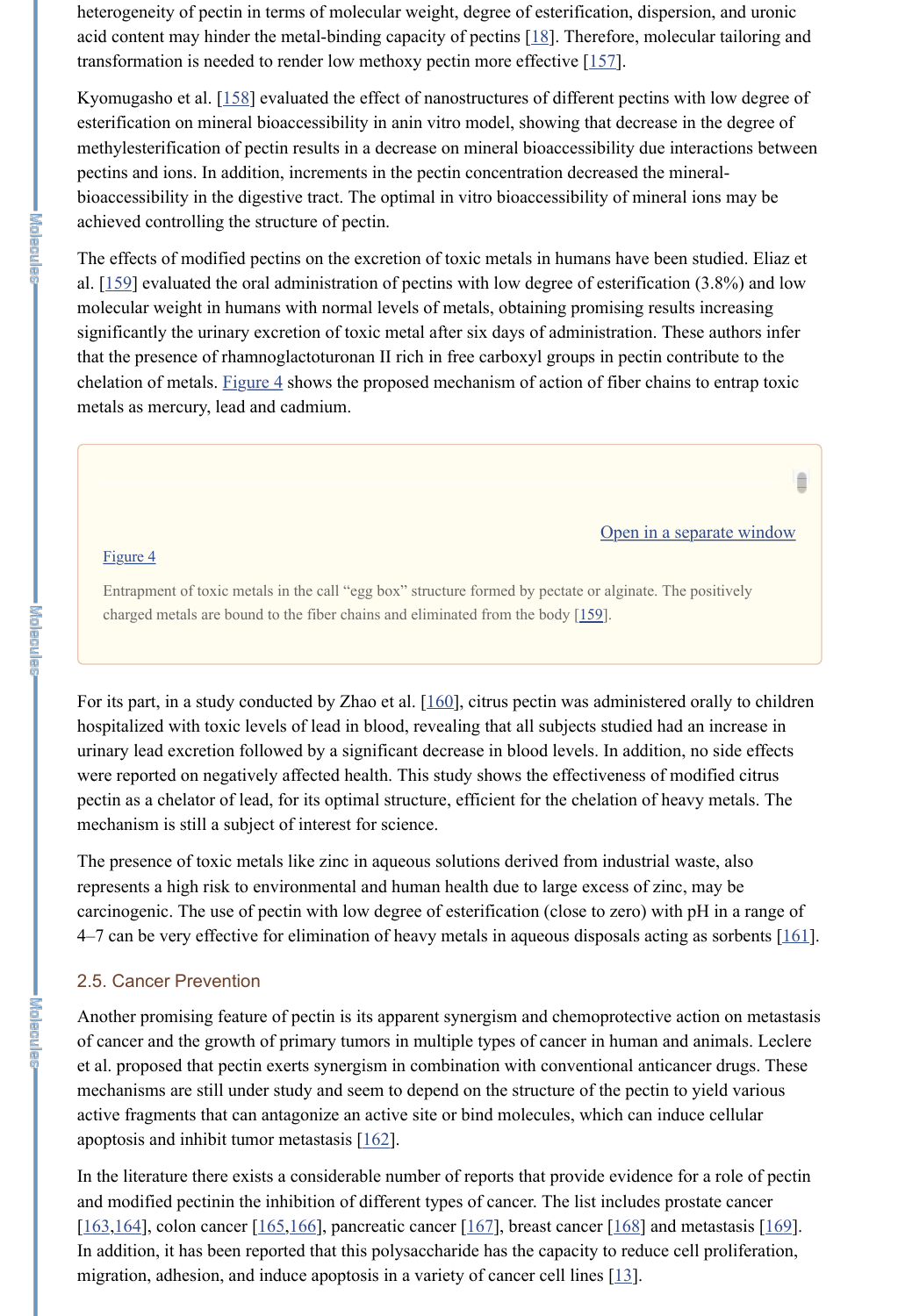heterogeneity of pectin in terms of molecular weight, degree of esterification, dispersion, and uronic acid content may hinder the metal-binding capacity of pectins [18]. Therefore, molecular tailoring and transformation is needed to render low methoxy pectin more effective [157].

Kyomugasho et al. [158] evaluated the effect of nanostructures of different pectins with low degree of esterification on mineral bioaccessibility in anin vitro model, showing that decrease in the degree of methylesterification of pectin results in a decrease on mineral bioaccessibility due interactions between pectins and ions. In addition, increments in the pectin concentration decreased the mineral-bioaccessibility in the digestive tract. The optimal in vitro bioaccessibility of mineral ions may be achieved controlling the structure of pectin.

The effects of modified pectins on the excretion of toxic metals in humans have been studied. Eliaz et al. [159] evaluated the oral administration of pectins with low degree of esterification (3.8%) and low molecular weight in humans with normal levels of metals, obtaining promising results increasing significantly the urinary excretion of toxic metal after six days of administration. These authors infer that the presence of rhamnoglactoturonan II rich in free carboxyl groups in pectin contribute to the chelation of metals. Figure 4 shows the proposed mechanism of action of fiber chains to entrap toxic metals as mercury, lead and cadmium.

Figure 4

Entrapment of toxic metals in the call “egg box” structure formed by pectate or alginate. The positively charged metals are bound to the fiber chains and eliminated from the body [159].

For its part, in a study conducted by Zhao et al. [160], citrus pectin was administered orally to children hospitalized with toxic levels of lead in blood, revealing that all subjects studied had an increase in urinary lead excretion followed by a significant decrease in blood levels. In addition, no side effects were reported on negatively affected health. This study shows the effectiveness of modified citrus pectin as a chelator of lead, for its optimal structure, efficient for the chelation of heavy metals. The mechanism is still a subject of interest for science.

The presence of toxic metals like zinc in aqueous solutions derived from industrial waste, also represents a high risk to environmental and human health due to large excess of zinc, may be carcinogenic. The use of pectin with low degree of esterification (close to zero) with pH in a range of 4–7 can be very effective for elimination of heavy metals in aqueous disposals acting as sorbents [161].

### 2.5. Cancer Prevention

Another promising feature of pectin is its apparent synergism and chemoprotective action on metastasis of cancer and the growth of primary tumors in multiple types of cancer in human and animals. Leclere et al. proposed that pectin exerts synergism in combination with conventional anticancer drugs. These mechanisms are still under study and seem to depend on the structure of the pectin to yield various active fragments that can antagonize an active site or bind molecules, which can induce cellular apoptosis and inhibit tumor metastasis [162].

In the literature there exists a considerable number of reports that provide evidence for a role of pectin and modified pectinin the inhibition of different types of cancer. The list includes prostate cancer [163,164], colon cancer [165,166], pancreatic cancer [167], breast cancer [168] and metastasis [169]. In addition, it has been reported that this polysaccharide has the capacity to reduce cell proliferation, migration, adhesion, and induce apoptosis in a variety of cancer cell lines [13].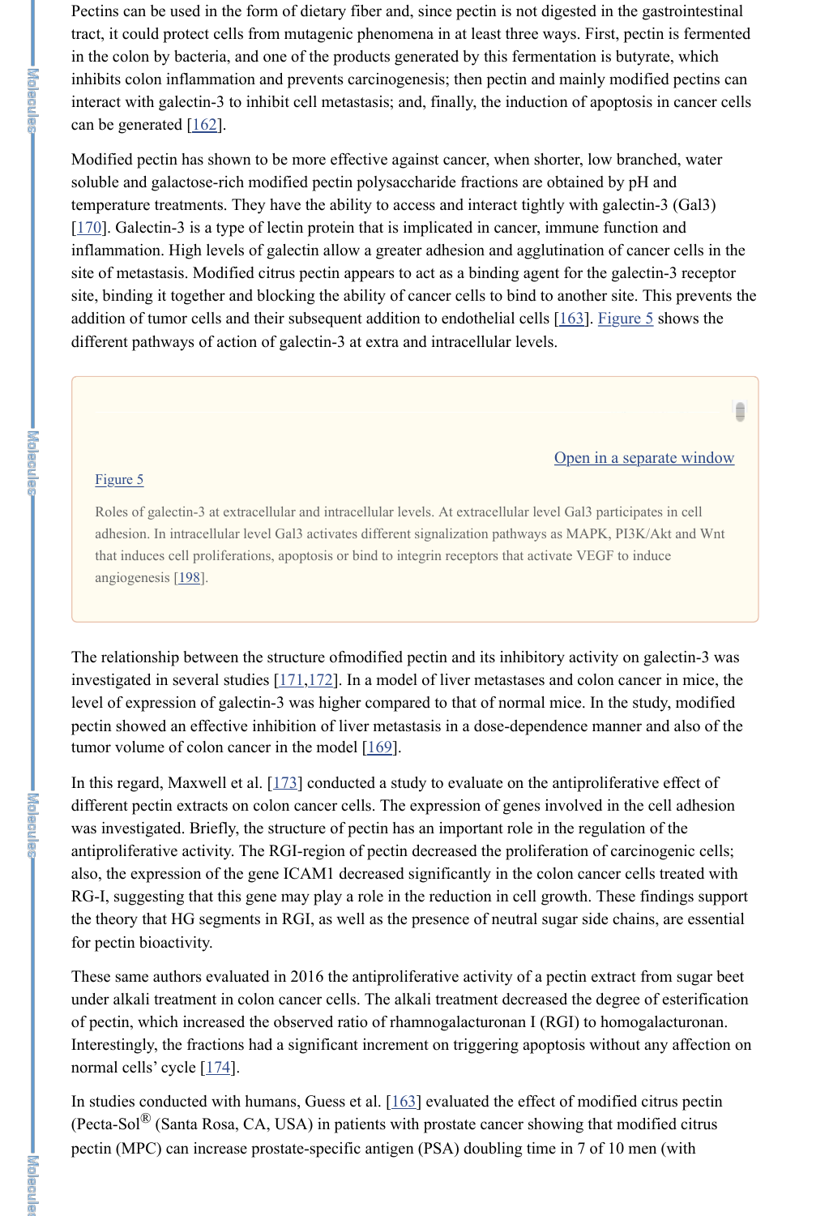Pectins can be used in the form of dietary fiber and, since pectin is not digested in the gastrointestinal tract, it could protect cells from mutagenic phenomena in at least three ways. First, pectin is fermented in the colon by bacteria, and one of the products generated by this fermentation is butyrate, which inhibits colon inflammation and prevents carcinogenesis; then pectin and mainly modified pectins can interact with galectin-3 to inhibit cell metastasis; and, finally, the induction of apoptosis in cancer cells can be generated [162].

Modified pectin has shown to be more effective against cancer, when shorter, low branched, water soluble and galactose-rich modified pectin polysaccharide fractions are obtained by pH and temperature treatments. They have the ability to access and interact tightly with galectin-3 (Gal3) [170]. Galectin-3 is a type of lectin protein that is implicated in cancer, immune function and inflammation. High levels of galectin allow a greater adhesion and agglutination of cancer cells in the site of metastasis. Modified citrus pectin appears to act as a binding agent for the galectin-3 receptor site, binding it together and blocking the ability of cancer cells to bind to another site. This prevents the addition of tumor cells and their subsequent addition to endothelial cells [163]. Figure 5 shows the different pathways of action of galectin-3 at extra and intracellular levels.

Open in a separate window

Figure 5

Roles of galectin-3 at extracellular and intracellular levels. At extracellular level Gal3 participates in cell adhesion. In intracellular level Gal3 activates different signalization pathways as MAPK, PI3K/Akt and Wnt that induces cell proliferations, apoptosis or bind to integrin receptors that activate VEGF to induce angiogenesis [198].

The relationship between the structure ofmodified pectin and its inhibitory activity on galectin-3 was investigated in several studies [171,172]. In a model of liver metastases and colon cancer in mice, the level of expression of galectin-3 was higher compared to that of normal mice. In the study, modified pectin showed an effective inhibition of liver metastasis in a dose-dependence manner and also of the tumor volume of colon cancer in the model [169].

In this regard, Maxwell et al. [173] conducted a study to evaluate on the antiproliferative effect of different pectin extracts on colon cancer cells. The expression of genes involved in the cell adhesion was investigated. Briefly, the structure of pectin has an important role in the regulation of the antiproliferative activity. The RGI-region of pectin decreased the proliferation of carcinogenic cells; also, the expression of the gene ICAM1 decreased significantly in the colon cancer cells treated with RG-I, suggesting that this gene may play a role in the reduction in cell growth. These findings support the theory that HG segments in RGI, as well as the presence of neutral sugar side chains, are essential for pectin bioactivity.

These same authors evaluated in 2016 the antiproliferative activity of a pectin extract from sugar beet under alkali treatment in colon cancer cells. The alkali treatment decreased the degree of esterification of pectin, which increased the observed ratio of rhamnogalacturonan I (RGI) to homogalacturonan. Interestingly, the fractions had a significant increment on triggering apoptosis without any affection on normal cells' cycle [174].

In studies conducted with humans, Guess et al. [163] evaluated the effect of modified citrus pectin (Pecta-Sol® (Santa Rosa, CA, USA) in patients with prostate cancer showing that modified citrus pectin (MPC) can increase prostate-specific antigen (PSA) doubling time in 7 of 10 men (with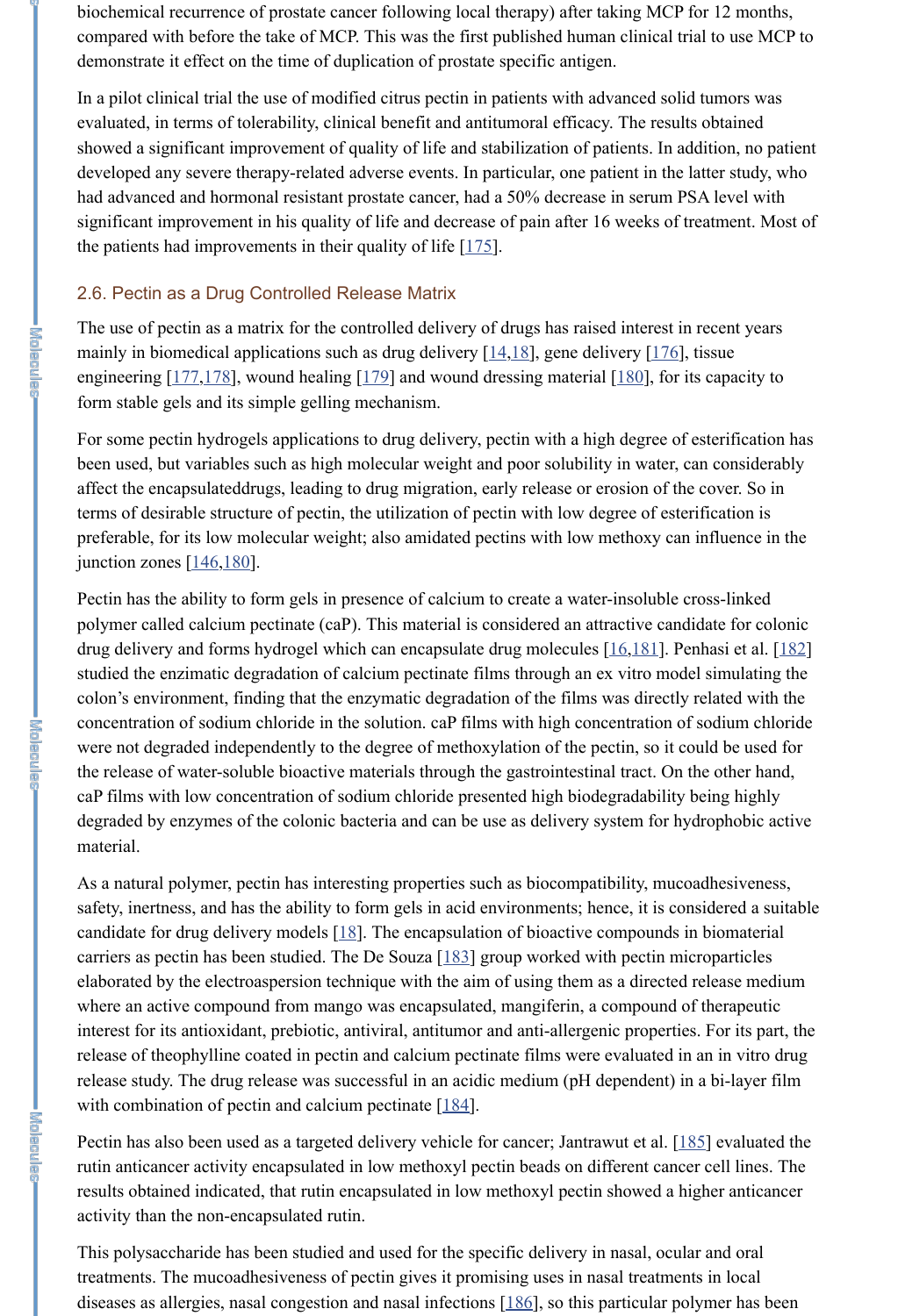biochemical recurrence of prostate cancer following local therapy) after taking MCP for 12 months, compared with before the take of MCP. This was the first published human clinical trial to use MCP to demonstrate it effect on the time of duplication of prostate specific antigen.

In a pilot clinical trial the use of modified citrus pectin in patients with advanced solid tumors was evaluated, in terms of tolerability, clinical benefit and antitumoral efficacy. The results obtained showed a significant improvement of quality of life and stabilization of patients. In addition, no patient developed any severe therapy-related adverse events. In particular, one patient in the latter study, who had advanced and hormonal resistant prostate cancer, had a 50% decrease in serum PSA level with significant improvement in his quality of life and decrease of pain after 16 weeks of treatment. Most of the patients had improvements in their quality of life [175].

### 2.6. Pectin as a Drug Controlled Release Matrix

The use of pectin as a matrix for the controlled delivery of drugs has raised interest in recent years mainly in biomedical applications such as drug delivery [14,18], gene delivery [176], tissue engineering [177,178], wound healing [179] and wound dressing material [180], for its capacity to form stable gels and its simple gelling mechanism.

For some pectin hydrogels applications to drug delivery, pectin with a high degree of esterification has been used, but variables such as high molecular weight and poor solubility in water, can considerably affect the encapsulateddrugs, leading to drug migration, early release or erosion of the cover. So in terms of desirable structure of pectin, the utilization of pectin with low degree of esterification is preferable, for its low molecular weight; also amidated pectins with low methoxy can influence in the junction zones [146,180].

Pectin has the ability to form gels in presence of calcium to create a water-insoluble cross-linked polymer called calcium pectinate (caP). This material is considered an attractive candidate for colonic drug delivery and forms hydrogel which can encapsulate drug molecules [16,181]. Penhasi et al. [182] studied the enzimatic degradation of calcium pectinate films through an ex vitro model simulating the colon's environment, finding that the enzymatic degradation of the films was directly related with the concentration of sodium chloride in the solution. caP films with high concentration of sodium chloride were not degraded independently to the degree of methoxylation of the pectin, so it could be used for the release of water-soluble bioactive materials through the gastrointestinal tract. On the other hand, caP films with low concentration of sodium chloride presented high biodegradability being highly degraded by enzymes of the colonic bacteria and can be use as delivery system for hydrophobic active material.

As a natural polymer, pectin has interesting properties such as biocompatibility, mucoadhesiveness, safety, inertness, and has the ability to form gels in acid environments; hence, it is considered a suitable candidate for drug delivery models [18]. The encapsulation of bioactive compounds in biomaterial carriers as pectin has been studied. The De Souza [183] group worked with pectin microparticles elaborated by the electroaspersion technique with the aim of using them as a directed release medium where an active compound from mango was encapsulated, mangiferin, a compound of therapeutic interest for its antioxidant, prebiotic, antiviral, antitumor and anti-allergenic properties. For its part, the release of theophylline coated in pectin and calcium pectinate films were evaluated in an in vitro drug release study. The drug release was successful in an acidic medium (pH dependent) in a bi-layer film with combination of pectin and calcium pectinate [184].

Pectin has also been used as a targeted delivery vehicle for cancer; Jantrawut et al. [185] evaluated the rutin anticancer activity encapsulated in low methoxyl pectin beads on different cancer cell lines. The results obtained indicated, that rutin encapsulated in low methoxyl pectin showed a higher anticancer activity than the non-encapsulated rutin.

This polysaccharide has been studied and used for the specific delivery in nasal, ocular and oral treatments. The mucoadhesiveness of pectin gives it promising uses in nasal treatments in local diseases as allergies, nasal congestion and nasal infections [186], so this particular polymer has been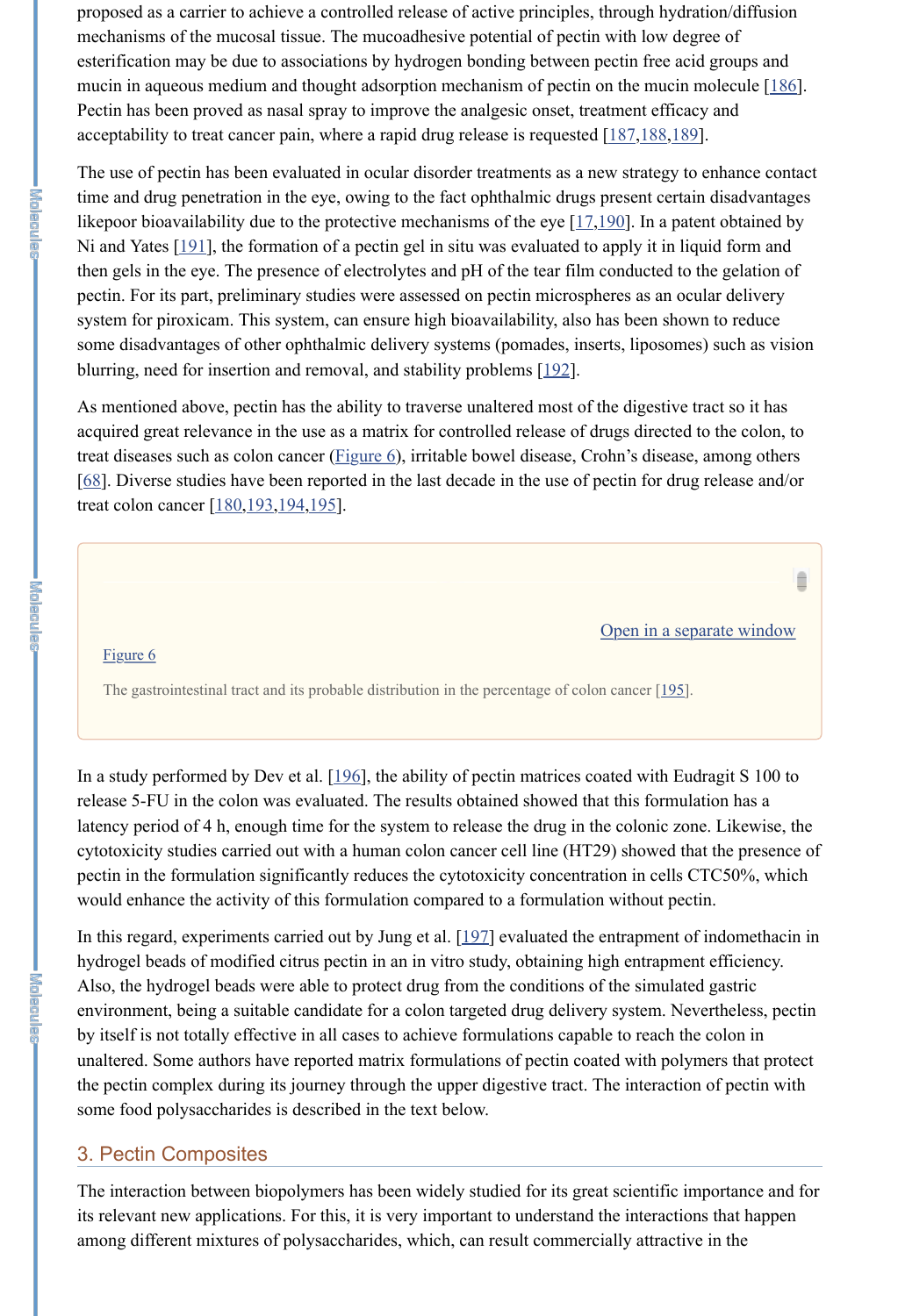proposed as a carrier to achieve a controlled release of active principles, through hydration/diffusion mechanisms of the mucosal tissue. The mucoadhesive potential of pectin with low degree of esterification may be due to associations by hydrogen bonding between pectin free acid groups and mucin in aqueous medium and thought adsorption mechanism of pectin on the mucin molecule [186]. Pectin has been proved as nasal spray to improve the analgesic onset, treatment efficacy and acceptability to treat cancer pain, where a rapid drug release is requested [187,188,189].

The use of pectin has been evaluated in ocular disorder treatments as a new strategy to enhance contact time and drug penetration in the eye, owing to the fact ophthalmic drugs present certain disadvantages likepoor bioavailability due to the protective mechanisms of the eye [17,190]. In a patent obtained by Ni and Yates [191], the formation of a pectin gel in situ was evaluated to apply it in liquid form and then gels in the eye. The presence of electrolytes and pH of the tear film conducted to the gelation of pectin. For its part, preliminary studies were assessed on pectin microspheres as an ocular delivery system for piroxicam. This system, can ensure high bioavailability, also has been shown to reduce some disadvantages of other ophthalmic delivery systems (pomades, inserts, liposomes) such as vision blurring, need for insertion and removal, and stability problems [192].

As mentioned above, pectin has the ability to traverse unaltered most of the digestive tract so it has acquired great relevance in the use as a matrix for controlled release of drugs directed to the colon, to treat diseases such as colon cancer (Figure 6), irritable bowel disease, Crohn's disease, among others [68]. Diverse studies have been reported in the last decade in the use of pectin for drug release and/or treat colon cancer [180,193,194,195].

Open in a separate window

Figure 6

The gastrointestinal tract and its probable distribution in the percentage of colon cancer [195].

In a study performed by Dev et al. [196], the ability of pectin matrices coated with Eudragit S 100 to release 5-FU in the colon was evaluated. The results obtained showed that this formulation has a latency period of 4 h, enough time for the system to release the drug in the colonic zone. Likewise, the cytotoxicity studies carried out with a human colon cancer cell line (HT29) showed that the presence of pectin in the formulation significantly reduces the cytotoxicity concentration in cells CTC50%, which would enhance the activity of this formulation compared to a formulation without pectin.

In this regard, experiments carried out by Jung et al. [197] evaluated the entrapment of indomethacin in hydrogel beads of modified citrus pectin in an in vitro study, obtaining high entrapment efficiency. Also, the hydrogel beads were able to protect drug from the conditions of the simulated gastric environment, being a suitable candidate for a colon targeted drug delivery system. Nevertheless, pectin by itself is not totally effective in all cases to achieve formulations capable to reach the colon in unaltered. Some authors have reported matrix formulations of pectin coated with polymers that protect the pectin complex during its journey through the upper digestive tract. The interaction of pectin with some food polysaccharides is described in the text below.

## 3. Pectin Composites

The interaction between biopolymers has been widely studied for its great scientific importance and for its relevant new applications. For this, it is very important to understand the interactions that happen among different mixtures of polysaccharides, which, can result commercially attractive in the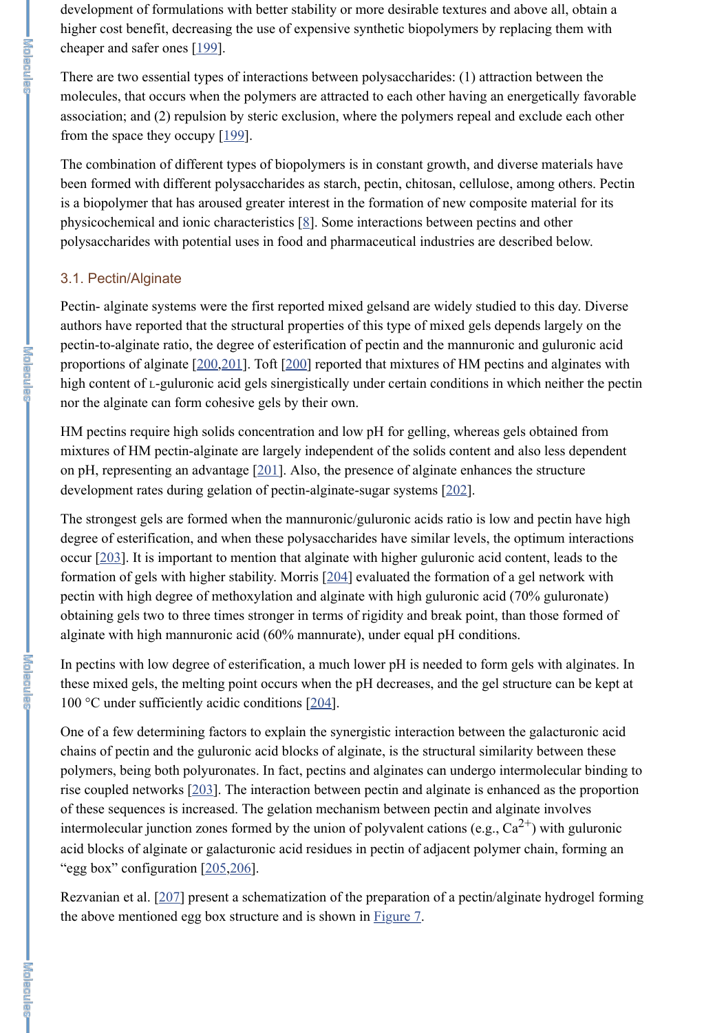development of formulations with better stability or more desirable textures and above all, obtain a higher cost benefit, decreasing the use of expensive synthetic biopolymers by replacing them with cheaper and safer ones [199].

There are two essential types of interactions between polysaccharides: (1) attraction between the molecules, that occurs when the polymers are attracted to each other having an energetically favorable association; and (2) repulsion by steric exclusion, where the polymers repeal and exclude each other from the space they occupy [199].

The combination of different types of biopolymers is in constant growth, and diverse materials have been formed with different polysaccharides as starch, pectin, chitosan, cellulose, among others. Pectin is a biopolymer that has aroused greater interest in the formation of new composite material for its physicochemical and ionic characteristics [8]. Some interactions between pectins and other polysaccharides with potential uses in food and pharmaceutical industries are described below.

### 3.1. Pectin/Alginate

Pectin- alginate systems were the first reported mixed gelsand are widely studied to this day. Diverse authors have reported that the structural properties of this type of mixed gels depends largely on the pectin-to-alginate ratio, the degree of esterification of pectin and the mannuronic and guluronic acid proportions of alginate [200,201]. Toft [200] reported that mixtures of HM pectins and alginates with high content of L-guluronic acid gels synergistically under certain conditions in which neither the pectin nor the alginate can form cohesive gels by their own.

HM pectins require high solids concentration and low pH for gelling, whereas gels obtained from mixtures of HM pectin-alginate are largely independent of the solids content and also less dependent on pH, representing an advantage [201]. Also, the presence of alginate enhances the structure development rates during gelation of pectin-alginate-sugar systems [202].

The strongest gels are formed when the mannuronic/guluronic acids ratio is low and pectin have high degree of esterification, and when these polysaccharides have similar levels, the optimum interactions occur [203]. It is important to mention that alginate with higher guluronic acid content, leads to the formation of gels with higher stability. Morris [204] evaluated the formation of a gel network with pectin with high degree of methoxylation and alginate with high guluronic acid (70% guluronate) obtaining gels two to three times stronger in terms of rigidity and break point, than those formed of alginate with high mannuronic acid (60% mannurate), under equal pH conditions.

In pectins with low degree of esterification, a much lower pH is needed to form gels with alginates. In these mixed gels, the melting point occurs when the pH decreases, and the gel structure can be kept at 100 °C under sufficiently acidic conditions [204].

One of a few determining factors to explain the synergistic interaction between the galacturonic acid chains of pectin and the guluronic acid blocks of alginate, is the structural similarity between these polymers, being both polyuronates. In fact, pectins and alginates can undergo intermolecular binding to rise coupled networks [203]. The interaction between pectin and alginate is enhanced as the proportion of these sequences is increased. The gelation mechanism between pectin and alginate involves intermolecular junction zones formed by the union of polyvalent cations (e.g., $Ca^{2+}$) with guluronic acid blocks of alginate or galacturonic acid residues in pectin of adjacent polymer chain, forming an "egg box" configuration [205,206].

Rezvanian et al. [207] present a schematization of the preparation of a pectin/alginate hydrogel forming the above mentioned egg box structure and is shown in Figure 7.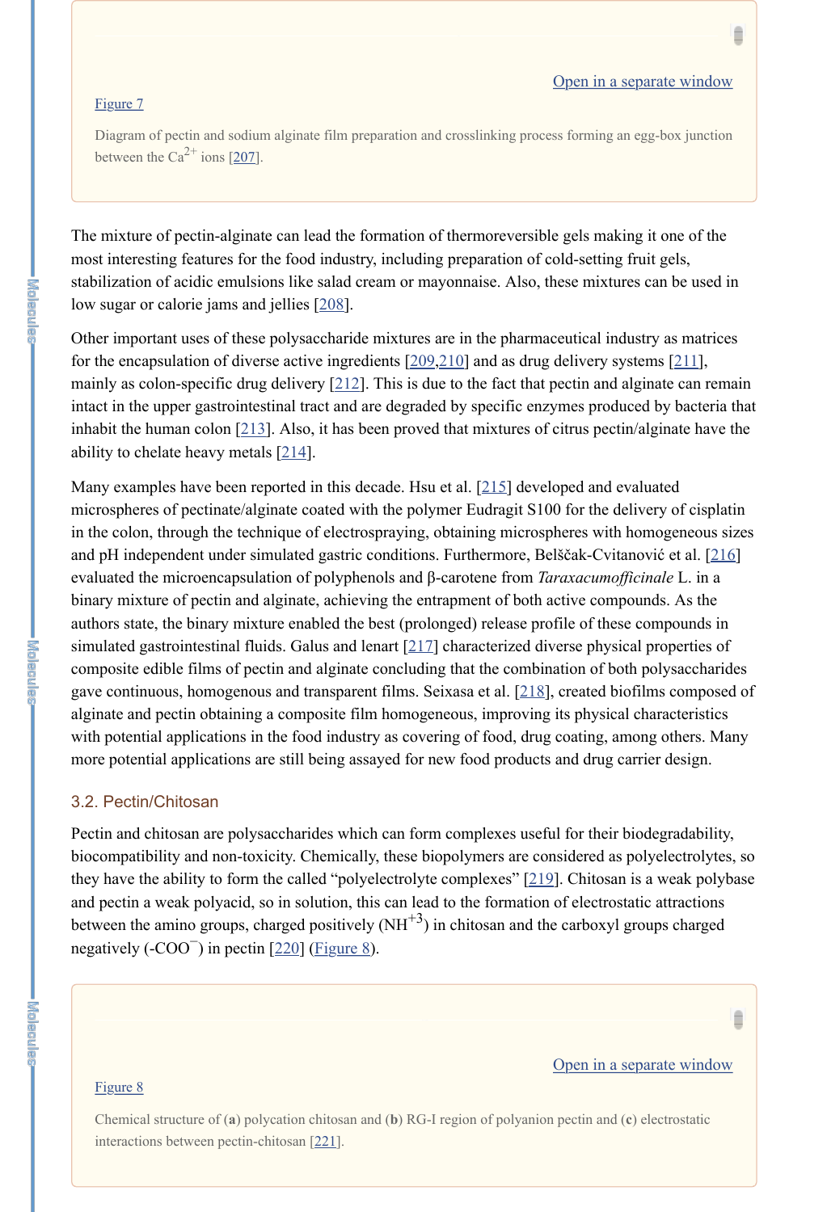Figure 7

Diagram of pectin and sodium alginate film preparation and crosslinking process forming an egg-box junction between the $Ca^{2+}$ ions [207].

The mixture of pectin-alginate can lead the formation of thermoreversible gels making it one of the most interesting features for the food industry, including preparation of cold-setting fruit gels, stabilization of acidic emulsions like salad cream or mayonnaise. Also, these mixtures can be used in low sugar or calorie jams and jellies [208].

Other important uses of these polysaccharide mixtures are in the pharmaceutical industry as matrices for the encapsulation of diverse active ingredients [209,210] and as drug delivery systems [211], mainly as colon-specific drug delivery [212]. This is due to the fact that pectin and alginate can remain intact in the upper gastrointestinal tract and are degraded by specific enzymes produced by bacteria that inhabit the human colon [213]. Also, it has been proved that mixtures of citrus pectin/alginate have the ability to chelate heavy metals [214].

Many examples have been reported in this decade. Hsu et al. [215] developed and evaluated microspheres of pectinate/alginate coated with the polymer Eudragit S100 for the delivery of cisplatin in the colon, through the technique of electrospraying, obtaining microspheres with homogeneous sizes and pH independent under simulated gastric conditions. Furthermore, Belščak-Cvitanović et al. [216] evaluated the microencapsulation of polyphenols and β-carotene from *Taraxacumofficinale* L. in a binary mixture of pectin and alginate, achieving the entrapment of both active compounds. As the authors state, the binary mixture enabled the best (prolonged) release profile of these compounds in simulated gastrointestinal fluids. Galus and lenart [217] characterized diverse physical properties of composite edible films of pectin and alginate concluding that the combination of both polysaccharides gave continuous, homogenous and transparent films. Seixasa et al. [218], created biofilms composed of alginate and pectin obtaining a composite film homogeneous, improving its physical characteristics with potential applications in the food industry as covering of food, drug coating, among others. Many more potential applications are still being assayed for new food products and drug carrier design.

### 3.2. Pectin/Chitosan

Pectin and chitosan are polysaccharides which can form complexes useful for their biodegradability, biocompatibility and non-toxicity. Chemically, these biopolymers are considered as polyelectrolytes, so they have the ability to form the called "polyelectrolyte complexes" [219]. Chitosan is a weak polybase and pectin a weak polyacid, so in solution, this can lead to the formation of electrostatic attractions between the amino groups, charged positively ($NH^{+3}$) in chitosan and the carboxyl groups charged negatively ($-COO^{-}$) in pectin [220] (Figure 8).

Figure 8

Chemical structure of (**a**) polycation chitosan and (**b**) RG-I region of polyanion pectin and (**c**) electrostatic interactions between pectin-chitosan [221].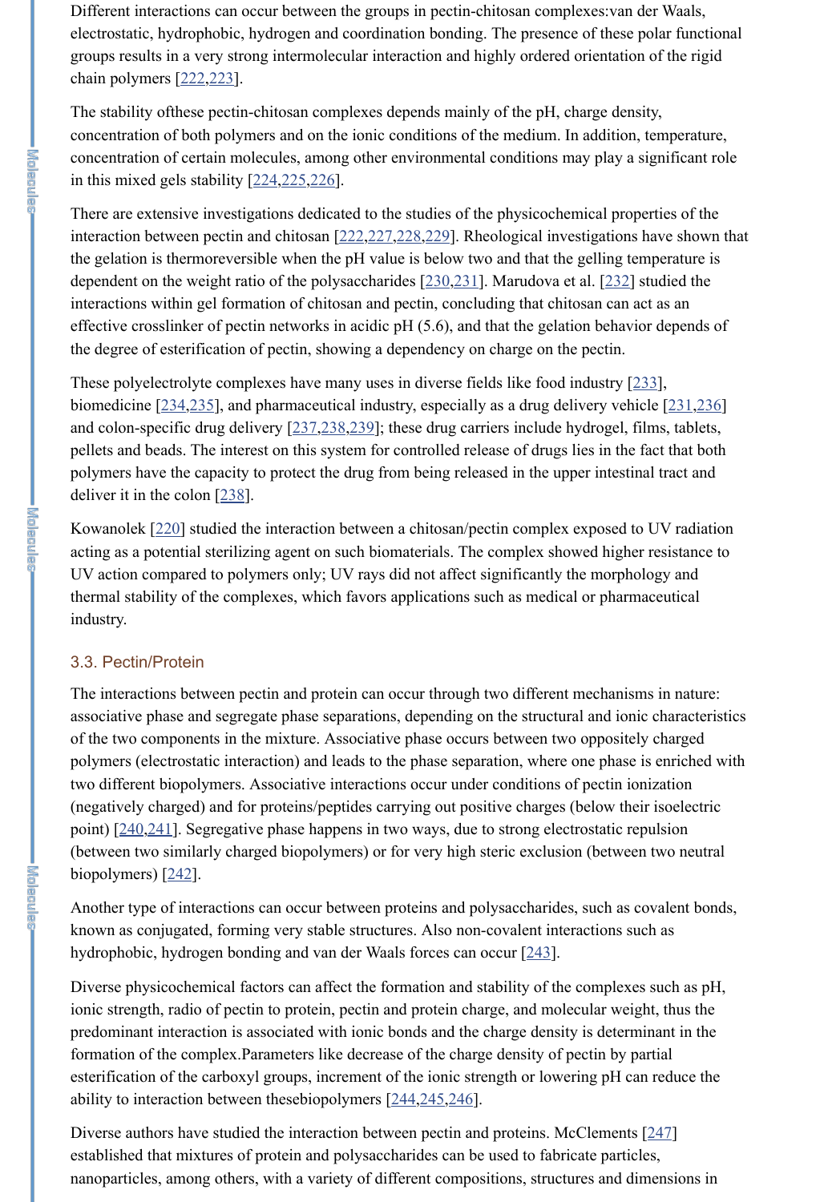Different interactions can occur between the groups in pectin-chitosan complexes:van der Waals, electrostatic, hydrophobic, hydrogen and coordination bonding. The presence of these polar functional groups results in a very strong intermolecular interaction and highly ordered orientation of the rigid chain polymers [222,223].

The stability ofthese pectin-chitosan complexes depends mainly of the pH, charge density, concentration of both polymers and on the ionic conditions of the medium. In addition, temperature, concentration of certain molecules, among other environmental conditions may play a significant role in this mixed gels stability [224,225,226].

There are extensive investigations dedicated to the studies of the physicochemical properties of the interaction between pectin and chitosan [222,227,228,229]. Rheological investigations have shown that the gelation is thermoreversible when the pH value is below two and that the gelling temperature is dependent on the weight ratio of the polysaccharides [230,231]. Marudova et al. [232] studied the interactions within gel formation of chitosan and pectin, concluding that chitosan can act as an effective crosslinker of pectin networks in acidic pH (5.6), and that the gelation behavior depends of the degree of esterification of pectin, showing a dependency on charge on the pectin.

These polyelectrolyte complexes have many uses in diverse fields like food industry [233], biomedicine [234,235], and pharmaceutical industry, especially as a drug delivery vehicle [231,236] and colon-specific drug delivery [237,238,239]; these drug carriers include hydrogel, films, tablets, pellets and beads. The interest on this system for controlled release of drugs lies in the fact that both polymers have the capacity to protect the drug from being released in the upper intestinal tract and deliver it in the colon [238].

Kowanolek [220] studied the interaction between a chitosan/pectin complex exposed to UV radiation acting as a potential sterilizing agent on such biomaterials. The complex showed higher resistance to UV action compared to polymers only; UV rays did not affect significantly the morphology and thermal stability of the complexes, which favors applications such as medical or pharmaceutical industry.

### 3.3. Pectin/Protein

The interactions between pectin and protein can occur through two different mechanisms in nature: associative phase and segregate phase separations, depending on the structural and ionic characteristics of the two components in the mixture. Associative phase occurs between two oppositely charged polymers (electrostatic interaction) and leads to the phase separation, where one phase is enriched with two different biopolymers. Associative interactions occur under conditions of pectin ionization (negatively charged) and for proteins/peptides carrying out positive charges (below their isoelectric point) [240,241]. Segregative phase happens in two ways, due to strong electrostatic repulsion (between two similarly charged biopolymers) or for very high steric exclusion (between two neutral biopolymers) [242].

Another type of interactions can occur between proteins and polysaccharides, such as covalent bonds, known as conjugated, forming very stable structures. Also non-covalent interactions such as hydrophobic, hydrogen bonding and van der Waals forces can occur [243].

Diverse physicochemical factors can affect the formation and stability of the complexes such as pH, ionic strength, radio of pectin to protein, pectin and protein charge, and molecular weight, thus the predominant interaction is associated with ionic bonds and the charge density is determinant in the formation of the complex.Parameters like decrease of the charge density of pectin by partial esterification of the carboxyl groups, increment of the ionic strength or lowering pH can reduce the ability to interaction between thesebiopolymers [244,245,246].

Diverse authors have studied the interaction between pectin and proteins. McClements [247] established that mixtures of protein and polysaccharides can be used to fabricate particles, nanoparticles, among others, with a variety of different compositions, structures and dimensions in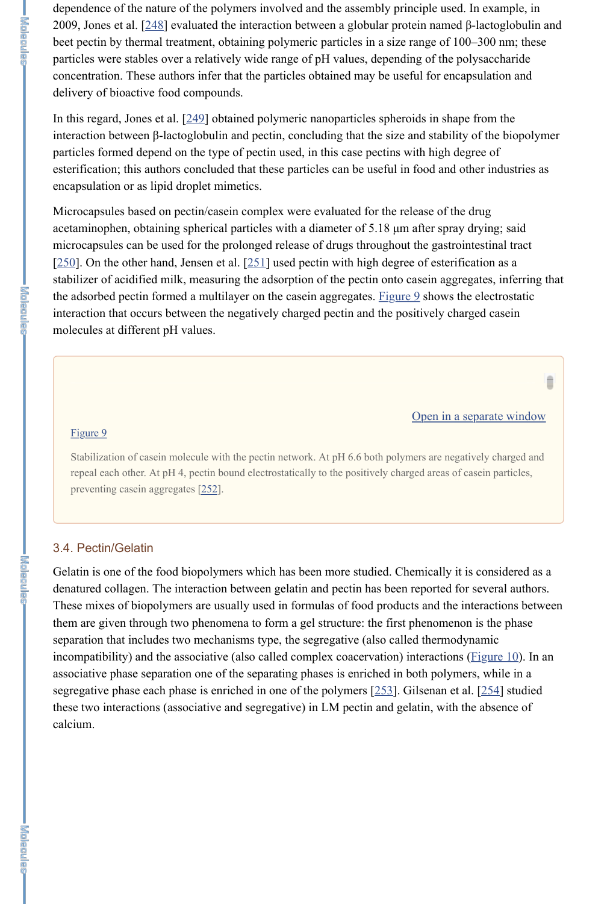dependence of the nature of the polymers involved and the assembly principle used. In example, in 2009, Jones et al. [248] evaluated the interaction between a globular protein named β-lactoglobulin and beet pectin by thermal treatment, obtaining polymeric particles in a size range of 100–300 nm; these particles were stables over a relatively wide range of pH values, depending of the polysaccharide concentration. These authors infer that the particles obtained may be useful for encapsulation and delivery of bioactive food compounds.

In this regard, Jones et al. [249] obtained polymeric nanoparticles spheroids in shape from the interaction between β-lactoglobulin and pectin, concluding that the size and stability of the biopolymer particles formed depend on the type of pectin used, in this case pectins with high degree of esterification; this authors concluded that these particles can be useful in food and other industries as encapsulation or as lipid droplet mimetics.

Microcapsules based on pectin/casein complex were evaluated for the release of the drug acetaminophen, obtaining spherical particles with a diameter of 5.18 µm after spray drying; said microcapsules can be used for the prolonged release of drugs throughout the gastrointestinal tract [250]. On the other hand, Jensen et al. [251] used pectin with high degree of esterification as a stabilizer of acidified milk, measuring the adsorption of the pectin onto casein aggregates, inferring that the adsorbed pectin formed a multilayer on the casein aggregates. Figure 9 shows the electrostatic interaction that occurs between the negatively charged pectin and the positively charged casein molecules at different pH values.

Open in a separate window

Figure 9

Stabilization of casein molecule with the pectin network. At pH 6.6 both polymers are negatively charged and repeal each other. At pH 4, pectin bound electrostatically to the positively charged areas of casein particles, preventing casein aggregates [252].

### 3.4. Pectin/Gelatin

Gelatin is one of the food biopolymers which has been more studied. Chemically it is considered as a denatured collagen. The interaction between gelatin and pectin has been reported for several authors. These mixes of biopolymers are usually used in formulas of food products and the interactions between them are given through two phenomena to form a gel structure: the first phenomenon is the phase separation that includes two mechanisms type, the segregative (also called thermodynamic incompatibility) and the associative (also called complex coacervation) interactions (Figure 10). In an associative phase separation one of the separating phases is enriched in both polymers, while in a segregative phase each phase is enriched in one of the polymers [253]. Gilsenan et al. [254] studied these two interactions (associative and segregative) in LM pectin and gelatin, with the absence of calcium.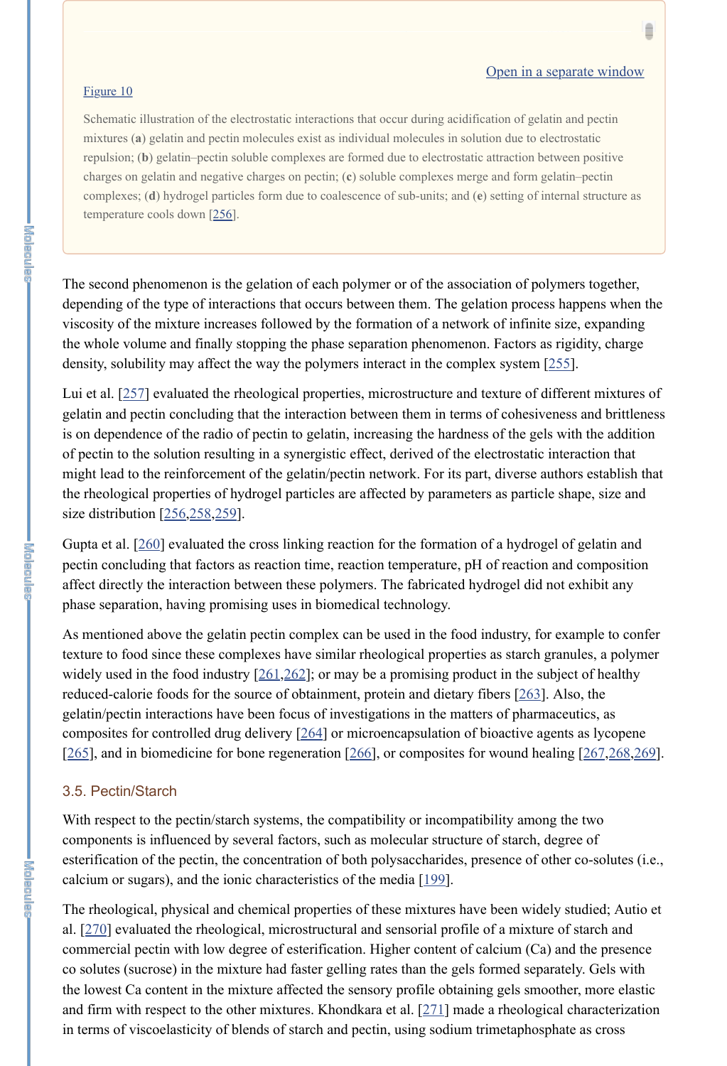Open in a separate window

Figure 10

Schematic illustration of the electrostatic interactions that occur during acidification of gelatin and pectin mixtures (**a**) gelatin and pectin molecules exist as individual molecules in solution due to electrostatic repulsion; (**b**) gelatin–pectin soluble complexes are formed due to electrostatic attraction between positive charges on gelatin and negative charges on pectin; (**c**) soluble complexes merge and form gelatin–pectin complexes; (**d**) hydrogel particles form due to coalescence of sub-units; and (**e**) setting of internal structure as temperature cools down [256].

The second phenomenon is the gelation of each polymer or of the association of polymers together, depending of the type of interactions that occurs between them. The gelation process happens when the viscosity of the mixture increases followed by the formation of a network of infinite size, expanding the whole volume and finally stopping the phase separation phenomenon. Factors as rigidity, charge density, solubility may affect the way the polymers interact in the complex system [255].

Lui et al. [257] evaluated the rheological properties, microstructure and texture of different mixtures of gelatin and pectin concluding that the interaction between them in terms of cohesiveness and brittleness is on dependence of the radio of pectin to gelatin, increasing the hardness of the gels with the addition of pectin to the solution resulting in a synergistic effect, derived of the electrostatic interaction that might lead to the reinforcement of the gelatin/pectin network. For its part, diverse authors establish that the rheological properties of hydrogel particles are affected by parameters as particle shape, size and size distribution [256,258,259].

Gupta et al. [260] evaluated the cross linking reaction for the formation of a hydrogel of gelatin and pectin concluding that factors as reaction time, reaction temperature, pH of reaction and composition affect directly the interaction between these polymers. The fabricated hydrogel did not exhibit any phase separation, having promising uses in biomedical technology.

As mentioned above the gelatin pectin complex can be used in the food industry, for example to confer texture to food since these complexes have similar rheological properties as starch granules, a polymer widely used in the food industry [261,262]; or may be a promising product in the subject of healthy reduced-calorie foods for the source of obtainment, protein and dietary fibers [263]. Also, the gelatin/pectin interactions have been focus of investigations in the matters of pharmaceutics, as composites for controlled drug delivery [264] or microencapsulation of bioactive agents as lycopene [265], and in biomedicine for bone regeneration [266], or composites for wound healing [267,268,269].

### 3.5. Pectin/Starch

With respect to the pectin/starch systems, the compatibility or incompatibility among the two components is influenced by several factors, such as molecular structure of starch, degree of esterification of the pectin, the concentration of both polysaccharides, presence of other co-solutes (i.e., calcium or sugars), and the ionic characteristics of the media [199].

The rheological, physical and chemical properties of these mixtures have been widely studied; Autio et al. [270] evaluated the rheological, microstructural and sensorial profile of a mixture of starch and commercial pectin with low degree of esterification. Higher content of calcium (Ca) and the presence co solutes (sucrose) in the mixture had faster gelling rates than the gels formed separately. Gels with the lowest Ca content in the mixture affected the sensory profile obtaining gels smoother, more elastic and firm with respect to the other mixtures. Khondkara et al. [271] made a rheological characterization in terms of viscoelasticity of blends of starch and pectin, using sodium trimetaphosphate as cross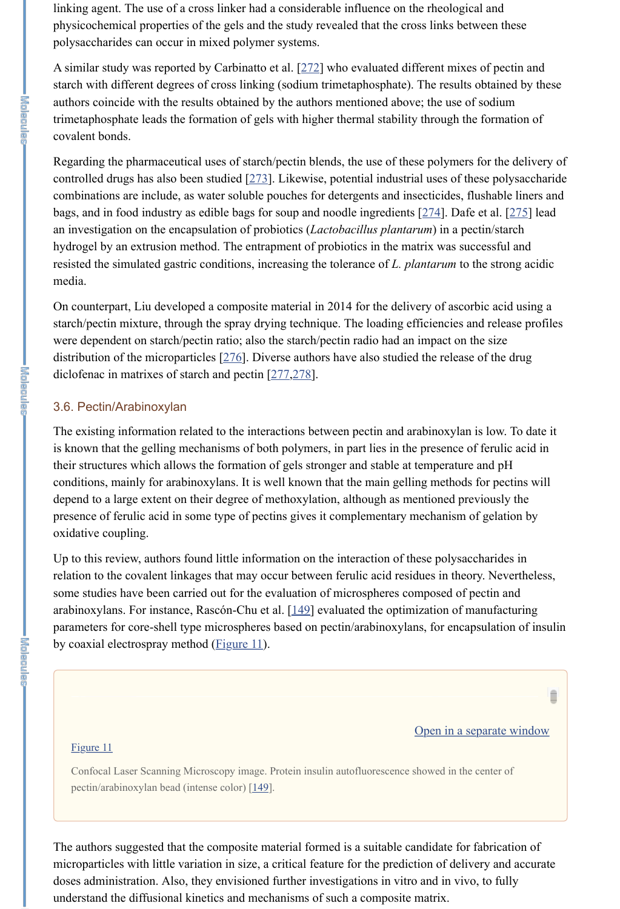linking agent. The use of a cross linker had a considerable influence on the rheological and physicochemical properties of the gels and the study revealed that the cross links between these polysaccharides can occur in mixed polymer systems.

A similar study was reported by Carbinatto et al. [272] who evaluated different mixes of pectin and starch with different degrees of cross linking (sodium trimetaphosphate). The results obtained by these authors coincide with the results obtained by the authors mentioned above; the use of sodium trimetaphosphate leads the formation of gels with higher thermal stability through the formation of covalent bonds.

Regarding the pharmaceutical uses of starch/pectin blends, the use of these polymers for the delivery of controlled drugs has also been studied [273]. Likewise, potential industrial uses of these polysaccharide combinations are include, as water soluble pouches for detergents and insecticides, flushable liners and bags, and in food industry as edible bags for soup and noodle ingredients [274]. Dafe et al. [275] lead an investigation on the encapsulation of probiotics (*Lactobacillus plantarum*) in a pectin/starch hydrogel by an extrusion method. The entrapment of probiotics in the matrix was successful and resisted the simulated gastric conditions, increasing the tolerance of *L. plantarum* to the strong acidic media.

On counterpart, Liu developed a composite material in 2014 for the delivery of ascorbic acid using a starch/pectin mixture, through the spray drying technique. The loading efficiencies and release profiles were dependent on starch/pectin ratio; also the starch/pectin radio had an impact on the size distribution of the microparticles [276]. Diverse authors have also studied the release of the drug diclofenac in matrixes of starch and pectin [277,278].

### 3.6. Pectin/Arabinoxylan

The existing information related to the interactions between pectin and arabinoxylan is low. To date it is known that the gelling mechanisms of both polymers, in part lies in the presence of ferulic acid in their structures which allows the formation of gels stronger and stable at temperature and pH conditions, mainly for arabinoxylans. It is well known that the main gelling methods for pectins will depend to a large extent on their degree of methoxylation, although as mentioned previously the presence of ferulic acid in some type of pectins gives it complementary mechanism of gelation by oxidative coupling.

Up to this review, authors found little information on the interaction of these polysaccharides in relation to the covalent linkages that may occur between ferulic acid residues in theory. Nevertheless, some studies have been carried out for the evaluation of microspheres composed of pectin and arabinoxylans. For instance, Rascón-Chu et al. [149] evaluated the optimization of manufacturing parameters for core-shell type microspheres based on pectin/arabinoxylans, for encapsulation of insulin by coaxial electrospray method (Figure 11).

Figure 11

Confocal Laser Scanning Microscopy image. Protein insulin autofluorescence showed in the center of pectin/arabinoxylan bead (intense color) [149].

The authors suggested that the composite material formed is a suitable candidate for fabrication of microparticles with little variation in size, a critical feature for the prediction of delivery and accurate doses administration. Also, they envisioned further investigations in vitro and in vivo, to fully understand the diffusional kinetics and mechanisms of such a composite matrix.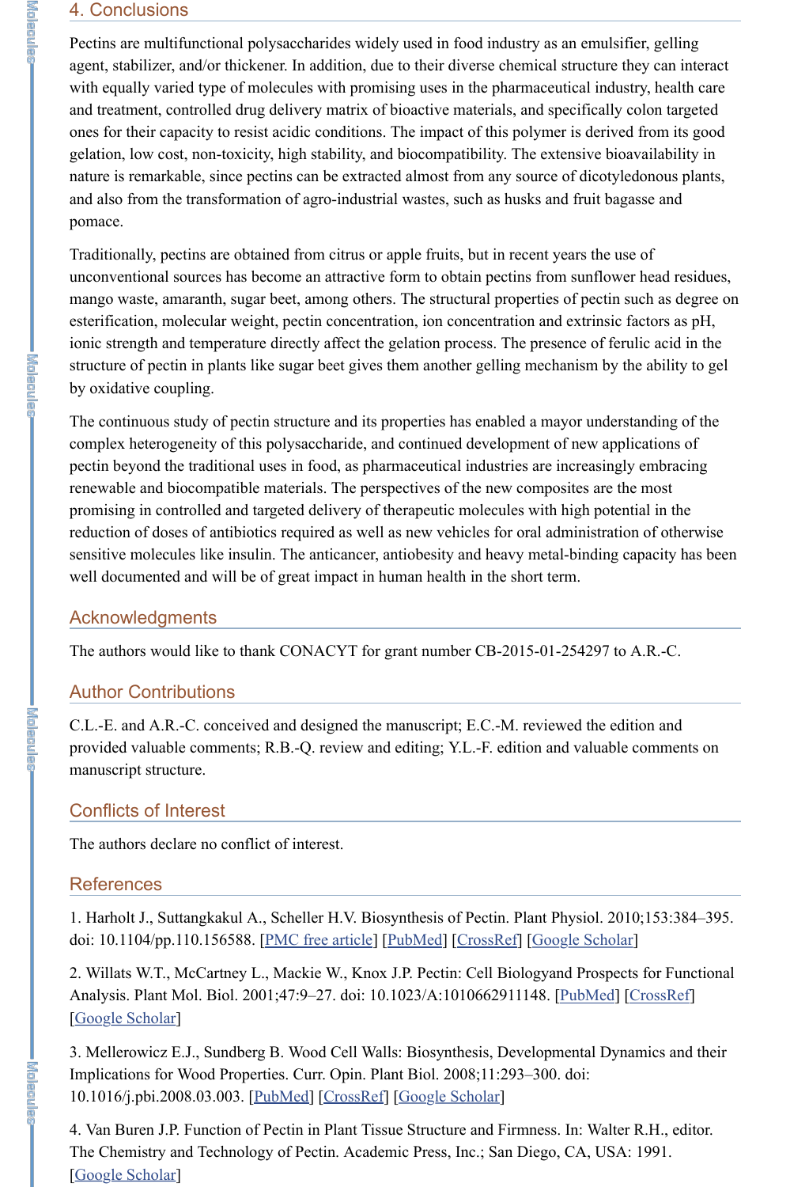## 4. Conclusions

Pectins are multifunctional polysaccharides widely used in food industry as an emulsifier, gelling agent, stabilizer, and/or thickener. In addition, due to their diverse chemical structure they can interact with equally varied type of molecules with promising uses in the pharmaceutical industry, health care and treatment, controlled drug delivery matrix of bioactive materials, and specifically colon targeted ones for their capacity to resist acidic conditions. The impact of this polymer is derived from its good gelation, low cost, non-toxicity, high stability, and biocompatibility. The extensive bioavailability in nature is remarkable, since pectins can be extracted almost from any source of dicotyledonous plants, and also from the transformation of agro-industrial wastes, such as husks and fruit bagasse and pomace.

Traditionally, pectins are obtained from citrus or apple fruits, but in recent years the use of unconventional sources has become an attractive form to obtain pectins from sunflower head residues, mango waste, amaranth, sugar beet, among others. The structural properties of pectin such as degree on esterification, molecular weight, pectin concentration, ion concentration and extrinsic factors as pH, ionic strength and temperature directly affect the gelation process. The presence of ferulic acid in the structure of pectin in plants like sugar beet gives them another gelling mechanism by the ability to gel by oxidative coupling.

The continuous study of pectin structure and its properties has enabled a mayor understanding of the complex heterogeneity of this polysaccharide, and continued development of new applications of pectin beyond the traditional uses in food, as pharmaceutical industries are increasingly embracing renewable and biocompatible materials. The perspectives of the new composites are the most promising in controlled and targeted delivery of therapeutic molecules with high potential in the reduction of doses of antibiotics required as well as new vehicles for oral administration of otherwise sensitive molecules like insulin. The anticancer, antiobesity and heavy metal-binding capacity has been well documented and will be of great impact in human health in the short term.

## Acknowledgments

The authors would like to thank CONACYT for grant number CB-2015-01-254297 to A.R.-C.

## Author Contributions

C.L.-E. and A.R.-C. conceived and designed the manuscript; E.C.-M. reviewed the edition and provided valuable comments; R.B.-Q. review and editing; Y.L.-F. edition and valuable comments on manuscript structure.

## Conflicts of Interest

The authors declare no conflict of interest.

## References

1. Harholt J., Suttangkakul A., Scheller H.V. Biosynthesis of Pectin. Plant Physiol. 2010;153:384–395. doi: 10.1104/pp.110.156588. [PMC free article] [PubMed] [CrossRef] [Google Scholar]

2. Willats W.T., McCartney L., Mackie W., Knox J.P. Pectin: Cell Biologyand Prospects for Functional Analysis. Plant Mol. Biol. 2001;47:9–27. doi: 10.1023/A:1010662911148. [PubMed] [CrossRef] [Google Scholar]

3. Mellerowicz E.J., Sundberg B. Wood Cell Walls: Biosynthesis, Developmental Dynamics and their Implications for Wood Properties. Curr. Opin. Plant Biol. 2008;11:293–300. doi: 10.1016/j.pbi.2008.03.003. [PubMed] [CrossRef] [Google Scholar]

4. Van Buren J.P. Function of Pectin in Plant Tissue Structure and Firmness. In: Walter R.H., editor. The Chemistry and Technology of Pectin. Academic Press, Inc.; San Diego, CA, USA: 1991. [Google Scholar]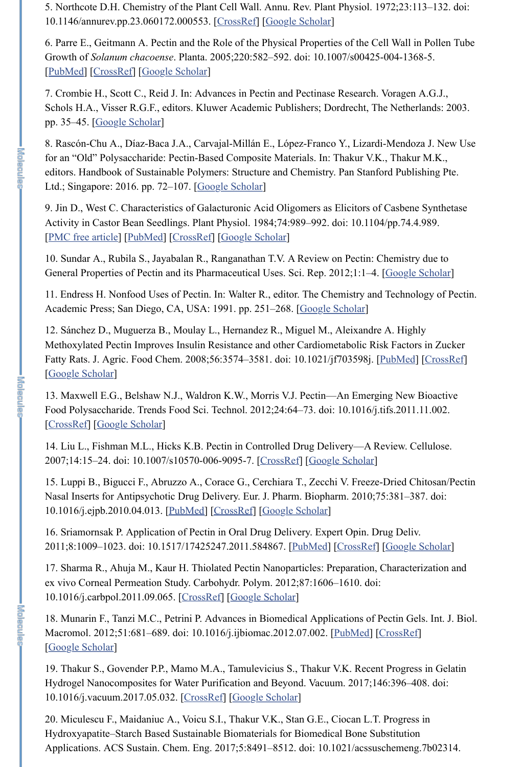5. Northcote D.H. Chemistry of the Plant Cell Wall. Annu. Rev. Plant Physiol. 1972;23:113–132. doi: 10.1146/annurev.pp.23.060172.000553. [CrossRef] [Google Scholar]

6. Parre E., Geitmann A. Pectin and the Role of the Physical Properties of the Cell Wall in Pollen Tube Growth of *Solanum chacoense*. Planta. 2005;220:582–592. doi: 10.1007/s00425-004-1368-5. [PubMed] [CrossRef] [Google Scholar]

7. Crombie H., Scott C., Reid J. In: Advances in Pectin and Pectinase Research. Voragen A.G.J., Schols H.A., Visser R.G.F., editors. Kluwer Academic Publishers; Dordrecht, The Netherlands: 2003. pp. 35–45. [Google Scholar]

8. Rascón-Chu A., Díaz-Baca J.A., Carvajal-Millán E., López-Franco Y., Lizardi-Mendoza J. New Use for an "Old" Polysaccharide: Pectin-Based Composite Materials. In: Thakur V.K., Thakur M.K., editors. Handbook of Sustainable Polymers: Structure and Chemistry. Pan Stanford Publishing Pte. Ltd.; Singapore: 2016. pp. 72–107. [Google Scholar]

9. Jin D., West C. Characteristics of Galacturonic Acid Oligomers as Elicitors of Casbene Synthetase Activity in Castor Bean Seedlings. Plant Physiol. 1984;74:989–992. doi: 10.1104/pp.74.4.989. [PMC free article] [PubMed] [CrossRef] [Google Scholar]

10. Sundar A., Rubila S., Jayabalan R., Ranganathan T.V. A Review on Pectin: Chemistry due to General Properties of Pectin and its Pharmaceutical Uses. Sci. Rep. 2012;1:1–4. [Google Scholar]

11. Endress H. Nonfood Uses of Pectin. In: Walter R., editor. The Chemistry and Technology of Pectin. Academic Press; San Diego, CA, USA: 1991. pp. 251–268. [Google Scholar]

12. Sánchez D., Muguerza B., Moulay L., Hernandez R., Miguel M., Aleixandre A. Highly Methoxylated Pectin Improves Insulin Resistance and other Cardiometabolic Risk Factors in Zucker Fatty Rats. J. Agric. Food Chem. 2008;56:3574–3581. doi: 10.1021/jf703598j. [PubMed] [CrossRef] [Google Scholar]

13. Maxwell E.G., Belshaw N.J., Waldron K.W., Morris V.J. Pectin—An Emerging New Bioactive Food Polysaccharide. Trends Food Sci. Technol. 2012;24:64–73. doi: 10.1016/j.tifs.2011.11.002. [CrossRef] [Google Scholar]

14. Liu L., Fishman M.L., Hicks K.B. Pectin in Controlled Drug Delivery—A Review. Cellulose. 2007;14:15–24. doi: 10.1007/s10570-006-9095-7. [CrossRef] [Google Scholar]

15. Luppi B., Bigucci F., Abruzzo A., Corace G., Cerchiara T., Zecchi V. Freeze-Dried Chitosan/Pectin Nasal Inserts for Antipsychotic Drug Delivery. Eur. J. Pharm. Biopharm. 2010;75:381–387. doi: 10.1016/j.ejpb.2010.04.013. [PubMed] [CrossRef] [Google Scholar]

16. Sriamornsak P. Application of Pectin in Oral Drug Delivery. Expert Opin. Drug Deliv. 2011;8:1009–1023. doi: 10.1517/17425247.2011.584867. [PubMed] [CrossRef] [Google Scholar]

17. Sharma R., Ahuja M., Kaur H. Thiolated Pectin Nanoparticles: Preparation, Characterization and ex vivo Corneal Permeation Study. Carbohydr. Polym. 2012;87:1606–1610. doi: 10.1016/j.carbpol.2011.09.065. [CrossRef] [Google Scholar]

18. Munarin F., Tanzi M.C., Petrini P. Advances in Biomedical Applications of Pectin Gels. Int. J. Biol. Macromol. 2012;51:681–689. doi: 10.1016/j.ijbiomac.2012.07.002. [PubMed] [CrossRef] [Google Scholar]

19. Thakur S., Govender P.P., Mamo M.A., Tamulevicius S., Thakur V.K. Recent Progress in Gelatin Hydrogel Nanocomposites for Water Purification and Beyond. Vacuum. 2017;146:396–408. doi: 10.1016/j.vacuum.2017.05.032. [CrossRef] [Google Scholar]

20. Miculescu F., Maidaniuc A., Voicu S.I., Thakur V.K., Stan G.E., Ciocan L.T. Progress in Hydroxyapatite–Starch Based Sustainable Biomaterials for Biomedical Bone Substitution Applications. ACS Sustain. Chem. Eng. 2017;5:8491–8512. doi: 10.1021/acssuschemeng.7b02314.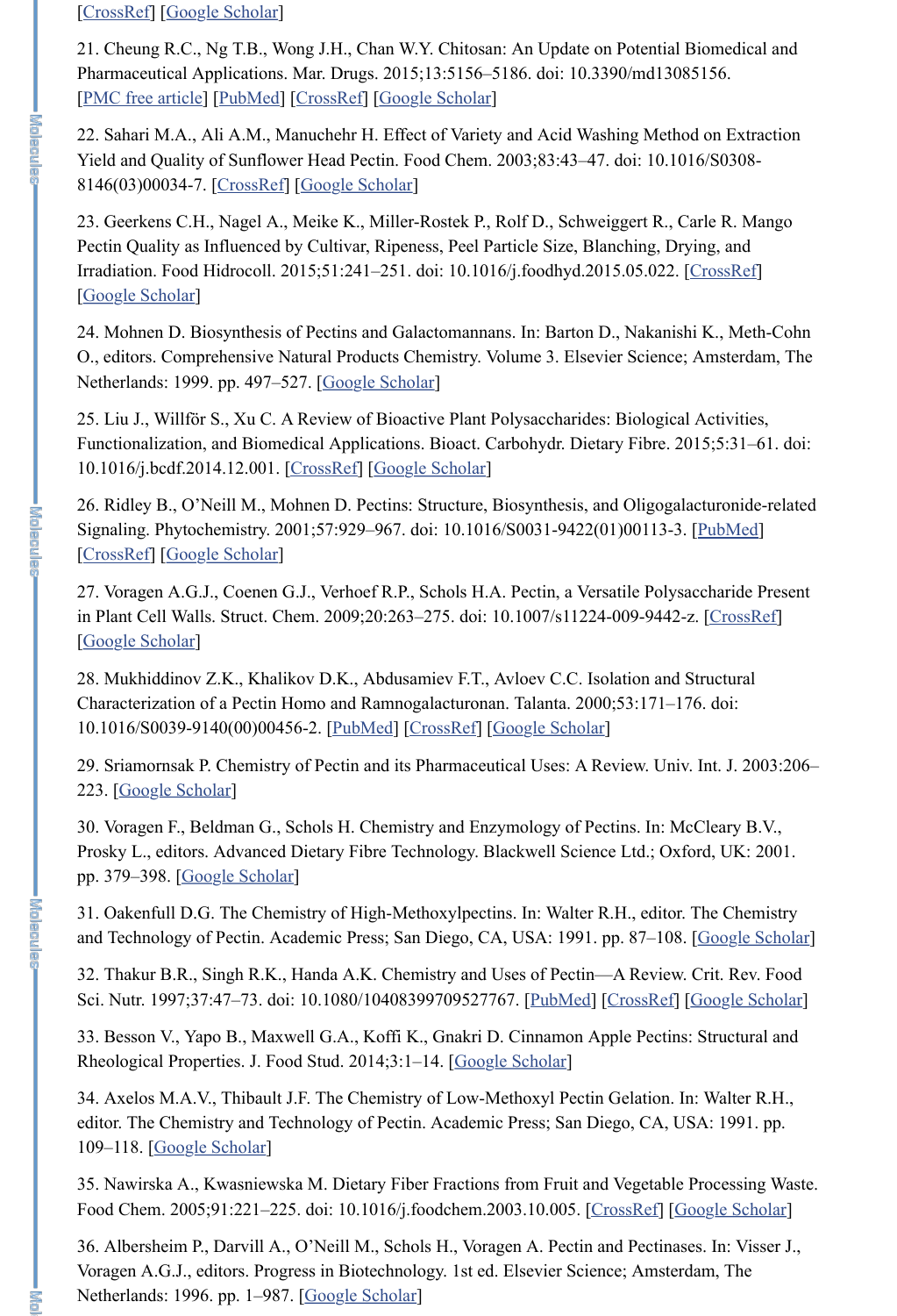[CrossRef] [Google Scholar]

21. Cheung R.C., Ng T.B., Wong J.H., Chan W.Y. Chitosan: An Update on Potential Biomedical and Pharmaceutical Applications. Mar. Drugs. 2015;13:5156–5186. doi: 10.3390/md13085156. [PMC free article] [PubMed] [CrossRef] [Google Scholar]

22. Sahari M.A., Ali A.M., Manuchehr H. Effect of Variety and Acid Washing Method on Extraction Yield and Quality of Sunflower Head Pectin. Food Chem. 2003;83:43–47. doi: 10.1016/S0308-8146(03)00034-7. [CrossRef] [Google Scholar]

23. Geerkens C.H., Nagel A., Meike K., Miller-Rostek P., Rolf D., Schweiggert R., Carle R. Mango Pectin Quality as Influenced by Cultivar, Ripeness, Peel Particle Size, Blanching, Drying, and Irradiation. Food Hidrocoll. 2015;51:241–251. doi: 10.1016/j.foodhyd.2015.05.022. [CrossRef] [Google Scholar]

24. Mohnen D. Biosynthesis of Pectins and Galactomannans. In: Barton D., Nakanishi K., Meth-Cohn O., editors. Comprehensive Natural Products Chemistry. Volume 3. Elsevier Science; Amsterdam, The Netherlands: 1999. pp. 497–527. [Google Scholar]

25. Liu J., Willför S., Xu C. A Review of Bioactive Plant Polysaccharides: Biological Activities, Functionalization, and Biomedical Applications. Bioact. Carbohydr. Dietary Fibre. 2015;5:31–61. doi: 10.1016/j.bcdf.2014.12.001. [CrossRef] [Google Scholar]

26. Ridley B., O'Neill M., Mohnen D. Pectins: Structure, Biosynthesis, and Oligogalacturonide-related Signaling. Phytochemistry. 2001;57:929–967. doi: 10.1016/S0031-9422(01)00113-3. [PubMed] [CrossRef] [Google Scholar]

27. Voragen A.G.J., Coenen G.J., Verhoef R.P., Schols H.A. Pectin, a Versatile Polysaccharide Present in Plant Cell Walls. Struct. Chem. 2009;20:263–275. doi: 10.1007/s11224-009-9442-z. [CrossRef] [Google Scholar]

28. Mukhiddinov Z.K., Khalikov D.K., Abdusamiev F.T., Avloev C.C. Isolation and Structural Characterization of a Pectin Homo and Ramnogalacturonan. Talanta. 2000;53:171–176. doi: 10.1016/S0039-9140(00)00456-2. [PubMed] [CrossRef] [Google Scholar]

29. Sriamornsak P. Chemistry of Pectin and its Pharmaceutical Uses: A Review. Univ. Int. J. 2003:206–223. [Google Scholar]

30. Voragen F., Beldman G., Schols H. Chemistry and Enzymology of Pectins. In: McCleary B.V., Prosky L., editors. Advanced Dietary Fibre Technology. Blackwell Science Ltd.; Oxford, UK: 2001. pp. 379–398. [Google Scholar]

31. Oakenfull D.G. The Chemistry of High-Methoxylpectins. In: Walter R.H., editor. The Chemistry and Technology of Pectin. Academic Press; San Diego, CA, USA: 1991. pp. 87–108. [Google Scholar]

32. Thakur B.R., Singh R.K., Handa A.K. Chemistry and Uses of Pectin—A Review. Crit. Rev. Food Sci. Nutr. 1997;37:47–73. doi: 10.1080/10408399709527767. [PubMed] [CrossRef] [Google Scholar]

33. Besson V., Yapo B., Maxwell G.A., Koffi K., Gnakri D. Cinnamon Apple Pectins: Structural and Rheological Properties. J. Food Stud. 2014;3:1–14. [Google Scholar]

34. Axelos M.A.V., Thibault J.F. The Chemistry of Low-Methoxyl Pectin Gelation. In: Walter R.H., editor. The Chemistry and Technology of Pectin. Academic Press; San Diego, CA, USA: 1991. pp. 109–118. [Google Scholar]

35. Nawirska A., Kwasniewska M. Dietary Fiber Fractions from Fruit and Vegetable Processing Waste. Food Chem. 2005;91:221–225. doi: 10.1016/j.foodchem.2003.10.005. [CrossRef] [Google Scholar]

36. Albersheim P., Darvill A., O'Neill M., Schols H., Voragen A. Pectin and Pectinases. In: Visser J., Voragen A.G.J., editors. Progress in Biotechnology. 1st ed. Elsevier Science; Amsterdam, The Netherlands: 1996. pp. 1–987. [Google Scholar]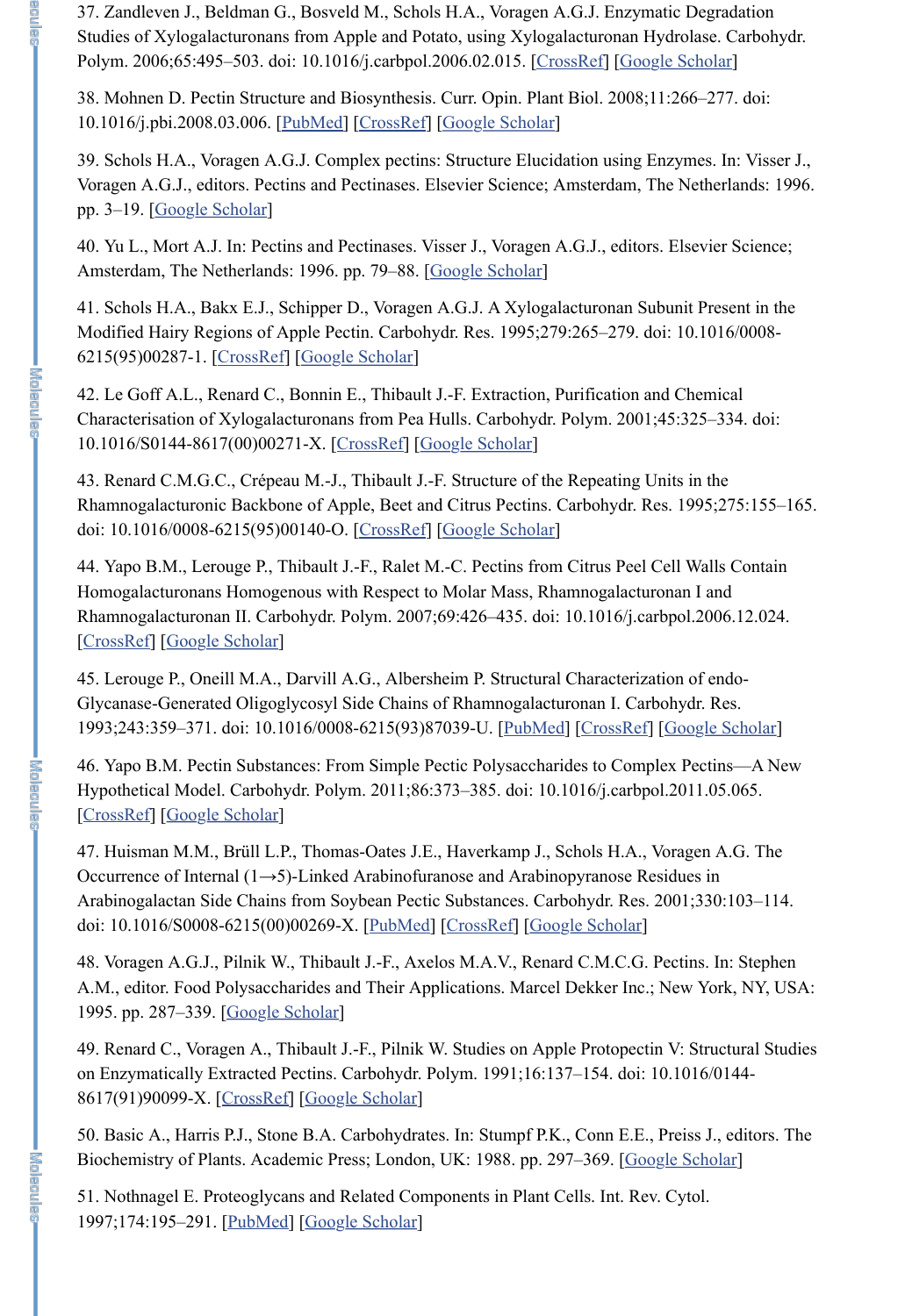37. Zandleven J., Beldman G., Bosveld M., Schols H.A., Voragen A.G.J. Enzymatic Degradation Studies of Xylogalacturonans from Apple and Potato, using Xylogalacturonan Hydrolase. Carbohydr. Polym. 2006;65:495–503. doi: 10.1016/j.carbpol.2006.02.015. [CrossRef] [Google Scholar]

38. Mohnen D. Pectin Structure and Biosynthesis. Curr. Opin. Plant Biol. 2008;11:266–277. doi: 10.1016/j.pbi.2008.03.006. [PubMed] [CrossRef] [Google Scholar]

39. Schols H.A., Voragen A.G.J. Complex pectins: Structure Elucidation using Enzymes. In: Visser J., Voragen A.G.J., editors. Pectins and Pectinases. Elsevier Science; Amsterdam, The Netherlands: 1996. pp. 3–19. [Google Scholar]

40. Yu L., Mort A.J. In: Pectins and Pectinases. Visser J., Voragen A.G.J., editors. Elsevier Science; Amsterdam, The Netherlands: 1996. pp. 79–88. [Google Scholar]

41. Schols H.A., Bakx E.J., Schipper D., Voragen A.G.J. A Xylogalacturonan Subunit Present in the Modified Hairy Regions of Apple Pectin. Carbohydr. Res. 1995;279:265–279. doi: 10.1016/0008-6215(95)00287-1. [CrossRef] [Google Scholar]

42. Le Goff A.L., Renard C., Bonnin E., Thibault J.-F. Extraction, Purification and Chemical Characterisation of Xylogalacturonans from Pea Hulls. Carbohydr. Polym. 2001;45:325–334. doi: 10.1016/S0144-8617(00)00271-X. [CrossRef] [Google Scholar]

43. Renard C.M.G.C., Crépeau M.-J., Thibault J.-F. Structure of the Repeating Units in the Rhamnogalacturonic Backbone of Apple, Beet and Citrus Pectins. Carbohydr. Res. 1995;275:155–165. doi: 10.1016/0008-6215(95)00140-O. [CrossRef] [Google Scholar]

44. Yapo B.M., Lerouge P., Thibault J.-F., Ralet M.-C. Pectins from Citrus Peel Cell Walls Contain Homogalacturonans Homogenous with Respect to Molar Mass, Rhamnogalacturonan I and Rhamnogalacturonan II. Carbohydr. Polym. 2007;69:426–435. doi: 10.1016/j.carbpol.2006.12.024. [CrossRef] [Google Scholar]

45. Lerouge P., Oneill M.A., Darvill A.G., Albersheim P. Structural Characterization of endo-Glycanase-Generated Oligoglycosyl Side Chains of Rhamnogalacturonan I. Carbohydr. Res. 1993;243:359–371. doi: 10.1016/0008-6215(93)87039-U. [PubMed] [CrossRef] [Google Scholar]

46. Yapo B.M. Pectin Substances: From Simple Pectic Polysaccharides to Complex Pectins—A New Hypothetical Model. Carbohydr. Polym. 2011;86:373–385. doi: 10.1016/j.carbpol.2011.05.065. [CrossRef] [Google Scholar]

47. Huisman M.M., Brüll L.P., Thomas-Oates J.E., Haverkamp J., Schols H.A., Voragen A.G. The Occurrence of Internal (1→5)-Linked Arabinofuranose and Arabinopyranose Residues in Arabinogalactan Side Chains from Soybean Pectic Substances. Carbohydr. Res. 2001;330:103–114. doi: 10.1016/S0008-6215(00)00269-X. [PubMed] [CrossRef] [Google Scholar]

48. Voragen A.G.J., Pilnik W., Thibault J.-F., Axelos M.A.V., Renard C.M.C.G. Pectins. In: Stephen A.M., editor. Food Polysaccharides and Their Applications. Marcel Dekker Inc.; New York, NY, USA: 1995. pp. 287–339. [Google Scholar]

49. Renard C., Voragen A., Thibault J.-F., Pilnik W. Studies on Apple Protopectin V: Structural Studies on Enzymatically Extracted Pectins. Carbohydr. Polym. 1991;16:137–154. doi: 10.1016/0144-8617(91)90099-X. [CrossRef] [Google Scholar]

50. Basic A., Harris P.J., Stone B.A. Carbohydrates. In: Stumpf P.K., Conn E.E., Preiss J., editors. The Biochemistry of Plants. Academic Press; London, UK: 1988. pp. 297–369. [Google Scholar]

51. Nothnagel E. Proteoglycans and Related Components in Plant Cells. Int. Rev. Cytol. 1997;174:195–291. [PubMed] [Google Scholar]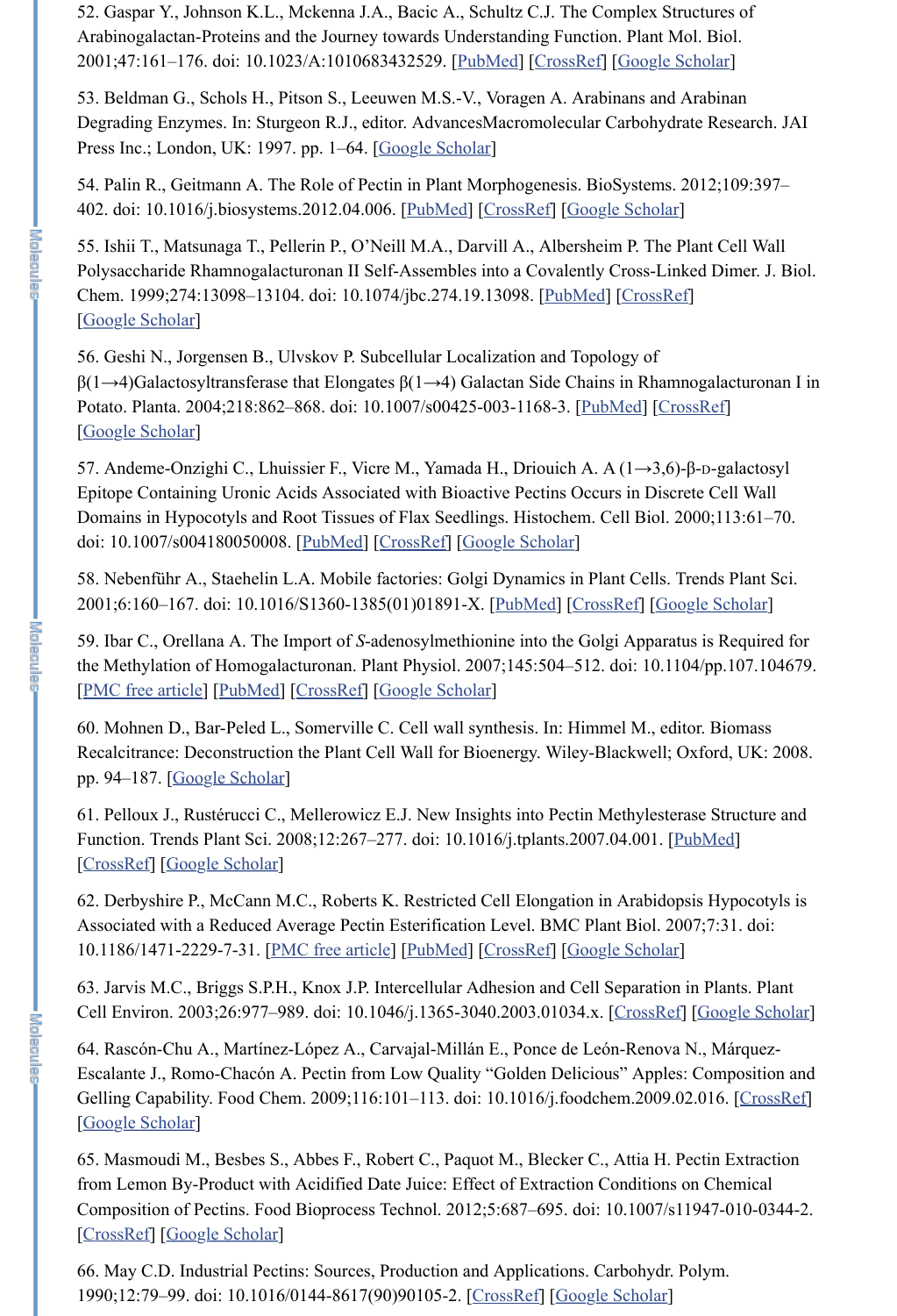52. Gaspar Y., Johnson K.L., Mckenna J.A., Bacic A., Schultz C.J. The Complex Structures of Arabinogalactan-Proteins and the Journey towards Understanding Function. Plant Mol. Biol. 2001;47:161–176. doi: 10.1023/A:1010683432529. [PubMed] [CrossRef] [Google Scholar]

53. Beldman G., Schols H., Pitson S., Leeuwen M.S.-V., Voragen A. Arabinans and Arabinan Degrading Enzymes. In: Sturgeon R.J., editor. AdvancesMacromolecular Carbohydrate Research. JAI Press Inc.; London, UK: 1997. pp. 1–64. [Google Scholar]

54. Palin R., Geitmann A. The Role of Pectin in Plant Morphogenesis. BioSystems. 2012;109:397–402. doi: 10.1016/j.biosystems.2012.04.006. [PubMed] [CrossRef] [Google Scholar]

55. Ishii T., Matsunaga T., Pellerin P., O'Neill M.A., Darvill A., Albersheim P. The Plant Cell Wall Polysaccharide Rhamnogalacturonan II Self-Assembles into a Covalently Cross-Linked Dimer. J. Biol. Chem. 1999;274:13098–13104. doi: 10.1074/jbc.274.19.13098. [PubMed] [CrossRef] [Google Scholar]

56. Geshi N., Jorgensen B., Ulvskov P. Subcellular Localization and Topology of β(1→4)Galactosyltransferase that Elongates β(1→4) Galactan Side Chains in Rhamnogalacturonan I in Potato. Planta. 2004;218:862–868. doi: 10.1007/s00425-003-1168-3. [PubMed] [CrossRef] [Google Scholar]

57. Andeme-Onzighi C., Lhuissier F., Vicre M., Yamada H., Driouich A. A (1→3,6)-β-D-galactosyl Epitope Containing Uronic Acids Associated with Bioactive Pectins Occurs in Discrete Cell Wall Domains in Hypocotyls and Root Tissues of Flax Seedlings. Histochem. Cell Biol. 2000;113:61–70. doi: 10.1007/s004180050008. [PubMed] [CrossRef] [Google Scholar]

58. Nebenführ A., Staehelin L.A. Mobile factories: Golgi Dynamics in Plant Cells. Trends Plant Sci. 2001;6:160–167. doi: 10.1016/S1360-1385(01)01891-X. [PubMed] [CrossRef] [Google Scholar]

59. Ibar C., Orellana A. The Import of *S*-adenosylmethionine into the Golgi Apparatus is Required for the Methylation of Homogalacturonan. Plant Physiol. 2007;145:504–512. doi: 10.1104/pp.107.104679. [PMC free article] [PubMed] [CrossRef] [Google Scholar]

60. Mohnen D., Bar-Peled L., Somerville C. Cell wall synthesis. In: Himmel M., editor. Biomass Recalcitrance: Deconstruction the Plant Cell Wall for Bioenergy. Wiley-Blackwell; Oxford, UK: 2008. pp. 94–187. [Google Scholar]

61. Pelloux J., Rustérucci C., Mellerowicz E.J. New Insights into Pectin Methylesterase Structure and Function. Trends Plant Sci. 2008;12:267–277. doi: 10.1016/j.tplants.2007.04.001. [PubMed] [CrossRef] [Google Scholar]

62. Derbyshire P., McCann M.C., Roberts K. Restricted Cell Elongation in Arabidopsis Hypocotyls is Associated with a Reduced Average Pectin Esterification Level. BMC Plant Biol. 2007;7:31. doi: 10.1186/1471-2229-7-31. [PMC free article] [PubMed] [CrossRef] [Google Scholar]

63. Jarvis M.C., Briggs S.P.H., Knox J.P. Intercellular Adhesion and Cell Separation in Plants. Plant Cell Environ. 2003;26:977–989. doi: 10.1046/j.1365-3040.2003.01034.x. [CrossRef] [Google Scholar]

64. Rascón-Chu A., Martínez-López A., Carvajal-Millán E., Ponce de León-Renova N., Márquez-Escalante J., Romo-Chacón A. Pectin from Low Quality "Golden Delicious" Apples: Composition and Gelling Capability. Food Chem. 2009;116:101–113. doi: 10.1016/j.foodchem.2009.02.016. [CrossRef] [Google Scholar]

65. Masmoudi M., Besbes S., Abbes F., Robert C., Paquot M., Blecker C., Attia H. Pectin Extraction from Lemon By-Product with Acidified Date Juice: Effect of Extraction Conditions on Chemical Composition of Pectins. Food Bioprocess Technol. 2012;5:687–695. doi: 10.1007/s11947-010-0344-2. [CrossRef] [Google Scholar]

66. May C.D. Industrial Pectins: Sources, Production and Applications. Carbohydr. Polym. 1990;12:79–99. doi: 10.1016/0144-8617(90)90105-2. [CrossRef] [Google Scholar]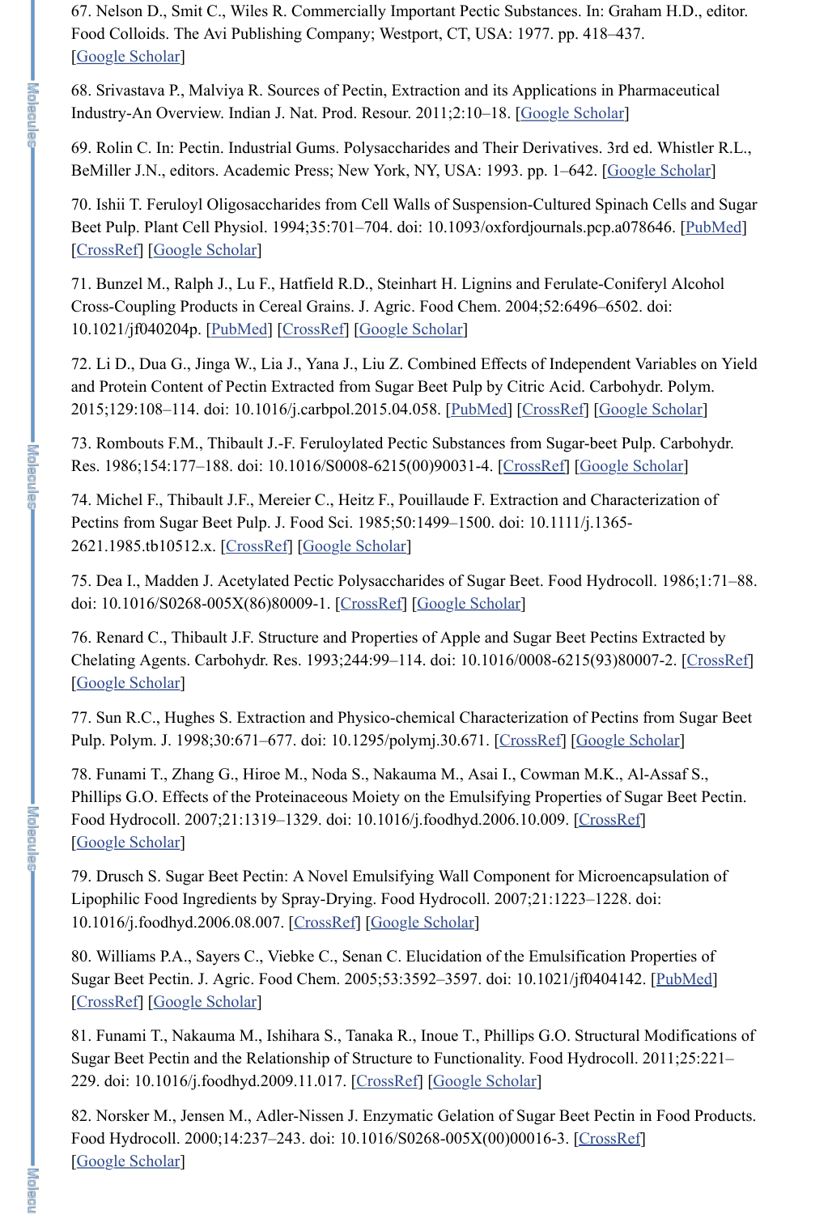67. Nelson D., Smit C., Wiles R. Commercially Important Pectic Substances. In: Graham H.D., editor. Food Colloids. The Avi Publishing Company; Westport, CT, USA: 1977. pp. 418–437. [Google Scholar]

68. Srivastava P., Malviya R. Sources of Pectin, Extraction and its Applications in Pharmaceutical Industry-An Overview. Indian J. Nat. Prod. Resour. 2011;2:10–18. [Google Scholar]

69. Rolin C. In: Pectin. Industrial Gums. Polysaccharides and Their Derivatives. 3rd ed. Whistler R.L., BeMiller J.N., editors. Academic Press; New York, NY, USA: 1993. pp. 1–642. [Google Scholar]

70. Ishii T. Feruloyl Oligosaccharides from Cell Walls of Suspension-Cultured Spinach Cells and Sugar Beet Pulp. Plant Cell Physiol. 1994;35:701–704. doi: 10.1093/oxfordjournals.pcp.a078646. [PubMed] [CrossRef] [Google Scholar]

71. Bunzel M., Ralph J., Lu F., Hatfield R.D., Steinhart H. Lignins and Ferulate-Coniferyl Alcohol Cross-Coupling Products in Cereal Grains. J. Agric. Food Chem. 2004;52:6496–6502. doi: 10.1021/jf040204p. [PubMed] [CrossRef] [Google Scholar]

72. Li D., Dua G., Jinga W., Lia J., Yana J., Liu Z. Combined Effects of Independent Variables on Yield and Protein Content of Pectin Extracted from Sugar Beet Pulp by Citric Acid. Carbohydr. Polym. 2015;129:108–114. doi: 10.1016/j.carbpol.2015.04.058. [PubMed] [CrossRef] [Google Scholar]

73. Rombouts F.M., Thibault J.-F. Feruloylated Pectic Substances from Sugar-beet Pulp. Carbohydr. Res. 1986;154:177–188. doi: 10.1016/S0008-6215(00)90031-4. [CrossRef] [Google Scholar]

74. Michel F., Thibault J.F., Mereier C., Heitz F., Pouillaude F. Extraction and Characterization of Pectins from Sugar Beet Pulp. J. Food Sci. 1985;50:1499–1500. doi: 10.1111/j.1365-2621.1985.tb10512.x. [CrossRef] [Google Scholar]

75. Dea I., Madden J. Acetylated Pectic Polysaccharides of Sugar Beet. Food Hydrocoll. 1986;1:71–88. doi: 10.1016/S0268-005X(86)80009-1. [CrossRef] [Google Scholar]

76. Renard C., Thibault J.F. Structure and Properties of Apple and Sugar Beet Pectins Extracted by Chelating Agents. Carbohydr. Res. 1993;244:99–114. doi: 10.1016/0008-6215(93)80007-2. [CrossRef] [Google Scholar]

77. Sun R.C., Hughes S. Extraction and Physico-chemical Characterization of Pectins from Sugar Beet Pulp. Polym. J. 1998;30:671–677. doi: 10.1295/polymj.30.671. [CrossRef] [Google Scholar]

78. Funami T., Zhang G., Hiroe M., Noda S., Nakauma M., Asai I., Cowman M.K., Al-Assaf S., Phillips G.O. Effects of the Proteinaceous Moiety on the Emulsifying Properties of Sugar Beet Pectin. Food Hydrocoll. 2007;21:1319–1329. doi: 10.1016/j.foodhyd.2006.10.009. [CrossRef] [Google Scholar]

79. Drusch S. Sugar Beet Pectin: A Novel Emulsifying Wall Component for Microencapsulation of Lipophilic Food Ingredients by Spray-Drying. Food Hydrocoll. 2007;21:1223–1228. doi: 10.1016/j.foodhyd.2006.08.007. [CrossRef] [Google Scholar]

80. Williams P.A., Sayers C., Viebke C., Senan C. Elucidation of the Emulsification Properties of Sugar Beet Pectin. J. Agric. Food Chem. 2005;53:3592–3597. doi: 10.1021/jf0404142. [PubMed] [CrossRef] [Google Scholar]

81. Funami T., Nakauma M., Ishihara S., Tanaka R., Inoue T., Phillips G.O. Structural Modifications of Sugar Beet Pectin and the Relationship of Structure to Functionality. Food Hydrocoll. 2011;25:221–229. doi: 10.1016/j.foodhyd.2009.11.017. [CrossRef] [Google Scholar]

82. Norsker M., Jensen M., Adler-Nissen J. Enzymatic Gelation of Sugar Beet Pectin in Food Products. Food Hydrocoll. 2000;14:237–243. doi: 10.1016/S0268-005X(00)00016-3. [CrossRef] [Google Scholar]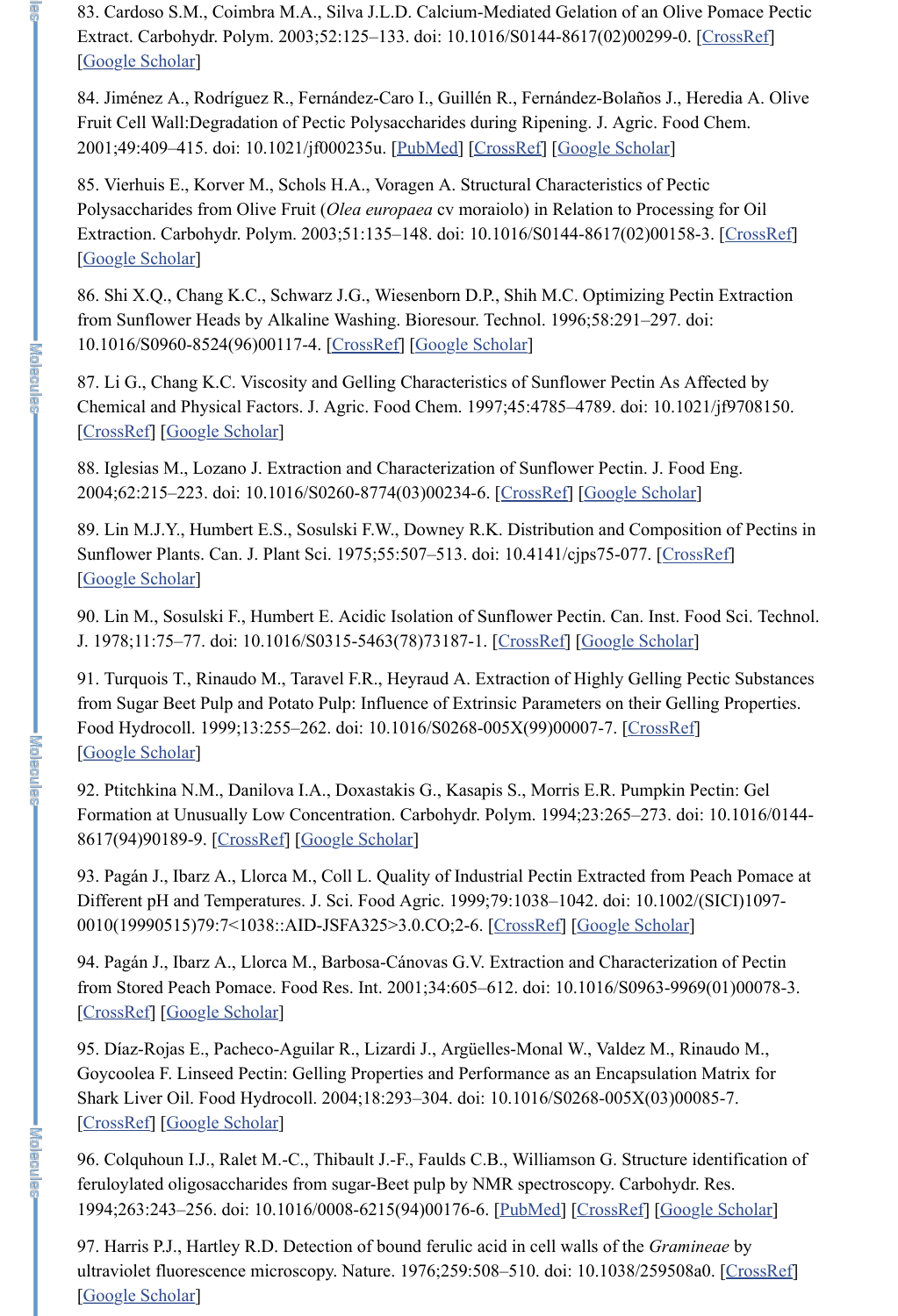83. Cardoso S.M., Coimbra M.A., Silva J.L.D. Calcium-Mediated Gelation of an Olive Pomace Pectic Extract. Carbohydr. Polym. 2003;52:125–133. doi: 10.1016/S0144-8617(02)00299-0. [CrossRef] [Google Scholar]

84. Jiménez A., Rodríguez R., Fernández-Caro I., Guillén R., Fernández-Bolaños J., Heredia A. Olive Fruit Cell Wall:Degradation of Pectic Polysaccharides during Ripening. J. Agric. Food Chem. 2001;49:409–415. doi: 10.1021/jf000235u. [PubMed] [CrossRef] [Google Scholar]

85. Vierhuis E., Korver M., Schols H.A., Voragen A. Structural Characteristics of Pectic Polysaccharides from Olive Fruit (*Olea europaea* cv moraiolo) in Relation to Processing for Oil Extraction. Carbohydr. Polym. 2003;51:135–148. doi: 10.1016/S0144-8617(02)00158-3. [CrossRef] [Google Scholar]

86. Shi X.Q., Chang K.C., Schwarz J.G., Wiesenborn D.P., Shih M.C. Optimizing Pectin Extraction from Sunflower Heads by Alkaline Washing. Bioresour. Technol. 1996;58:291–297. doi: 10.1016/S0960-8524(96)00117-4. [CrossRef] [Google Scholar]

87. Li G., Chang K.C. Viscosity and Gelling Characteristics of Sunflower Pectin As Affected by Chemical and Physical Factors. J. Agric. Food Chem. 1997;45:4785–4789. doi: 10.1021/jf9708150. [CrossRef] [Google Scholar]

88. Iglesias M., Lozano J. Extraction and Characterization of Sunflower Pectin. J. Food Eng. 2004;62:215–223. doi: 10.1016/S0260-8774(03)00234-6. [CrossRef] [Google Scholar]

89. Lin M.J.Y., Humbert E.S., Sosulski F.W., Downey R.K. Distribution and Composition of Pectins in Sunflower Plants. Can. J. Plant Sci. 1975;55:507–513. doi: 10.4141/cjps75-077. [CrossRef] [Google Scholar]

90. Lin M., Sosulski F., Humbert E. Acidic Isolation of Sunflower Pectin. Can. Inst. Food Sci. Technol. J. 1978;11:75–77. doi: 10.1016/S0315-5463(78)73187-1. [CrossRef] [Google Scholar]

91. Turquois T., Rinaudo M., Taravel F.R., Heyraud A. Extraction of Highly Gelling Pectic Substances from Sugar Beet Pulp and Potato Pulp: Influence of Extrinsic Parameters on their Gelling Properties. Food Hydrocoll. 1999;13:255–262. doi: 10.1016/S0268-005X(99)00007-7. [CrossRef] [Google Scholar]

92. Ptitchkina N.M., Danilova I.A., Doxastakis G., Kasapis S., Morris E.R. Pumpkin Pectin: Gel Formation at Unusually Low Concentration. Carbohydr. Polym. 1994;23:265–273. doi: 10.1016/0144-8617(94)90189-9. [CrossRef] [Google Scholar]

93. Pagán J., Ibarz A., Llorca M., Coll L. Quality of Industrial Pectin Extracted from Peach Pomace at Different pH and Temperatures. J. Sci. Food Agric. 1999;79:1038–1042. doi: 10.1002/(SICI)1097-0010(19990515)79:7<1038::AID-JSFA325>3.0.CO;2-6. [CrossRef] [Google Scholar]

94. Pagán J., Ibarz A., Llorca M., Barbosa-Cánovas G.V. Extraction and Characterization of Pectin from Stored Peach Pomace. Food Res. Int. 2001;34:605–612. doi: 10.1016/S0963-9969(01)00078-3. [CrossRef] [Google Scholar]

95. Díaz-Rojas E., Pacheco-Aguilar R., Lizardi J., Argüelles-Monal W., Valdez M., Rinaudo M., Goycoolea F. Linseed Pectin: Gelling Properties and Performance as an Encapsulation Matrix for Shark Liver Oil. Food Hydrocoll. 2004;18:293–304. doi: 10.1016/S0268-005X(03)00085-7. [CrossRef] [Google Scholar]

96. Colquhoun I.J., Ralet M.-C., Thibault J.-F., Faulds C.B., Williamson G. Structure identification of feruloylated oligosaccharides from sugar-Beet pulp by NMR spectroscopy. Carbohydr. Res. 1994;263:243–256. doi: 10.1016/0008-6215(94)00176-6. [PubMed] [CrossRef] [Google Scholar]

97. Harris P.J., Hartley R.D. Detection of bound ferulic acid in cell walls of the *Gramineae* by ultraviolet fluorescence microscopy. Nature. 1976;259:508–510. doi: 10.1038/259508a0. [CrossRef] [Google Scholar]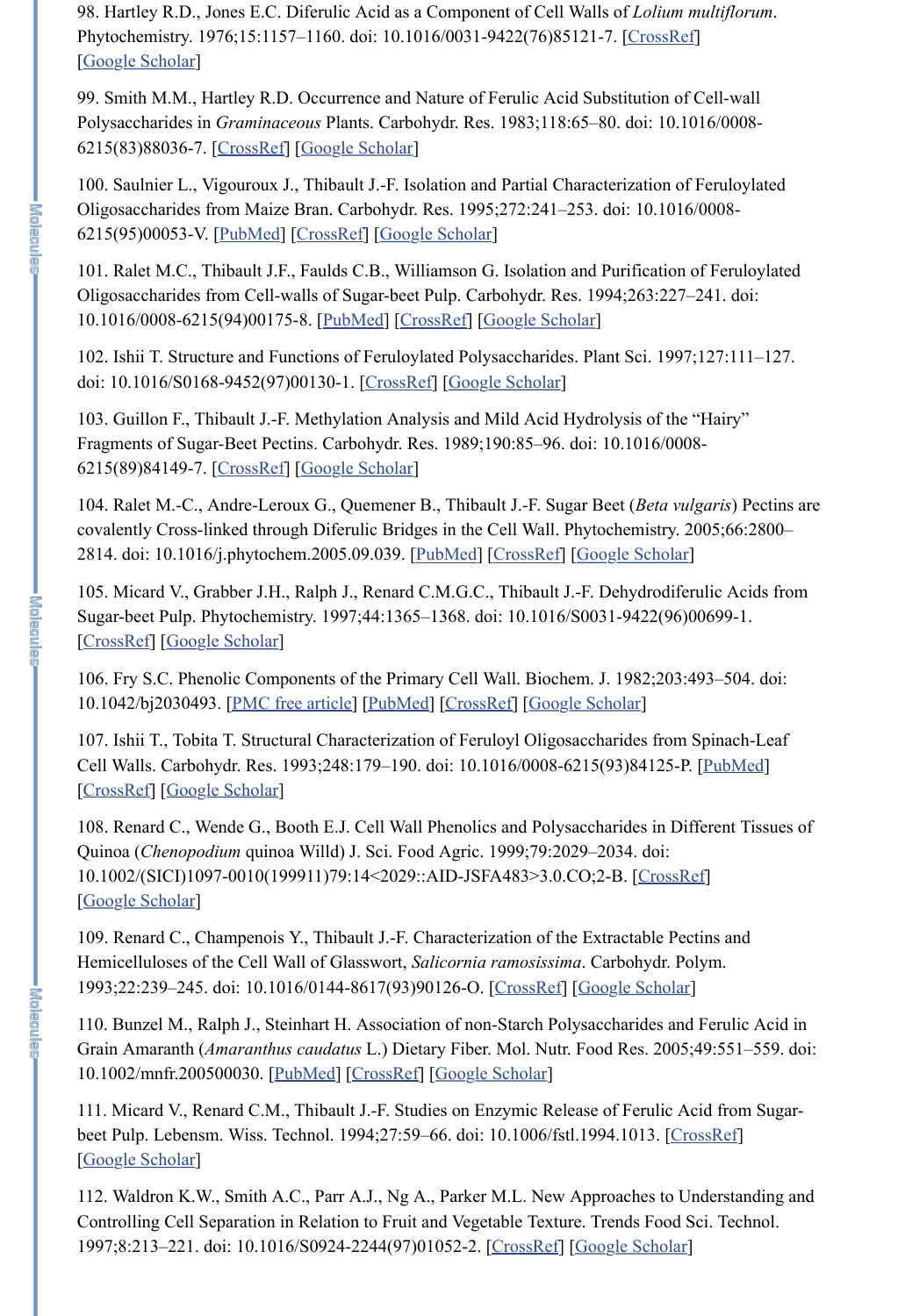98. Hartley R.D., Jones E.C. Diferulic Acid as a Component of Cell Walls of *Lolium multiflorum*. Phytochemistry. 1976;15:1157–1160. doi: 10.1016/0031-9422(76)85121-7. [CrossRef] [Google Scholar]

99. Smith M.M., Hartley R.D. Occurrence and Nature of Ferulic Acid Substitution of Cell-wall Polysaccharides in *Graminaceous* Plants. Carbohydr. Res. 1983;118:65–80. doi: 10.1016/0008-6215(83)88036-7. [CrossRef] [Google Scholar]

100. Saulnier L., Vigouroux J., Thibault J.-F. Isolation and Partial Characterization of Feruloylated Oligosaccharides from Maize Bran. Carbohydr. Res. 1995;272:241–253. doi: 10.1016/0008-6215(95)00053-V. [PubMed] [CrossRef] [Google Scholar]

101. Ralet M.C., Thibault J.F., Faulds C.B., Williamson G. Isolation and Purification of Feruloylated Oligosaccharides from Cell-walls of Sugar-beet Pulp. Carbohydr. Res. 1994;263:227–241. doi: 10.1016/0008-6215(94)00175-8. [PubMed] [CrossRef] [Google Scholar]

102. Ishii T. Structure and Functions of Feruloylated Polysaccharides. Plant Sci. 1997;127:111–127. doi: 10.1016/S0168-9452(97)00130-1. [CrossRef] [Google Scholar]

103. Guillon F., Thibault J.-F. Methylation Analysis and Mild Acid Hydrolysis of the “Hairy” Fragments of Sugar-Beet Pectins. Carbohydr. Res. 1989;190:85–96. doi: 10.1016/0008-6215(89)84149-7. [CrossRef] [Google Scholar]

104. Ralet M.-C., Andre-Leroux G., Quemener B., Thibault J.-F. Sugar Beet (*Beta vulgaris*) Pectins are covalently Cross-linked through Diferulic Bridges in the Cell Wall. Phytochemistry. 2005;66:2800–2814. doi: 10.1016/j.phytochem.2005.09.039. [PubMed] [CrossRef] [Google Scholar]

105. Micard V., Grabber J.H., Ralph J., Renard C.M.G.C., Thibault J.-F. Dehydrodiferulic Acids from Sugar-beet Pulp. Phytochemistry. 1997;44:1365–1368. doi: 10.1016/S0031-9422(96)00699-1. [CrossRef] [Google Scholar]

106. Fry S.C. Phenolic Components of the Primary Cell Wall. Biochem. J. 1982;203:493–504. doi: 10.1042/bj2030493. [PMC free article] [PubMed] [CrossRef] [Google Scholar]

107. Ishii T., Tobita T. Structural Characterization of Feruloyl Oligosaccharides from Spinach-Leaf Cell Walls. Carbohydr. Res. 1993;248:179–190. doi: 10.1016/0008-6215(93)84125-P. [PubMed] [CrossRef] [Google Scholar]

108. Renard C., Wende G., Booth E.J. Cell Wall Phenolics and Polysaccharides in Different Tissues of Quinoa (*Chenopodium* quinoa Willd) J. Sci. Food Agric. 1999;79:2029–2034. doi: 10.1002/(SICI)1097-0010(199911)79:14<2029::AID-JSFA483>3.0.CO;2-B. [CrossRef] [Google Scholar]

109. Renard C., Champenois Y., Thibault J.-F. Characterization of the Extractable Pectins and Hemicelluloses of the Cell Wall of Glasswort, *Salicornia ramosissima*. Carbohydr. Polym. 1993;22:239–245. doi: 10.1016/0144-8617(93)90126-O. [CrossRef] [Google Scholar]

110. Bunzel M., Ralph J., Steinhart H. Association of non-Starch Polysaccharides and Ferulic Acid in Grain Amaranth (*Amaranthus caudatus* L.) Dietary Fiber. Mol. Nutr. Food Res. 2005;49:551–559. doi: 10.1002/mnfr.200500030. [PubMed] [CrossRef] [Google Scholar]

111. Micard V., Renard C.M., Thibault J.-F. Studies on Enzymic Release of Ferulic Acid from Sugar-beet Pulp. Lebensm. Wiss. Technol. 1994;27:59–66. doi: 10.1006/fstl.1994.1013. [CrossRef] [Google Scholar]

112. Waldron K.W., Smith A.C., Parr A.J., Ng A., Parker M.L. New Approaches to Understanding and Controlling Cell Separation in Relation to Fruit and Vegetable Texture. Trends Food Sci. Technol. 1997;8:213–221. doi: 10.1016/S0924-2244(97)01052-2. [CrossRef] [Google Scholar]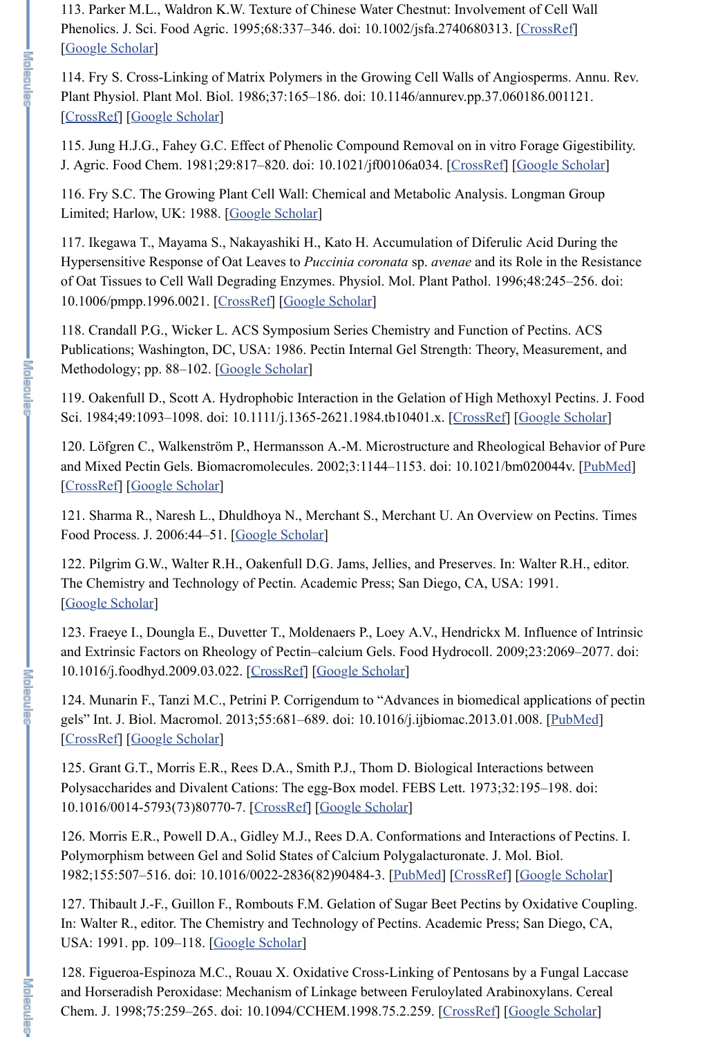113. Parker M.L., Waldron K.W. Texture of Chinese Water Chestnut: Involvement of Cell Wall Phenolics. J. Sci. Food Agric. 1995;68:337–346. doi: 10.1002/jsfa.2740680313. [CrossRef] [Google Scholar]

114. Fry S. Cross-Linking of Matrix Polymers in the Growing Cell Walls of Angiosperms. Annu. Rev. Plant Physiol. Plant Mol. Biol. 1986;37:165–186. doi: 10.1146/annurev.pp.37.060186.001121. [CrossRef] [Google Scholar]

115. Jung H.J.G., Fahey G.C. Effect of Phenolic Compound Removal on in vitro Forage Gigestibility. J. Agric. Food Chem. 1981;29:817–820. doi: 10.1021/jf00106a034. [CrossRef] [Google Scholar]

116. Fry S.C. The Growing Plant Cell Wall: Chemical and Metabolic Analysis. Longman Group Limited; Harlow, UK: 1988. [Google Scholar]

117. Ikegawa T., Mayama S., Nakayashiki H., Kato H. Accumulation of Diferulic Acid During the Hypersensitive Response of Oat Leaves to *Puccinia coronata* sp. *avenae* and its Role in the Resistance of Oat Tissues to Cell Wall Degrading Enzymes. Physiol. Mol. Plant Pathol. 1996;48:245–256. doi: 10.1006/pmpp.1996.0021. [CrossRef] [Google Scholar]

118. Crandall P.G., Wicker L. ACS Symposium Series Chemistry and Function of Pectins. ACS Publications; Washington, DC, USA: 1986. Pectin Internal Gel Strength: Theory, Measurement, and Methodology; pp. 88–102. [Google Scholar]

119. Oakenfull D., Scott A. Hydrophobic Interaction in the Gelation of High Methoxyl Pectins. J. Food Sci. 1984;49:1093–1098. doi: 10.1111/j.1365-2621.1984.tb10401.x. [CrossRef] [Google Scholar]

120. Löfgren C., Walkenström P., Hermansson A.-M. Microstructure and Rheological Behavior of Pure and Mixed Pectin Gels. Biomacromolecules. 2002;3:1144–1153. doi: 10.1021/bm020044v. [PubMed] [CrossRef] [Google Scholar]

121. Sharma R., Naresh L., Dhuldhoya N., Merchant S., Merchant U. An Overview on Pectins. Times Food Process. J. 2006:44–51. [Google Scholar]

122. Pilgrim G.W., Walter R.H., Oakenfull D.G. Jams, Jellies, and Preserves. In: Walter R.H., editor. The Chemistry and Technology of Pectin. Academic Press; San Diego, CA, USA: 1991. [Google Scholar]

123. Fraeye I., Doungla E., Duvetter T., Moldenaers P., Loey A.V., Hendrickx M. Influence of Intrinsic and Extrinsic Factors on Rheology of Pectin–calcium Gels. Food Hydrocoll. 2009;23:2069–2077. doi: 10.1016/j.foodhyd.2009.03.022. [CrossRef] [Google Scholar]

124. Munarin F., Tanzi M.C., Petrini P. Corrigendum to "Advances in biomedical applications of pectin gels" Int. J. Biol. Macromol. 2013;55:681–689. doi: 10.1016/j.ijbiomac.2013.01.008. [PubMed] [CrossRef] [Google Scholar]

125. Grant G.T., Morris E.R., Rees D.A., Smith P.J., Thom D. Biological Interactions between Polysaccharides and Divalent Cations: The egg-Box model. FEBS Lett. 1973;32:195–198. doi: 10.1016/0014-5793(73)80770-7. [CrossRef] [Google Scholar]

126. Morris E.R., Powell D.A., Gidley M.J., Rees D.A. Conformations and Interactions of Pectins. I. Polymorphism between Gel and Solid States of Calcium Polygalacturonate. J. Mol. Biol. 1982;155:507–516. doi: 10.1016/0022-2836(82)90484-3. [PubMed] [CrossRef] [Google Scholar]

127. Thibault J.-F., Guillon F., Rombouts F.M. Gelation of Sugar Beet Pectins by Oxidative Coupling. In: Walter R., editor. The Chemistry and Technology of Pectins. Academic Press; San Diego, CA, USA: 1991. pp. 109–118. [Google Scholar]

128. Figueroa-Espinoza M.C., Rouau X. Oxidative Cross-Linking of Pentosans by a Fungal Laccase and Horseradish Peroxidase: Mechanism of Linkage between Feruloylated Arabinoxylans. Cereal Chem. J. 1998;75:259–265. doi: 10.1094/CCHEM.1998.75.2.259. [CrossRef] [Google Scholar]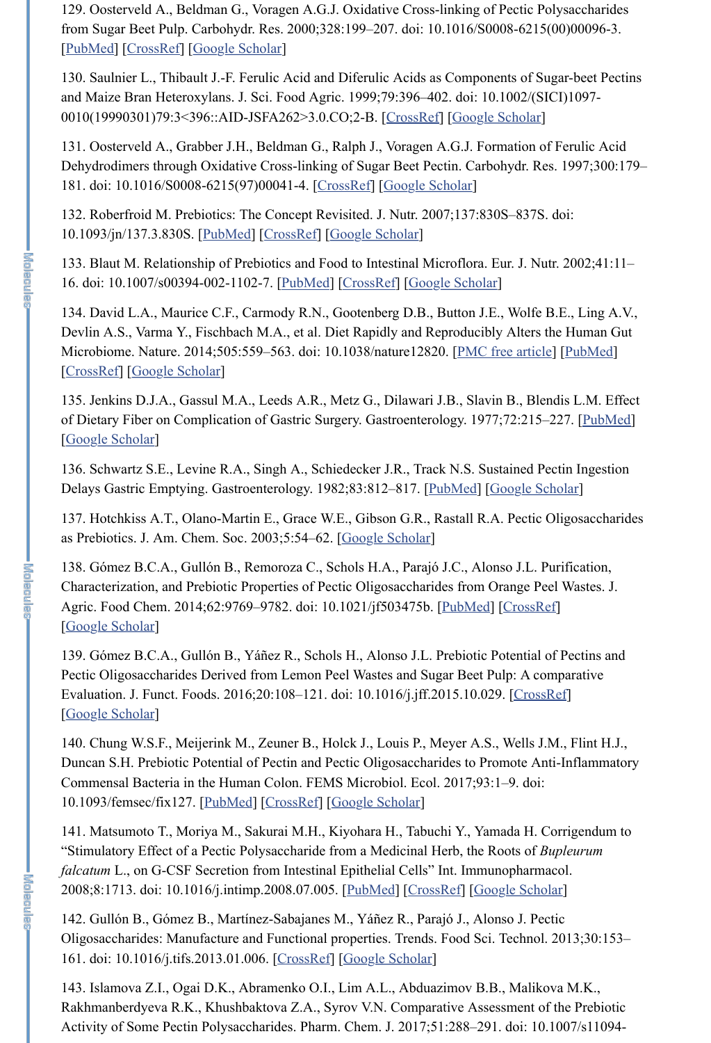129. Oosterveld A., Beldman G., Voragen A.G.J. Oxidative Cross-linking of Pectic Polysaccharides from Sugar Beet Pulp. Carbohydr. Res. 2000;328:199–207. doi: 10.1016/S0008-6215(00)00096-3. [PubMed] [CrossRef] [Google Scholar]

130. Saulnier L., Thibault J.-F. Ferulic Acid and Diferulic Acids as Components of Sugar-beet Pectins and Maize Bran Heteroxylans. J. Sci. Food Agric. 1999;79:396–402. doi: 10.1002/(SICI)1097-0010(19990301)79:3<396::AID-JSFA262>3.0.CO;2-B. [CrossRef] [Google Scholar]

131. Oosterveld A., Grabber J.H., Beldman G., Ralph J., Voragen A.G.J. Formation of Ferulic Acid Dehydrodimers through Oxidative Cross-linking of Sugar Beet Pectin. Carbohydr. Res. 1997;300:179–181. doi: 10.1016/S0008-6215(97)00041-4. [CrossRef] [Google Scholar]

132. Roberfroid M. Prebiotics: The Concept Revisited. J. Nutr. 2007;137:830S–837S. doi: 10.1093/jn/137.3.830S. [PubMed] [CrossRef] [Google Scholar]

133. Blaut M. Relationship of Prebiotics and Food to Intestinal Microflora. Eur. J. Nutr. 2002;41:11–16. doi: 10.1007/s00394-002-1102-7. [PubMed] [CrossRef] [Google Scholar]

134. David L.A., Maurice C.F., Carmody R.N., Gootenberg D.B., Button J.E., Wolfe B.E., Ling A.V., Devlin A.S., Varma Y., Fischbach M.A., et al. Diet Rapidly and Reproducibly Alters the Human Gut Microbiome. Nature. 2014;505:559–563. doi: 10.1038/nature12820. [PMC free article] [PubMed] [CrossRef] [Google Scholar]

135. Jenkins D.J.A., Gassul M.A., Leeds A.R., Metz G., Dilawari J.B., Slavin B., Blendis L.M. Effect of Dietary Fiber on Complication of Gastric Surgery. Gastroenterology. 1977;72:215–227. [PubMed] [Google Scholar]

136. Schwartz S.E., Levine R.A., Singh A., Schiedecker J.R., Track N.S. Sustained Pectin Ingestion Delays Gastric Emptying. Gastroenterology. 1982;83:812–817. [PubMed] [Google Scholar]

137. Hotchkiss A.T., Olano-Martin E., Grace W.E., Gibson G.R., Rastall R.A. Pectic Oligosaccharides as Prebiotics. J. Am. Chem. Soc. 2003;5:54–62. [Google Scholar]

138. Gómez B.C.A., Gullón B., Remoroza C., Schols H.A., Parajó J.C., Alonso J.L. Purification, Characterization, and Prebiotic Properties of Pectic Oligosaccharides from Orange Peel Wastes. J. Agric. Food Chem. 2014;62:9769–9782. doi: 10.1021/jf503475b. [PubMed] [CrossRef] [Google Scholar]

139. Gómez B.C.A., Gullón B., Yáñez R., Schols H., Alonso J.L. Prebiotic Potential of Pectins and Pectic Oligosaccharides Derived from Lemon Peel Wastes and Sugar Beet Pulp: A comparative Evaluation. J. Funct. Foods. 2016;20:108–121. doi: 10.1016/j.jff.2015.10.029. [CrossRef] [Google Scholar]

140. Chung W.S.F., Meijerink M., Zeuner B., Holck J., Louis P., Meyer A.S., Wells J.M., Flint H.J., Duncan S.H. Prebiotic Potential of Pectin and Pectic Oligosaccharides to Promote Anti-Inflammatory Commensal Bacteria in the Human Colon. FEMS Microbiol. Ecol. 2017;93:1–9. doi: 10.1093/femsec/fix127. [PubMed] [CrossRef] [Google Scholar]

141. Matsumoto T., Moriya M., Sakurai M.H., Kiyohara H., Tabuchi Y., Yamada H. Corrigendum to "Stimulatory Effect of a Pectic Polysaccharide from a Medicinal Herb, the Roots of *Bupleurum falcatum* L., on G-CSF Secretion from Intestinal Epithelial Cells" Int. Immunopharmacol. 2008;8:1713. doi: 10.1016/j.intimp.2008.07.005. [PubMed] [CrossRef] [Google Scholar]

142. Gullón B., Gómez B., Martínez-Sabajanes M., Yáñez R., Parajó J., Alonso J. Pectic Oligosaccharides: Manufacture and Functional properties. Trends. Food Sci. Technol. 2013;30:153–161. doi: 10.1016/j.tifs.2013.01.006. [CrossRef] [Google Scholar]

143. Islamova Z.I., Ogai D.K., Abramenko O.I., Lim A.L., Abduazimov B.B., Malikova M.K., Rakhmanberdyeva R.K., Khushbaktova Z.A., Syrov V.N. Comparative Assessment of the Prebiotic Activity of Some Pectin Polysaccharides. Pharm. Chem. J. 2017;51:288–291. doi: 10.1007/s11094-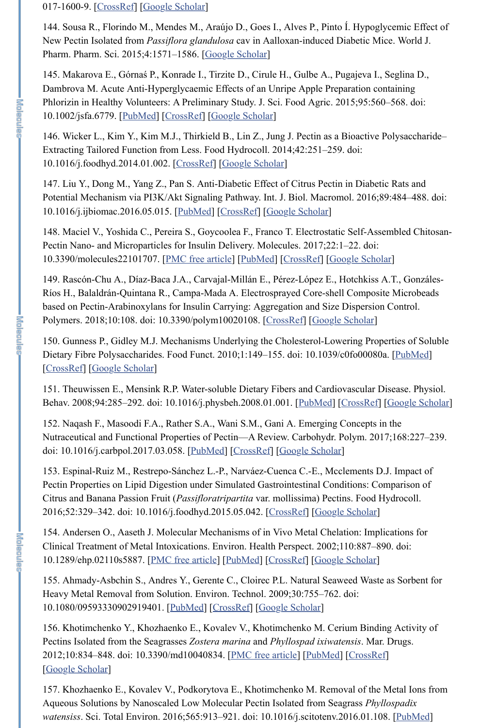017-1600-9. [CrossRef] [Google Scholar]

144. Sousa R., Florindo M., Mendes M., Araújo D., Goes I., Alves P., Pinto Í. Hypoglycemic Effect of New Pectin Isolated from *Passiflora glandulosa* cav in Aalloxan-induced Diabetic Mice. World J. Pharm. Pharm. Sci. 2015;4:1571–1586. [Google Scholar]

145. Makarova E., Górnaś P., Konrade I., Tirzite D., Cirule H., Gulbe A., Pugajeva I., Seglina D., Dambrova M. Acute Anti-Hyperglycaemic Effects of an Unripe Apple Preparation containing Phlorizin in Healthy Volunteers: A Preliminary Study. J. Sci. Food Agric. 2015;95:560–568. doi: 10.1002/jsfa.6779. [PubMed] [CrossRef] [Google Scholar]

146. Wicker L., Kim Y., Kim M.J., Thirkield B., Lin Z., Jung J. Pectin as a Bioactive Polysaccharide–Extracting Tailored Function from Less. Food Hydrocoll. 2014;42:251–259. doi: 10.1016/j.foodhyd.2014.01.002. [CrossRef] [Google Scholar]

147. Liu Y., Dong M., Yang Z., Pan S. Anti-Diabetic Effect of Citrus Pectin in Diabetic Rats and Potential Mechanism via PI3K/Akt Signaling Pathway. Int. J. Biol. Macromol. 2016;89:484–488. doi: 10.1016/j.ijbiomac.2016.05.015. [PubMed] [CrossRef] [Google Scholar]

148. Maciel V., Yoshida C., Pereira S., Goycoolea F., Franco T. Electrostatic Self-Assembled Chitosan-Pectin Nano- and Microparticles for Insulin Delivery. Molecules. 2017;22:1–22. doi: 10.3390/molecules22101707. [PMC free article] [PubMed] [CrossRef] [Google Scholar]

149. Rascón-Chu A., Díaz-Baca J.A., Carvajal-Millán E., Pérez-López E., Hotchkiss A.T., Gonzáles-Ríos H., Balaldrán-Quintana R., Campa-Mada A. Electrosprayed Core-shell Composite Microbeads based on Pectin-Arabinoxylans for Insulin Carrying: Aggregation and Size Dispersion Control. Polymers. 2018;10:108. doi: 10.3390/polym10020108. [CrossRef] [Google Scholar]

150. Gunness P., Gidley M.J. Mechanisms Underlying the Cholesterol-Lowering Properties of Soluble Dietary Fibre Polysaccharides. Food Funct. 2010;1:149–155. doi: 10.1039/c0fo00080a. [PubMed] [CrossRef] [Google Scholar]

151. Theuwissen E., Mensink R.P. Water-soluble Dietary Fibers and Cardiovascular Disease. Physiol. Behav. 2008;94:285–292. doi: 10.1016/j.physbeh.2008.01.001. [PubMed] [CrossRef] [Google Scholar]

152. Naqash F., Masoodi F.A., Rather S.A., Wani S.M., Gani A. Emerging Concepts in the Nutraceutical and Functional Properties of Pectin—A Review. Carbohydr. Polym. 2017;168:227–239. doi: 10.1016/j.carbpol.2017.03.058. [PubMed] [CrossRef] [Google Scholar]

153. Espinal-Ruiz M., Restrepo-Sánchez L.-P., Narváez-Cuenca C.-E., Mcclements D.J. Impact of Pectin Properties on Lipid Digestion under Simulated Gastrointestinal Conditions: Comparison of Citrus and Banana Passion Fruit (*Passifloratripartita* var. mollissima) Pectins. Food Hydrocoll. 2016;52:329–342. doi: 10.1016/j.foodhyd.2015.05.042. [CrossRef] [Google Scholar]

154. Andersen O., Aaseth J. Molecular Mechanisms of in Vivo Metal Chelation: Implications for Clinical Treatment of Metal Intoxications. Environ. Health Perspect. 2002;110:887–890. doi: 10.1289/ehp.02110s5887. [PMC free article] [PubMed] [CrossRef] [Google Scholar]

155. Ahmady-Asbchin S., Andres Y., Gerente C., Cloirec P.L. Natural Seaweed Waste as Sorbent for Heavy Metal Removal from Solution. Environ. Technol. 2009;30:755–762. doi: 10.1080/09593330902919401. [PubMed] [CrossRef] [Google Scholar]

156. Khotimchenko Y., Khozhaenko E., Kovalev V., Khotimchenko M. Cerium Binding Activity of Pectins Isolated from the Seagrasses *Zostera marina* and *Phyllospad ixiwatensis*. Mar. Drugs. 2012;10:834–848. doi: 10.3390/md10040834. [PMC free article] [PubMed] [CrossRef] [Google Scholar]

157. Khozhaenko E., Kovalev V., Podkorytova E., Khotimchenko M. Removal of the Metal Ions from Aqueous Solutions by Nanoscaled Low Molecular Pectin Isolated from Seagrass *Phyllospadix watensis*. Sci. Total Environ. 2016;565:913–921. doi: 10.1016/j.scitotenv.2016.01.108. [PubMed]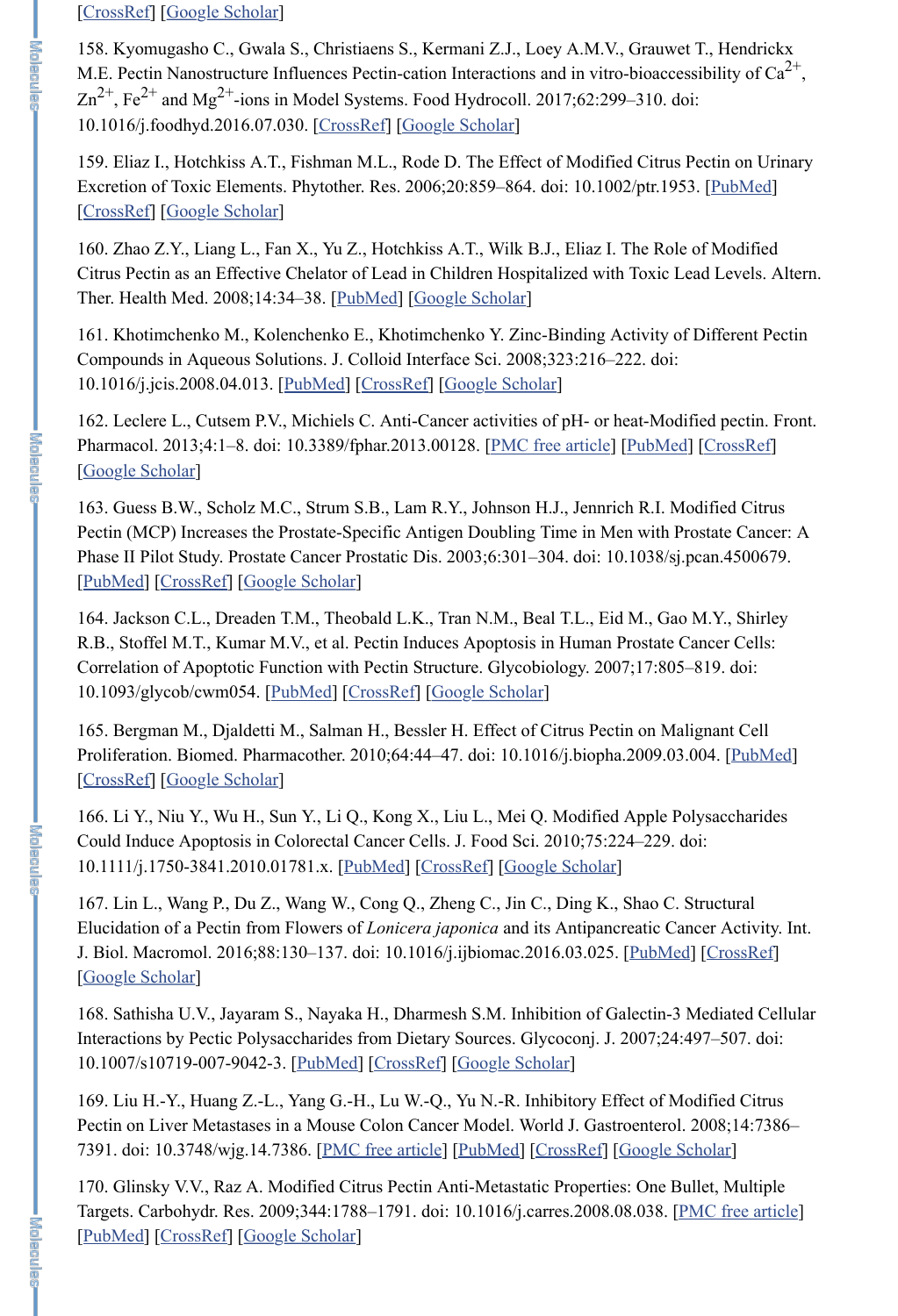[CrossRef] [Google Scholar]

158. Kyomugasho C., Gwala S., Christiaens S., Kermani Z.J., Loey A.M.V., Grauwet T., Hendrickx M.E. Pectin Nanostructure Influences Pectin-cation Interactions and in vitro-bioaccessibility of $Ca^{2+}$, $Zn^{2+}$, $Fe^{2+}$ and $Mg^{2+}$-ions in Model Systems. Food Hydrocoll. 2017;62:299–310. doi: 10.1016/j.foodhyd.2016.07.030. [CrossRef] [Google Scholar]

159. Eliaz I., Hotchkiss A.T., Fishman M.L., Rode D. The Effect of Modified Citrus Pectin on Urinary Excretion of Toxic Elements. Phytother. Res. 2006;20:859–864. doi: 10.1002/ptr.1953. [PubMed] [CrossRef] [Google Scholar]

160. Zhao Z.Y., Liang L., Fan X., Yu Z., Hotchkiss A.T., Wilk B.J., Eliaz I. The Role of Modified Citrus Pectin as an Effective Chelator of Lead in Children Hospitalized with Toxic Lead Levels. Altern. Ther. Health Med. 2008;14:34–38. [PubMed] [Google Scholar]

161. Khotimchenko M., Kolenchenko E., Khotimchenko Y. Zinc-Binding Activity of Different Pectin Compounds in Aqueous Solutions. J. Colloid Interface Sci. 2008;323:216–222. doi: 10.1016/j.jcis.2008.04.013. [PubMed] [CrossRef] [Google Scholar]

162. Leclere L., Cutsem P.V., Michiels C. Anti-Cancer activities of pH- or heat-Modified pectin. Front. Pharmacol. 2013;4:1–8. doi: 10.3389/fphar.2013.00128. [PMC free article] [PubMed] [CrossRef] [Google Scholar]

163. Guess B.W., Scholz M.C., Strum S.B., Lam R.Y., Johnson H.J., Jennrich R.I. Modified Citrus Pectin (MCP) Increases the Prostate-Specific Antigen Doubling Time in Men with Prostate Cancer: A Phase II Pilot Study. Prostate Cancer Prostatic Dis. 2003;6:301–304. doi: 10.1038/sj.pcan.4500679. [PubMed] [CrossRef] [Google Scholar]

164. Jackson C.L., Dreaden T.M., Theobald L.K., Tran N.M., Beal T.L., Eid M., Gao M.Y., Shirley R.B., Stoffel M.T., Kumar M.V., et al. Pectin Induces Apoptosis in Human Prostate Cancer Cells: Correlation of Apoptotic Function with Pectin Structure. Glycobiology. 2007;17:805–819. doi: 10.1093/glycob/cwm054. [PubMed] [CrossRef] [Google Scholar]

165. Bergman M., Djaldetti M., Salman H., Bessler H. Effect of Citrus Pectin on Malignant Cell Proliferation. Biomed. Pharmacother. 2010;64:44–47. doi: 10.1016/j.biopha.2009.03.004. [PubMed] [CrossRef] [Google Scholar]

166. Li Y., Niu Y., Wu H., Sun Y., Li Q., Kong X., Liu L., Mei Q. Modified Apple Polysaccharides Could Induce Apoptosis in Colorectal Cancer Cells. J. Food Sci. 2010;75:224–229. doi: 10.1111/j.1750-3841.2010.01781.x. [PubMed] [CrossRef] [Google Scholar]

167. Lin L., Wang P., Du Z., Wang W., Cong Q., Zheng C., Jin C., Ding K., Shao C. Structural Elucidation of a Pectin from Flowers of *Lonicera japonica* and its Antipancreatic Cancer Activity. Int. J. Biol. Macromol. 2016;88:130–137. doi: 10.1016/j.ijbiomac.2016.03.025. [PubMed] [CrossRef] [Google Scholar]

168. Sathisha U.V., Jayaram S., Nayaka H., Dharmesh S.M. Inhibition of Galectin-3 Mediated Cellular Interactions by Pectic Polysaccharides from Dietary Sources. Glycoconj. J. 2007;24:497–507. doi: 10.1007/s10719-007-9042-3. [PubMed] [CrossRef] [Google Scholar]

169. Liu H.-Y., Huang Z.-L., Yang G.-H., Lu W.-Q., Yu N.-R. Inhibitory Effect of Modified Citrus Pectin on Liver Metastases in a Mouse Colon Cancer Model. World J. Gastroenterol. 2008;14:7386–7391. doi: 10.3748/wjg.14.7386. [PMC free article] [PubMed] [CrossRef] [Google Scholar]

170. Glinsky V.V., Raz A. Modified Citrus Pectin Anti-Metastatic Properties: One Bullet, Multiple Targets. Carbohydr. Res. 2009;344:1788–1791. doi: 10.1016/j.carres.2008.08.038. [PMC free article] [PubMed] [CrossRef] [Google Scholar]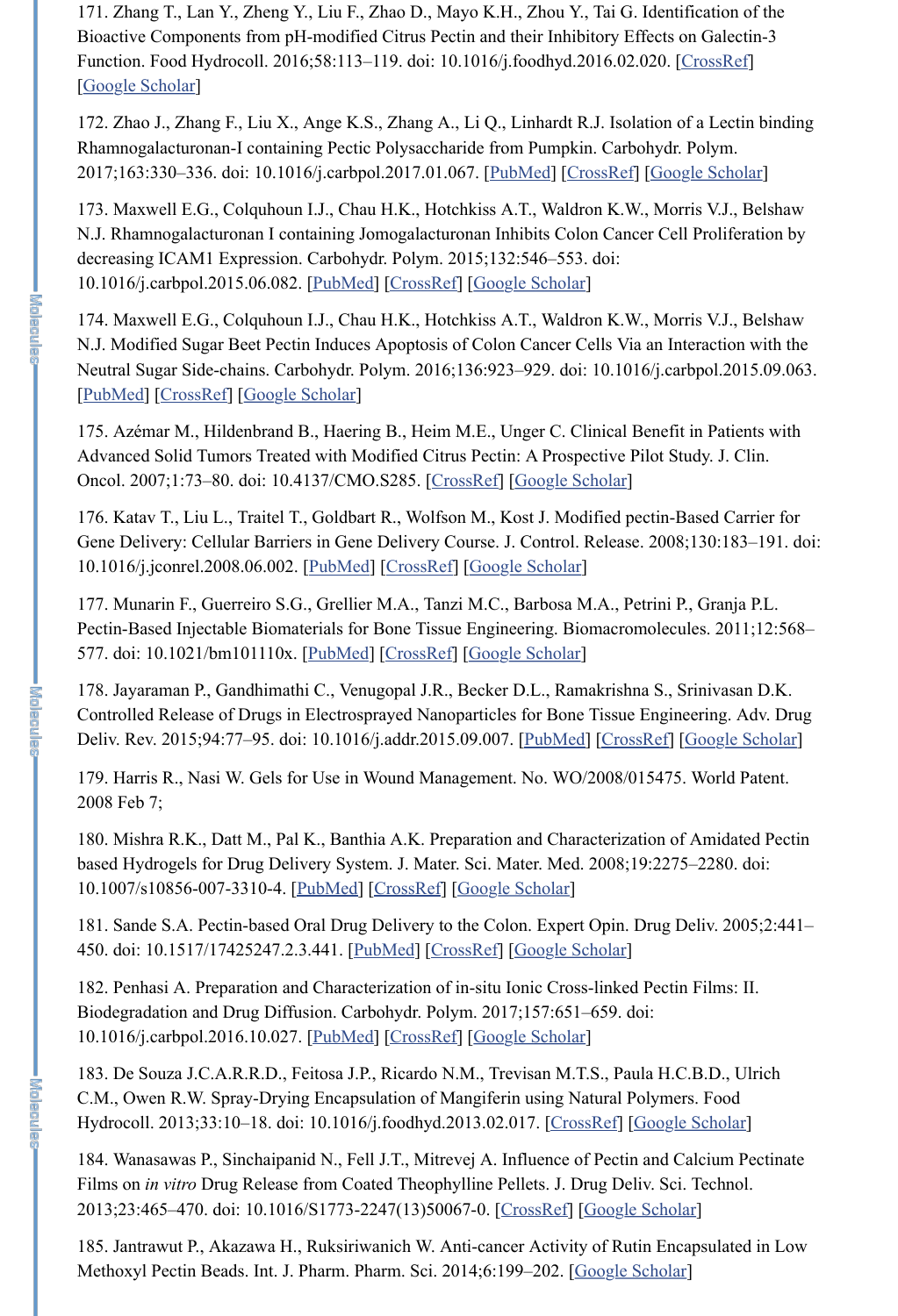171. Zhang T., Lan Y., Zheng Y., Liu F., Zhao D., Mayo K.H., Zhou Y., Tai G. Identification of the Bioactive Components from pH-modified Citrus Pectin and their Inhibitory Effects on Galectin-3 Function. Food Hydrocoll. 2016;58:113–119. doi: 10.1016/j.foodhyd.2016.02.020. [CrossRef] [Google Scholar]

172. Zhao J., Zhang F., Liu X., Ange K.S., Zhang A., Li Q., Linhardt R.J. Isolation of a Lectin binding Rhamnogalacturonan-I containing Pectic Polysaccharide from Pumpkin. Carbohydr. Polym. 2017;163:330–336. doi: 10.1016/j.carbpol.2017.01.067. [PubMed] [CrossRef] [Google Scholar]

173. Maxwell E.G., Colquhoun I.J., Chau H.K., Hotchkiss A.T., Waldron K.W., Morris V.J., Belshaw N.J. Rhamnogalacturonan I containing Jomogalacturonan Inhibits Colon Cancer Cell Proliferation by decreasing ICAM1 Expression. Carbohydr. Polym. 2015;132:546–553. doi: 10.1016/j.carbpol.2015.06.082. [PubMed] [CrossRef] [Google Scholar]

174. Maxwell E.G., Colquhoun I.J., Chau H.K., Hotchkiss A.T., Waldron K.W., Morris V.J., Belshaw N.J. Modified Sugar Beet Pectin Induces Apoptosis of Colon Cancer Cells Via an Interaction with the Neutral Sugar Side-chains. Carbohydr. Polym. 2016;136:923–929. doi: 10.1016/j.carbpol.2015.09.063. [PubMed] [CrossRef] [Google Scholar]

175. Azémar M., Hildenbrand B., Haering B., Heim M.E., Unger C. Clinical Benefit in Patients with Advanced Solid Tumors Treated with Modified Citrus Pectin: A Prospective Pilot Study. J. Clin. Oncol. 2007;1:73–80. doi: 10.4137/CMO.S285. [CrossRef] [Google Scholar]

176. Katav T., Liu L., Traitel T., Goldbart R., Wolfson M., Kost J. Modified pectin-Based Carrier for Gene Delivery: Cellular Barriers in Gene Delivery Course. J. Control. Release. 2008;130:183–191. doi: 10.1016/j.jconrel.2008.06.002. [PubMed] [CrossRef] [Google Scholar]

177. Munarin F., Guerreiro S.G., Grellier M.A., Tanzi M.C., Barbosa M.A., Petrini P., Granja P.L. Pectin-Based Injectable Biomaterials for Bone Tissue Engineering. Biomacromolecules. 2011;12:568–577. doi: 10.1021/bm101110x. [PubMed] [CrossRef] [Google Scholar]

178. Jayaraman P., Gandhimathi C., Venugopal J.R., Becker D.L., Ramakrishna S., Srinivasan D.K. Controlled Release of Drugs in Electrosprayed Nanoparticles for Bone Tissue Engineering. Adv. Drug Deliv. Rev. 2015;94:77–95. doi: 10.1016/j.addr.2015.09.007. [PubMed] [CrossRef] [Google Scholar]

179. Harris R., Nasi W. Gels for Use in Wound Management. No. WO/2008/015475. World Patent. 2008 Feb 7;

180. Mishra R.K., Datt M., Pal K., Banthia A.K. Preparation and Characterization of Amidated Pectin based Hydrogels for Drug Delivery System. J. Mater. Sci. Mater. Med. 2008;19:2275–2280. doi: 10.1007/s10856-007-3310-4. [PubMed] [CrossRef] [Google Scholar]

181. Sande S.A. Pectin-based Oral Drug Delivery to the Colon. Expert Opin. Drug Deliv. 2005;2:441–450. doi: 10.1517/17425247.2.3.441. [PubMed] [CrossRef] [Google Scholar]

182. Penhasi A. Preparation and Characterization of in-situ Ionic Cross-linked Pectin Films: II. Biodegradation and Drug Diffusion. Carbohydr. Polym. 2017;157:651–659. doi: 10.1016/j.carbpol.2016.10.027. [PubMed] [CrossRef] [Google Scholar]

183. De Souza J.C.A.R.R.D., Feitosa J.P., Ricardo N.M., Trevisan M.T.S., Paula H.C.B.D., Ulrich C.M., Owen R.W. Spray-Drying Encapsulation of Mangiferin using Natural Polymers. Food Hydrocoll. 2013;33:10–18. doi: 10.1016/j.foodhyd.2013.02.017. [CrossRef] [Google Scholar]

184. Wanasawas P., Sinchaipanid N., Fell J.T., Mitrevej A. Influence of Pectin and Calcium Pectinate Films on *in vitro* Drug Release from Coated Theophylline Pellets. J. Drug Deliv. Sci. Technol. 2013;23:465–470. doi: 10.1016/S1773-2247(13)50067-0. [CrossRef] [Google Scholar]

185. Jantrawut P., Akazawa H., Ruksiriwanich W. Anti-cancer Activity of Rutin Encapsulated in Low Methoxyl Pectin Beads. Int. J. Pharm. Pharm. Sci. 2014;6:199–202. [Google Scholar]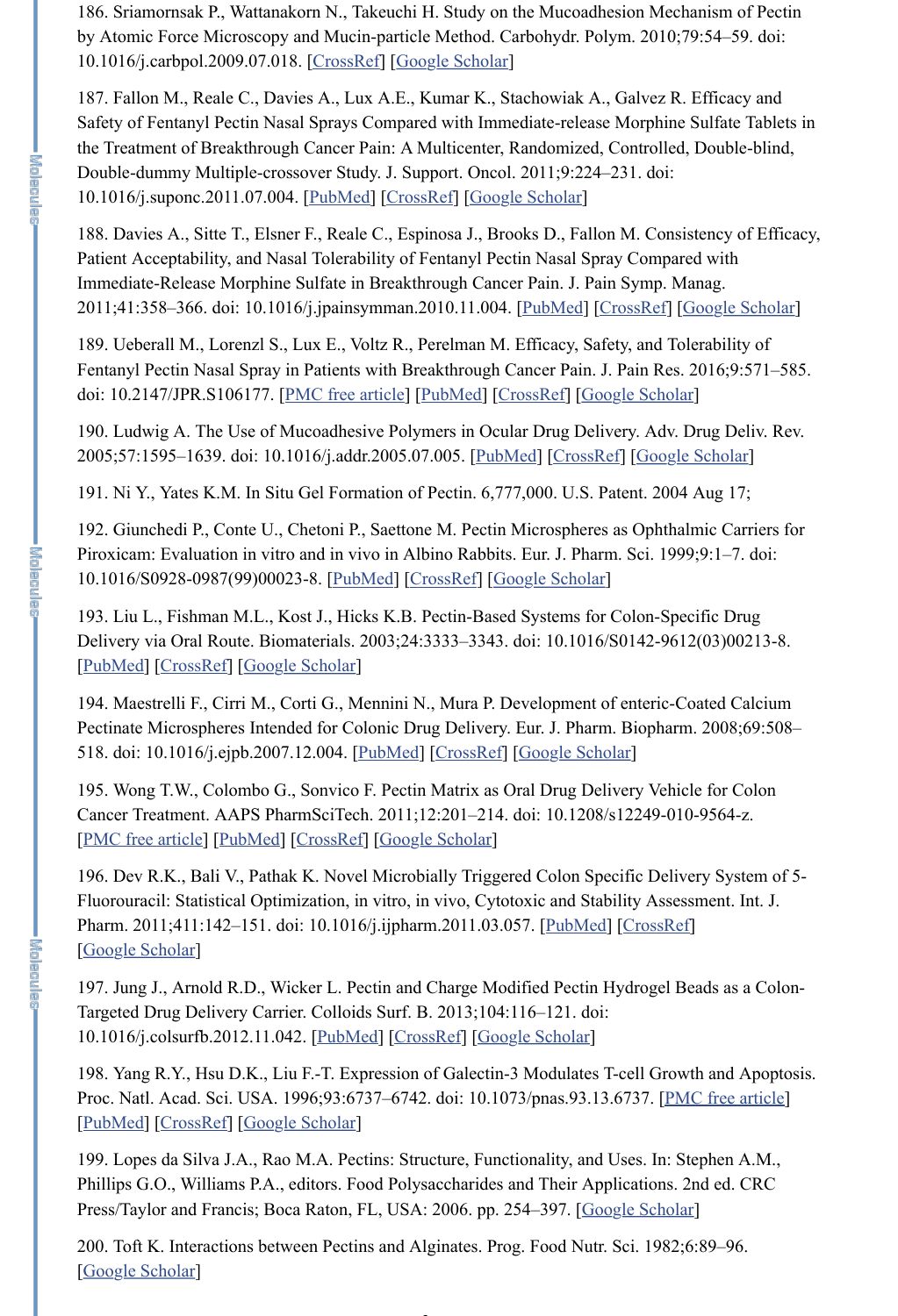186. Sriamornsak P., Wattanakorn N., Takeuchi H. Study on the Mucoadhesion Mechanism of Pectin by Atomic Force Microscopy and Mucin-particle Method. Carbohydr. Polym. 2010;79:54–59. doi: 10.1016/j.carbpol.2009.07.018. [CrossRef] [Google Scholar]

187. Fallon M., Reale C., Davies A., Lux A.E., Kumar K., Stachowiak A., Galvez R. Efficacy and Safety of Fentanyl Pectin Nasal Sprays Compared with Immediate-release Morphine Sulfate Tablets in the Treatment of Breakthrough Cancer Pain: A Multicenter, Randomized, Controlled, Double-blind, Double-dummy Multiple-crossover Study. J. Support. Oncol. 2011;9:224–231. doi: 10.1016/j.suponc.2011.07.004. [PubMed] [CrossRef] [Google Scholar]

188. Davies A., Sitte T., Elsner F., Reale C., Espinosa J., Brooks D., Fallon M. Consistency of Efficacy, Patient Acceptability, and Nasal Tolerability of Fentanyl Pectin Nasal Spray Compared with Immediate-Release Morphine Sulfate in Breakthrough Cancer Pain. J. Pain Symp. Manag. 2011;41:358–366. doi: 10.1016/j.jpainsymman.2010.11.004. [PubMed] [CrossRef] [Google Scholar]

189. Ueberall M., Lorenzl S., Lux E., Voltz R., Perelman M. Efficacy, Safety, and Tolerability of Fentanyl Pectin Nasal Spray in Patients with Breakthrough Cancer Pain. J. Pain Res. 2016;9:571–585. doi: 10.2147/JPR.S106177. [PMC free article] [PubMed] [CrossRef] [Google Scholar]

190. Ludwig A. The Use of Mucoadhesive Polymers in Ocular Drug Delivery. Adv. Drug Deliv. Rev. 2005;57:1595–1639. doi: 10.1016/j.addr.2005.07.005. [PubMed] [CrossRef] [Google Scholar]

191. Ni Y., Yates K.M. In Situ Gel Formation of Pectin. 6,777,000. U.S. Patent. 2004 Aug 17;

192. Giunchedi P., Conte U., Chetoni P., Saettone M. Pectin Microspheres as Ophthalmic Carriers for Piroxicam: Evaluation in vitro and in vivo in Albino Rabbits. Eur. J. Pharm. Sci. 1999;9:1–7. doi: 10.1016/S0928-0987(99)00023-8. [PubMed] [CrossRef] [Google Scholar]

193. Liu L., Fishman M.L., Kost J., Hicks K.B. Pectin-Based Systems for Colon-Specific Drug Delivery via Oral Route. Biomaterials. 2003;24:3333–3343. doi: 10.1016/S0142-9612(03)00213-8. [PubMed] [CrossRef] [Google Scholar]

194. Maestrelli F., Cirri M., Corti G., Mennini N., Mura P. Development of enteric-Coated Calcium Pectinate Microspheres Intended for Colonic Drug Delivery. Eur. J. Pharm. Biopharm. 2008;69:508–518. doi: 10.1016/j.ejpb.2007.12.004. [PubMed] [CrossRef] [Google Scholar]

195. Wong T.W., Colombo G., Sonvico F. Pectin Matrix as Oral Drug Delivery Vehicle for Colon Cancer Treatment. AAPS PharmSciTech. 2011;12:201–214. doi: 10.1208/s12249-010-9564-z. [PMC free article] [PubMed] [CrossRef] [Google Scholar]

196. Dev R.K., Bali V., Pathak K. Novel Microbially Triggered Colon Specific Delivery System of 5-Fluorouracil: Statistical Optimization, in vitro, in vivo, Cytotoxic and Stability Assessment. Int. J. Pharm. 2011;411:142–151. doi: 10.1016/j.ijpharm.2011.03.057. [PubMed] [CrossRef] [Google Scholar]

197. Jung J., Arnold R.D., Wicker L. Pectin and Charge Modified Pectin Hydrogel Beads as a Colon-Targeted Drug Delivery Carrier. Colloids Surf. B. 2013;104:116–121. doi: 10.1016/j.colsurfb.2012.11.042. [PubMed] [CrossRef] [Google Scholar]

198. Yang R.Y., Hsu D.K., Liu F.-T. Expression of Galectin-3 Modulates T-cell Growth and Apoptosis. Proc. Natl. Acad. Sci. USA. 1996;93:6737–6742. doi: 10.1073/pnas.93.13.6737. [PMC free article] [PubMed] [CrossRef] [Google Scholar]

199. Lopes da Silva J.A., Rao M.A. Pectins: Structure, Functionality, and Uses. In: Stephen A.M., Phillips G.O., Williams P.A., editors. Food Polysaccharides and Their Applications. 2nd ed. CRC Press/Taylor and Francis; Boca Raton, FL, USA: 2006. pp. 254–397. [Google Scholar]

200. Toft K. Interactions between Pectins and Alginates. Prog. Food Nutr. Sci. 1982;6:89–96. [Google Scholar]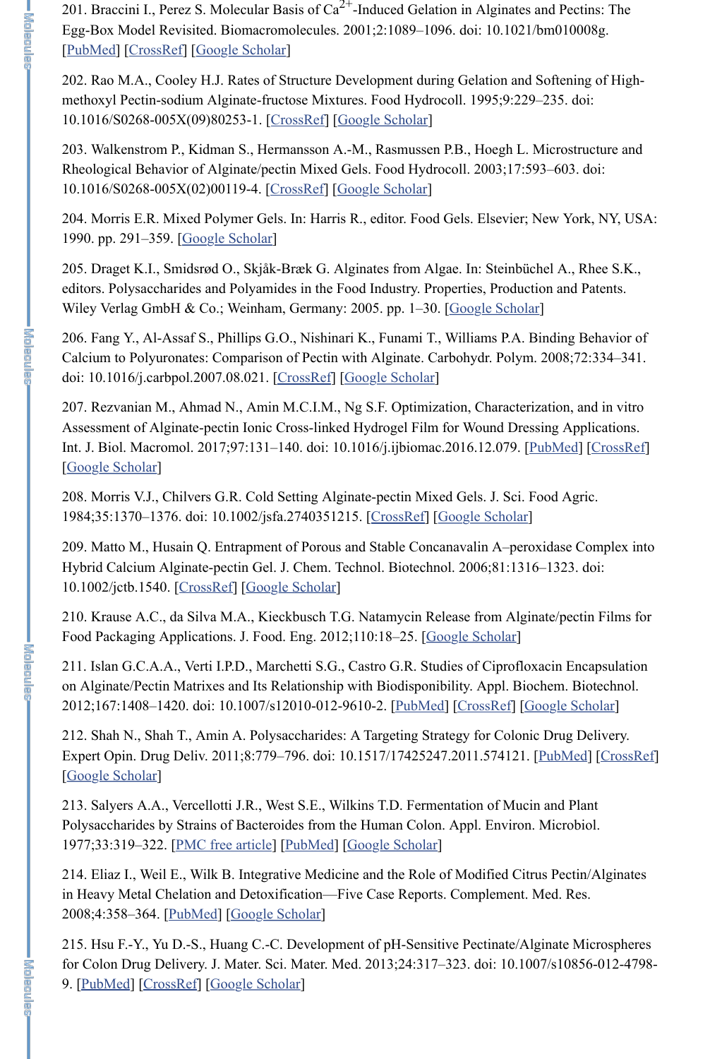201. Braccini I., Perez S. Molecular Basis of $Ca^{2+}$-Induced Gelation in Alginates and Pectins: The Egg-Box Model Revisited. Biomacromolecules. 2001;2:1089–1096. doi: 10.1021/bm010008g. [PubMed] [CrossRef] [Google Scholar]

202. Rao M.A., Cooley H.J. Rates of Structure Development during Gelation and Softening of High-methoxyl Pectin-sodium Alginate-fructose Mixtures. Food Hydrocoll. 1995;9:229–235. doi: 10.1016/S0268-005X(09)80253-1. [CrossRef] [Google Scholar]

203. Walkenstrom P., Kidman S., Hermansson A.-M., Rasmussen P.B., Hoegh L. Microstructure and Rheological Behavior of Alginate/pectin Mixed Gels. Food Hydrocoll. 2003;17:593–603. doi: 10.1016/S0268-005X(02)00119-4. [CrossRef] [Google Scholar]

204. Morris E.R. Mixed Polymer Gels. In: Harris R., editor. Food Gels. Elsevier; New York, NY, USA: 1990. pp. 291–359. [Google Scholar]

205. Draget K.I., Smidsrød O., Skjåk-Bræk G. Alginates from Algae. In: Steinbüchel A., Rhee S.K., editors. Polysaccharides and Polyamides in the Food Industry. Properties, Production and Patents. Wiley Verlag GmbH & Co.; Weinham, Germany: 2005. pp. 1–30. [Google Scholar]

206. Fang Y., Al-Assaf S., Phillips G.O., Nishinari K., Funami T., Williams P.A. Binding Behavior of Calcium to Polyuronates: Comparison of Pectin with Alginate. Carbohydr. Polym. 2008;72:334–341. doi: 10.1016/j.carbpol.2007.08.021. [CrossRef] [Google Scholar]

207. Rezvanian M., Ahmad N., Amin M.C.I.M., Ng S.F. Optimization, Characterization, and in vitro Assessment of Alginate-pectin Ionic Cross-linked Hydrogel Film for Wound Dressing Applications. Int. J. Biol. Macromol. 2017;97:131–140. doi: 10.1016/j.ijbiomac.2016.12.079. [PubMed] [CrossRef] [Google Scholar]

208. Morris V.J., Chilvers G.R. Cold Setting Alginate-pectin Mixed Gels. J. Sci. Food Agric. 1984;35:1370–1376. doi: 10.1002/jsfa.2740351215. [CrossRef] [Google Scholar]

209. Matto M., Husain Q. Entrapment of Porous and Stable Concanavalin A–peroxidase Complex into Hybrid Calcium Alginate-pectin Gel. J. Chem. Technol. Biotechnol. 2006;81:1316–1323. doi: 10.1002/jctb.1540. [CrossRef] [Google Scholar]

210. Krause A.C., da Silva M.A., Kieckbusch T.G. Natamycin Release from Alginate/pectin Films for Food Packaging Applications. J. Food. Eng. 2012;110:18–25. [Google Scholar]

211. Islan G.C.A.A., Verti I.P.D., Marchetti S.G., Castro G.R. Studies of Ciprofloxacin Encapsulation on Alginate/Pectin Matrixes and Its Relationship with Biodisponibility. Appl. Biochem. Biotechnol. 2012;167:1408–1420. doi: 10.1007/s12010-012-9610-2. [PubMed] [CrossRef] [Google Scholar]

212. Shah N., Shah T., Amin A. Polysaccharides: A Targeting Strategy for Colonic Drug Delivery. Expert Opin. Drug Deliv. 2011;8:779–796. doi: 10.1517/17425247.2011.574121. [PubMed] [CrossRef] [Google Scholar]

213. Salyers A.A., Vercellotti J.R., West S.E., Wilkins T.D. Fermentation of Mucin and Plant Polysaccharides by Strains of Bacteroides from the Human Colon. Appl. Environ. Microbiol. 1977;33:319–322. [PMC free article] [PubMed] [Google Scholar]

214. Eliaz I., Weil E., Wilk B. Integrative Medicine and the Role of Modified Citrus Pectin/Alginates in Heavy Metal Chelation and Detoxification—Five Case Reports. Complement. Med. Res. 2008;4:358–364. [PubMed] [Google Scholar]

215. Hsu F.-Y., Yu D.-S., Huang C.-C. Development of pH-Sensitive Pectinate/Alginate Microspheres for Colon Drug Delivery. J. Mater. Sci. Mater. Med. 2013;24:317–323. doi: 10.1007/s10856-012-4798-9. [PubMed] [CrossRef] [Google Scholar]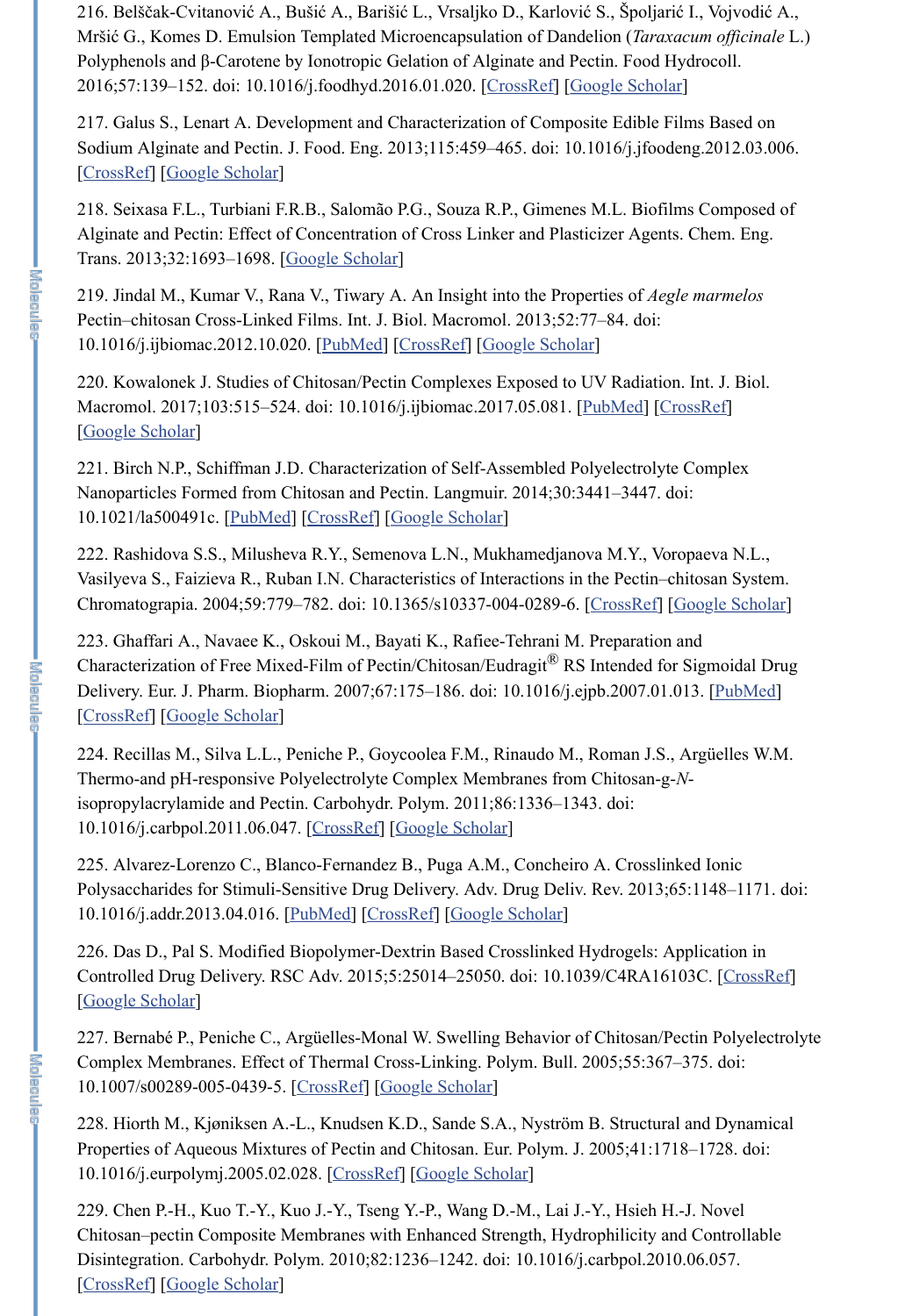216. Belščak-Cvitanović A., Bušić A., Barišić L., Vrsaljko D., Karlović S., Špoljarić I., Vojvodić A., Mršić G., Komes D. Emulsion Templated Microencapsulation of Dandelion (*Taraxacum officinale* L.) Polyphenols and β-Carotene by Ionotropic Gelation of Alginate and Pectin. Food Hydrocoll. 2016;57:139–152. doi: 10.1016/j.foodhyd.2016.01.020. [CrossRef] [Google Scholar]

217. Galus S., Lenart A. Development and Characterization of Composite Edible Films Based on Sodium Alginate and Pectin. J. Food. Eng. 2013;115:459–465. doi: 10.1016/j.jfoodeng.2012.03.006. [CrossRef] [Google Scholar]

218. Seixasa F.L., Turbiani F.R.B., Salomão P.G., Souza R.P., Gimenes M.L. Biofilms Composed of Alginate and Pectin: Effect of Concentration of Cross Linker and Plasticizer Agents. Chem. Eng. Trans. 2013;32:1693–1698. [Google Scholar]

219. Jindal M., Kumar V., Rana V., Tiwary A. An Insight into the Properties of *Aegle marmelos* Pectin–chitosan Cross-Linked Films. Int. J. Biol. Macromol. 2013;52:77–84. doi: 10.1016/j.ijbiomac.2012.10.020. [PubMed] [CrossRef] [Google Scholar]

220. Kowalonek J. Studies of Chitosan/Pectin Complexes Exposed to UV Radiation. Int. J. Biol. Macromol. 2017;103:515–524. doi: 10.1016/j.ijbiomac.2017.05.081. [PubMed] [CrossRef] [Google Scholar]

221. Birch N.P., Schiffman J.D. Characterization of Self-Assembled Polyelectrolyte Complex Nanoparticles Formed from Chitosan and Pectin. Langmuir. 2014;30:3441–3447. doi: 10.1021/la500491c. [PubMed] [CrossRef] [Google Scholar]

222. Rashidova S.S., Milusheva R.Y., Semenova L.N., Mukhamedjanova M.Y., Voropaeva N.L., Vasilyeva S., Faizieva R., Ruban I.N. Characteristics of Interactions in the Pectin–chitosan System. Chromatograpia. 2004;59:779–782. doi: 10.1365/s10337-004-0289-6. [CrossRef] [Google Scholar]

223. Ghaffari A., Navaee K., Oskoui M., Bayati K., Rafiee-Tehrani M. Preparation and Characterization of Free Mixed-Film of Pectin/Chitosan/Eudragit® RS Intended for Sigmoidal Drug Delivery. Eur. J. Pharm. Biopharm. 2007;67:175–186. doi: 10.1016/j.ejpb.2007.01.013. [PubMed] [CrossRef] [Google Scholar]

224. Recillas M., Silva L.L., Peniche P., Goycoolea F.M., Rinaudo M., Roman J.S., Argüelles W.M. Thermo-and pH-responsive Polyelectrolyte Complex Membranes from Chitosan-g-*N*-isopropylacrylamide and Pectin. Carbohydr. Polym. 2011;86:1336–1343. doi: 10.1016/j.carbpol.2011.06.047. [CrossRef] [Google Scholar]

225. Alvarez-Lorenzo C., Blanco-Fernandez B., Puga A.M., Concheiro A. Crosslinked Ionic Polysaccharides for Stimuli-Sensitive Drug Delivery. Adv. Drug Deliv. Rev. 2013;65:1148–1171. doi: 10.1016/j.addr.2013.04.016. [PubMed] [CrossRef] [Google Scholar]

226. Das D., Pal S. Modified Biopolymer-Dextrin Based Crosslinked Hydrogels: Application in Controlled Drug Delivery. RSC Adv. 2015;5:25014–25050. doi: 10.1039/C4RA16103C. [CrossRef] [Google Scholar]

227. Bernabé P., Peniche C., Argüelles-Monal W. Swelling Behavior of Chitosan/Pectin Polyelectrolyte Complex Membranes. Effect of Thermal Cross-Linking. Polym. Bull. 2005;55:367–375. doi: 10.1007/s00289-005-0439-5. [CrossRef] [Google Scholar]

228. Hiorth M., Kjøniksen A.-L., Knudsen K.D., Sande S.A., Nyström B. Structural and Dynamical Properties of Aqueous Mixtures of Pectin and Chitosan. Eur. Polym. J. 2005;41:1718–1728. doi: 10.1016/j.eurpolymj.2005.02.028. [CrossRef] [Google Scholar]

229. Chen P.-H., Kuo T.-Y., Kuo J.-Y., Tseng Y.-P., Wang D.-M., Lai J.-Y., Hsieh H.-J. Novel Chitosan–pectin Composite Membranes with Enhanced Strength, Hydrophilicity and Controllable Disintegration. Carbohydr. Polym. 2010;82:1236–1242. doi: 10.1016/j.carbpol.2010.06.057. [CrossRef] [Google Scholar]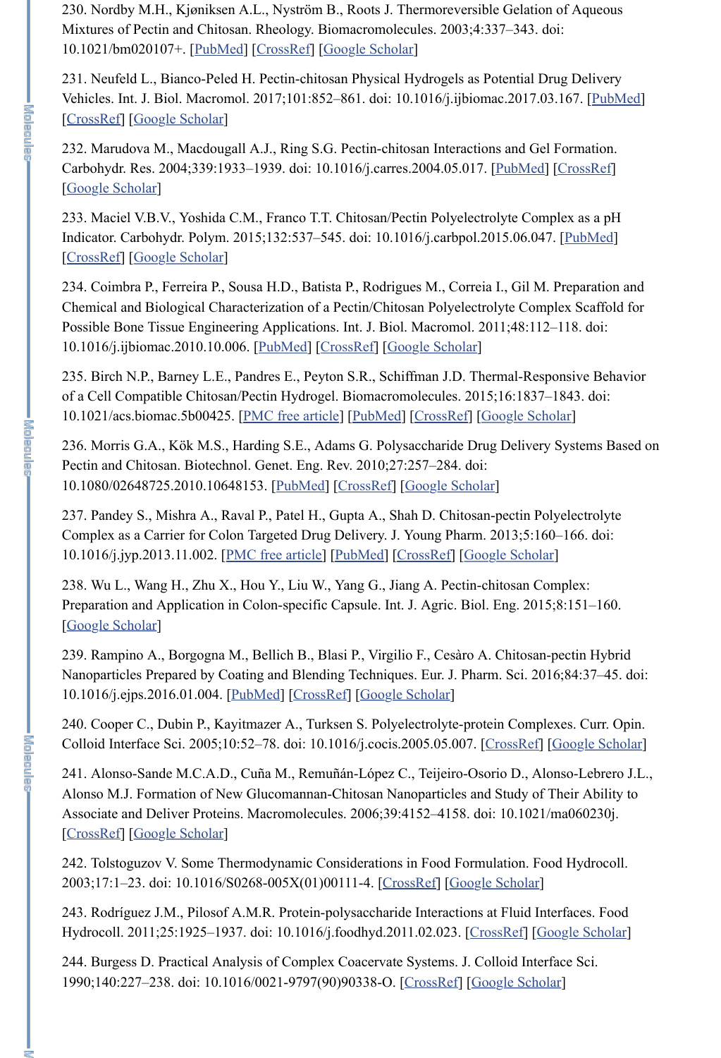230. Nordby M.H., Kjøniksen A.L., Nyström B., Roots J. Thermoreversible Gelation of Aqueous Mixtures of Pectin and Chitosan. Rheology. Biomacromolecules. 2003;4:337–343. doi: 10.1021/bm020107+. [PubMed] [CrossRef] [Google Scholar]

231. Neufeld L., Bianco-Peled H. Pectin-chitosan Physical Hydrogels as Potential Drug Delivery Vehicles. Int. J. Biol. Macromol. 2017;101:852–861. doi: 10.1016/j.ijbiomac.2017.03.167. [PubMed] [CrossRef] [Google Scholar]

232. Marudova M., Macdougall A.J., Ring S.G. Pectin-chitosan Interactions and Gel Formation. Carbohydr. Res. 2004;339:1933–1939. doi: 10.1016/j.carres.2004.05.017. [PubMed] [CrossRef] [Google Scholar]

233. Maciel V.B.V., Yoshida C.M., Franco T.T. Chitosan/Pectin Polyelectrolyte Complex as a pH Indicator. Carbohydr. Polym. 2015;132:537–545. doi: 10.1016/j.carbpol.2015.06.047. [PubMed] [CrossRef] [Google Scholar]

234. Coimbra P., Ferreira P., Sousa H.D., Batista P., Rodrigues M., Correia I., Gil M. Preparation and Chemical and Biological Characterization of a Pectin/Chitosan Polyelectrolyte Complex Scaffold for Possible Bone Tissue Engineering Applications. Int. J. Biol. Macromol. 2011;48:112–118. doi: 10.1016/j.ijbiomac.2010.10.006. [PubMed] [CrossRef] [Google Scholar]

235. Birch N.P., Barney L.E., Pandres E., Peyton S.R., Schiffman J.D. Thermal-Responsive Behavior of a Cell Compatible Chitosan/Pectin Hydrogel. Biomacromolecules. 2015;16:1837–1843. doi: 10.1021/acs.biomac.5b00425. [PMC free article] [PubMed] [CrossRef] [Google Scholar]

236. Morris G.A., Kök M.S., Harding S.E., Adams G. Polysaccharide Drug Delivery Systems Based on Pectin and Chitosan. Biotechnol. Genet. Eng. Rev. 2010;27:257–284. doi: 10.1080/02648725.2010.10648153. [PubMed] [CrossRef] [Google Scholar]

237. Pandey S., Mishra A., Raval P., Patel H., Gupta A., Shah D. Chitosan-pectin Polyelectrolyte Complex as a Carrier for Colon Targeted Drug Delivery. J. Young Pharm. 2013;5:160–166. doi: 10.1016/j.jyp.2013.11.002. [PMC free article] [PubMed] [CrossRef] [Google Scholar]

238. Wu L., Wang H., Zhu X., Hou Y., Liu W., Yang G., Jiang A. Pectin-chitosan Complex: Preparation and Application in Colon-specific Capsule. Int. J. Agric. Biol. Eng. 2015;8:151–160. [Google Scholar]

239. Rampino A., Borgogna M., Bellich B., Blasi P., Virgilio F., Cesàro A. Chitosan-pectin Hybrid Nanoparticles Prepared by Coating and Blending Techniques. Eur. J. Pharm. Sci. 2016;84:37–45. doi: 10.1016/j.ejps.2016.01.004. [PubMed] [CrossRef] [Google Scholar]

240. Cooper C., Dubin P., Kayitmazer A., Turksen S. Polyelectrolyte-protein Complexes. Curr. Opin. Colloid Interface Sci. 2005;10:52–78. doi: 10.1016/j.cocis.2005.05.007. [CrossRef] [Google Scholar]

241. Alonso-Sande M.C.A.D., Cuña M., Remuñán-López C., Teijeiro-Osorio D., Alonso-Lebrero J.L., Alonso M.J. Formation of New Glucomannan-Chitosan Nanoparticles and Study of Their Ability to Associate and Deliver Proteins. Macromolecules. 2006;39:4152–4158. doi: 10.1021/ma060230j. [CrossRef] [Google Scholar]

242. Tolstoguzov V. Some Thermodynamic Considerations in Food Formulation. Food Hydrocoll. 2003;17:1–23. doi: 10.1016/S0268-005X(01)00111-4. [CrossRef] [Google Scholar]

243. Rodríguez J.M., Pilosof A.M.R. Protein-polysaccharide Interactions at Fluid Interfaces. Food Hydrocoll. 2011;25:1925–1937. doi: 10.1016/j.foodhyd.2011.02.023. [CrossRef] [Google Scholar]

244. Burgess D. Practical Analysis of Complex Coacervate Systems. J. Colloid Interface Sci. 1990;140:227–238. doi: 10.1016/0021-9797(90)90338-O. [CrossRef] [Google Scholar]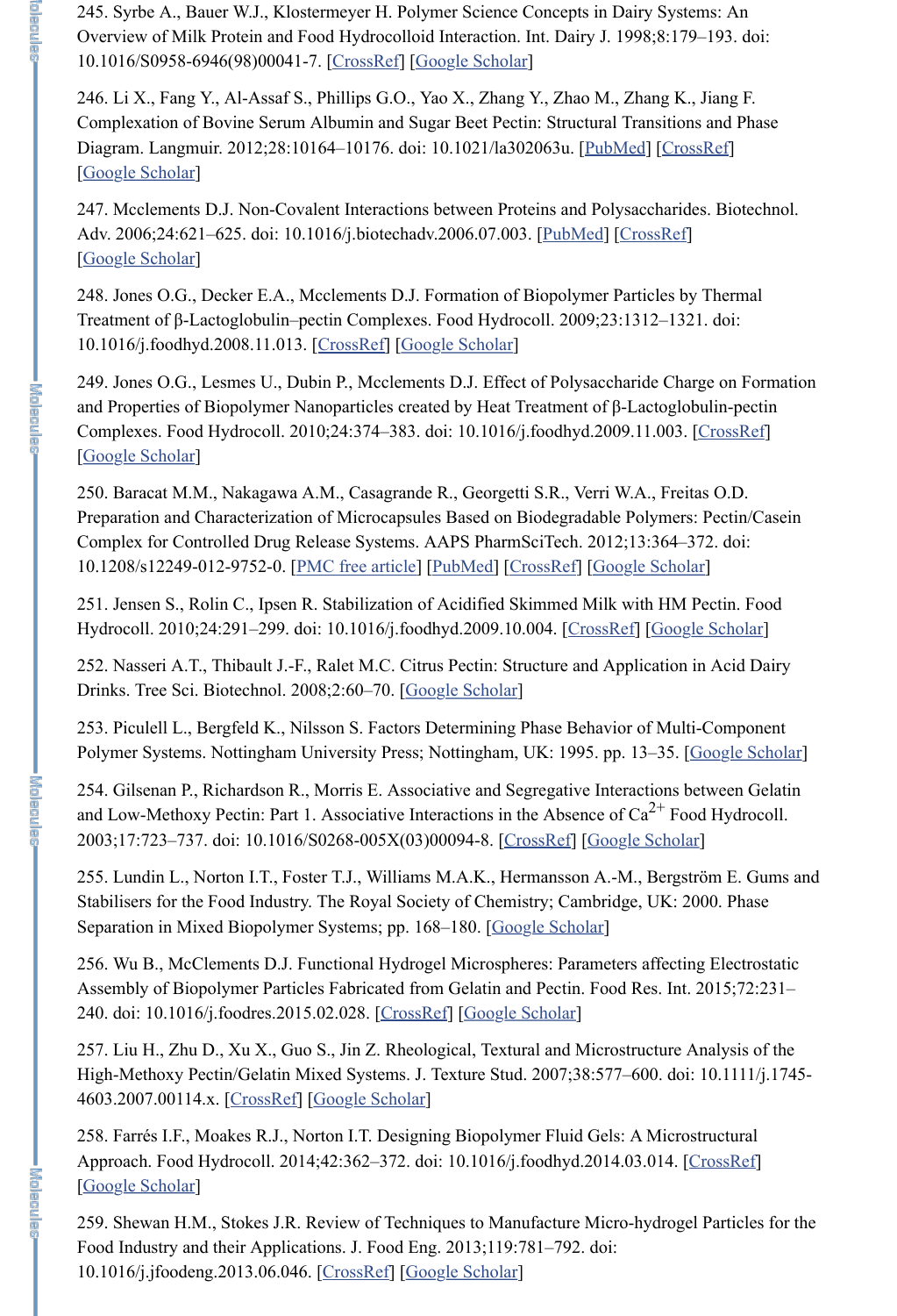245. Syrbe A., Bauer W.J., Klostermeyer H. Polymer Science Concepts in Dairy Systems: An Overview of Milk Protein and Food Hydrocolloid Interaction. Int. Dairy J. 1998;8:179–193. doi: 10.1016/S0958-6946(98)00041-7. [CrossRef] [Google Scholar]

246. Li X., Fang Y., Al-Assaf S., Phillips G.O., Yao X., Zhang Y., Zhao M., Zhang K., Jiang F. Complexation of Bovine Serum Albumin and Sugar Beet Pectin: Structural Transitions and Phase Diagram. Langmuir. 2012;28:10164–10176. doi: 10.1021/la302063u. [PubMed] [CrossRef] [Google Scholar]

247. Mcclements D.J. Non-Covalent Interactions between Proteins and Polysaccharides. Biotechnol. Adv. 2006;24:621–625. doi: 10.1016/j.biotechadv.2006.07.003. [PubMed] [CrossRef] [Google Scholar]

248. Jones O.G., Decker E.A., Mcclements D.J. Formation of Biopolymer Particles by Thermal Treatment of β-Lactoglobulin–pectin Complexes. Food Hydrocoll. 2009;23:1312–1321. doi: 10.1016/j.foodhyd.2008.11.013. [CrossRef] [Google Scholar]

249. Jones O.G., Lesmes U., Dubin P., Mcclements D.J. Effect of Polysaccharide Charge on Formation and Properties of Biopolymer Nanoparticles created by Heat Treatment of β-Lactoglobulin-pectin Complexes. Food Hydrocoll. 2010;24:374–383. doi: 10.1016/j.foodhyd.2009.11.003. [CrossRef] [Google Scholar]

250. Baracat M.M., Nakagawa A.M., Casagrande R., Georgetti S.R., Verri W.A., Freitas O.D. Preparation and Characterization of Microcapsules Based on Biodegradable Polymers: Pectin/Casein Complex for Controlled Drug Release Systems. AAPS PharmSciTech. 2012;13:364–372. doi: 10.1208/s12249-012-9752-0. [PMC free article] [PubMed] [CrossRef] [Google Scholar]

251. Jensen S., Rolin C., Ipsen R. Stabilization of Acidified Skimmed Milk with HM Pectin. Food Hydrocoll. 2010;24:291–299. doi: 10.1016/j.foodhyd.2009.10.004. [CrossRef] [Google Scholar]

252. Nasseri A.T., Thibault J.-F., Ralet M.C. Citrus Pectin: Structure and Application in Acid Dairy Drinks. Tree Sci. Biotechnol. 2008;2:60–70. [Google Scholar]

253. Piculell L., Bergfeld K., Nilsson S. Factors Determining Phase Behavior of Multi-Component Polymer Systems. Nottingham University Press; Nottingham, UK: 1995. pp. 13–35. [Google Scholar]

254. Gilsenan P., Richardson R., Morris E. Associative and Segregative Interactions between Gelatin and Low-Methoxy Pectin: Part 1. Associative Interactions in the Absence of $Ca^{2+}$ Food Hydrocoll. 2003;17:723–737. doi: 10.1016/S0268-005X(03)00094-8. [CrossRef] [Google Scholar]

255. Lundin L., Norton I.T., Foster T.J., Williams M.A.K., Hermansson A.-M., Bergström E. Gums and Stabilisers for the Food Industry. The Royal Society of Chemistry; Cambridge, UK: 2000. Phase Separation in Mixed Biopolymer Systems; pp. 168–180. [Google Scholar]

256. Wu B., McClements D.J. Functional Hydrogel Microspheres: Parameters affecting Electrostatic Assembly of Biopolymer Particles Fabricated from Gelatin and Pectin. Food Res. Int. 2015;72:231–240. doi: 10.1016/j.foodres.2015.02.028. [CrossRef] [Google Scholar]

257. Liu H., Zhu D., Xu X., Guo S., Jin Z. Rheological, Textural and Microstructure Analysis of the High-Methoxy Pectin/Gelatin Mixed Systems. J. Texture Stud. 2007;38:577–600. doi: 10.1111/j.1745-4603.2007.00114.x. [CrossRef] [Google Scholar]

258. Farrés I.F., Moakes R.J., Norton I.T. Designing Biopolymer Fluid Gels: A Microstructural Approach. Food Hydrocoll. 2014;42:362–372. doi: 10.1016/j.foodhyd.2014.03.014. [CrossRef] [Google Scholar]

259. Shewan H.M., Stokes J.R. Review of Techniques to Manufacture Micro-hydrogel Particles for the Food Industry and their Applications. J. Food Eng. 2013;119:781–792. doi: 10.1016/j.jfoodeng.2013.06.046. [CrossRef] [Google Scholar]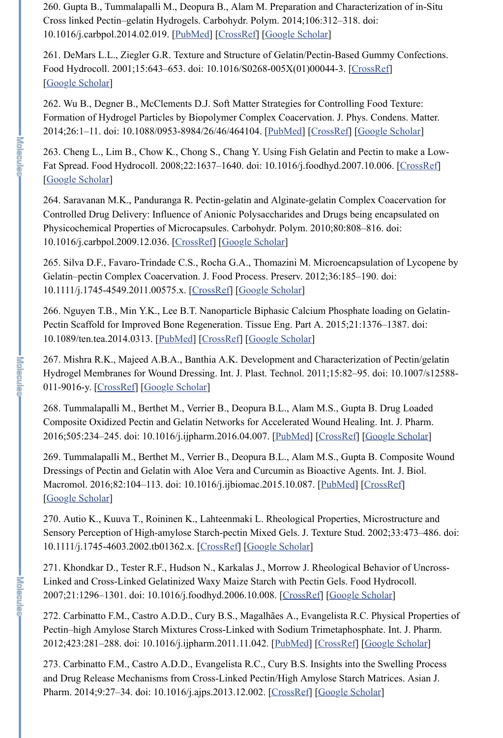260. Gupta B., Tummalapalli M., Deopura B., Alam M. Preparation and Characterization of in-Situ Cross linked Pectin–gelatin Hydrogels. Carbohydr. Polym. 2014;106:312–318. doi: 10.1016/j.carbpol.2014.02.019. [PubMed] [CrossRef] [Google Scholar]

261. DeMars L.L., Ziegler G.R. Texture and Structure of Gelatin/Pectin-Based Gummy Confections. Food Hydrocoll. 2001;15:643–653. doi: 10.1016/S0268-005X(01)00044-3. [CrossRef] [Google Scholar]

262. Wu B., Degner B., McClements D.J. Soft Matter Strategies for Controlling Food Texture: Formation of Hydrogel Particles by Biopolymer Complex Coacervation. J. Phys. Condens. Matter. 2014;26:1–11. doi: 10.1088/0953-8984/26/46/464104. [PubMed] [CrossRef] [Google Scholar]

263. Cheng L., Lim B., Chow K., Chong S., Chang Y. Using Fish Gelatin and Pectin to make a Low-Fat Spread. Food Hydrocoll. 2008;22:1637–1640. doi: 10.1016/j.foodhyd.2007.10.006. [CrossRef] [Google Scholar]

264. Saravanan M.K., Panduranga R. Pectin-gelatin and Alginate-gelatin Complex Coacervation for Controlled Drug Delivery: Influence of Anionic Polysaccharides and Drugs being encapsulated on Physicochemical Properties of Microcapsules. Carbohydr. Polym. 2010;80:808–816. doi: 10.1016/j.carbpol.2009.12.036. [CrossRef] [Google Scholar]

265. Silva D.F., Favaro-Trindade C.S., Rocha G.A., Thomazini M. Microencapsulation of Lycopene by Gelatin–pectin Complex Coacervation. J. Food Process. Preserv. 2012;36:185–190. doi: 10.1111/j.1745-4549.2011.00575.x. [CrossRef] [Google Scholar]

266. Nguyen T.B., Min Y.K., Lee B.T. Nanoparticle Biphasic Calcium Phosphate loading on Gelatin-Pectin Scaffold for Improved Bone Regeneration. Tissue Eng. Part A. 2015;21:1376–1387. doi: 10.1089/ten.tea.2014.0313. [PubMed] [CrossRef] [Google Scholar]

267. Mishra R.K., Majeed A.B.A., Banthia A.K. Development and Characterization of Pectin/gelatin Hydrogel Membranes for Wound Dressing. Int. J. Plast. Technol. 2011;15:82–95. doi: 10.1007/s12588-011-9016-y. [CrossRef] [Google Scholar]

268. Tummalapalli M., Berthet M., Verrier B., Deopura B.L., Alam M.S., Gupta B. Drug Loaded Composite Oxidized Pectin and Gelatin Networks for Accelerated Wound Healing. Int. J. Pharm. 2016;505:234–245. doi: 10.1016/j.ijpharm.2016.04.007. [PubMed] [CrossRef] [Google Scholar]

269. Tummalapalli M., Berthet M., Verrier B., Deopura B.L., Alam M.S., Gupta B. Composite Wound Dressings of Pectin and Gelatin with Aloe Vera and Curcumin as Bioactive Agents. Int. J. Biol. Macromol. 2016;82:104–113. doi: 10.1016/j.ijbiomac.2015.10.087. [PubMed] [CrossRef] [Google Scholar]

270. Autio K., Kuuva T., Roininen K., Lahteenmaki L. Rheological Properties, Microstructure and Sensory Perception of High-amylose Starch-pectin Mixed Gels. J. Texture Stud. 2002;33:473–486. doi: 10.1111/j.1745-4603.2002.tb01362.x. [CrossRef] [Google Scholar]

271. Khondkar D., Tester R.F., Hudson N., Karkalas J., Morrow J. Rheological Behavior of Uncross-Linked and Cross-Linked Gelatinized Waxy Maize Starch with Pectin Gels. Food Hydrocoll. 2007;21:1296–1301. doi: 10.1016/j.foodhyd.2006.10.008. [CrossRef] [Google Scholar]

272. Carbinatto F.M., Castro A.D.D., Cury B.S., Magalhães A., Evangelista R.C. Physical Properties of Pectin–high Amylose Starch Mixtures Cross-Linked with Sodium Trimetaphosphate. Int. J. Pharm. 2012;423:281–288. doi: 10.1016/j.ijpharm.2011.11.042. [PubMed] [CrossRef] [Google Scholar]

273. Carbinatto F.M., Castro A.D.D., Evangelista R.C., Cury B.S. Insights into the Swelling Process and Drug Release Mechanisms from Cross-Linked Pectin/High Amylose Starch Matrices. Asian J. Pharm. 2014;9:27–34. doi: 10.1016/j.ajps.2013.12.002. [CrossRef] [Google Scholar]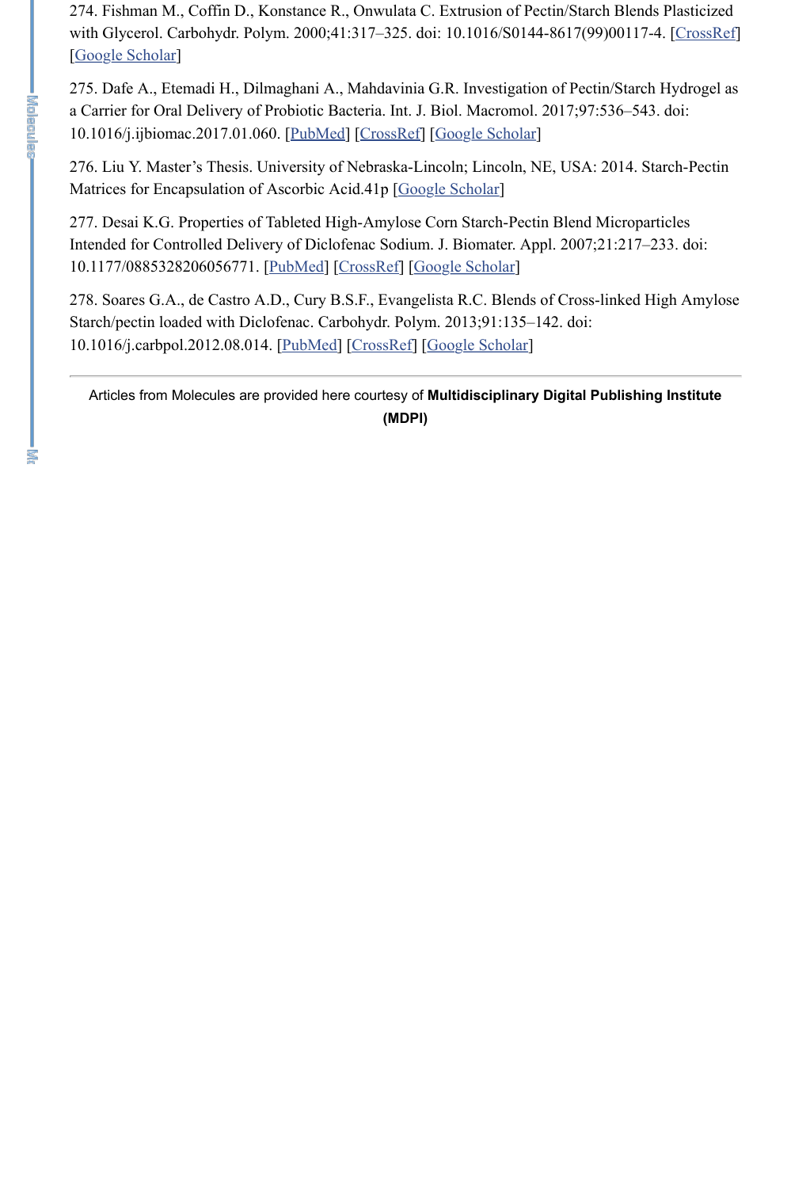274. Fishman M., Coffin D., Konstance R., Onwulata C. Extrusion of Pectin/Starch Blends Plasticized with Glycerol. Carbohydr. Polym. 2000;41:317–325. doi: 10.1016/S0144-8617(99)00117-4. [CrossRef] [Google Scholar]

275. Dafe A., Etemadi H., Dilmaghani A., Mahdavinia G.R. Investigation of Pectin/Starch Hydrogel as a Carrier for Oral Delivery of Probiotic Bacteria. Int. J. Biol. Macromol. 2017;97:536–543. doi: 10.1016/j.ijbiomac.2017.01.060. [PubMed] [CrossRef] [Google Scholar]

276. Liu Y. Master's Thesis. University of Nebraska-Lincoln; Lincoln, NE, USA: 2014. Starch-Pectin Matrices for Encapsulation of Ascorbic Acid.41p [Google Scholar]

277. Desai K.G. Properties of Tableted High-Amylose Corn Starch-Pectin Blend Microparticles Intended for Controlled Delivery of Diclofenac Sodium. J. Biomater. Appl. 2007;21:217–233. doi: 10.1177/0885328206056771. [PubMed] [CrossRef] [Google Scholar]

278. Soares G.A., de Castro A.D., Cury B.S.F., Evangelista R.C. Blends of Cross-linked High Amylose Starch/pectin loaded with Diclofenac. Carbohydr. Polym. 2013;91:135–142. doi: 10.1016/j.carbpol.2012.08.014. [PubMed] [CrossRef] [Google Scholar]

---

Articles from Molecules are provided here courtesy of **Multidisciplinary Digital Publishing Institute (MDPI)**